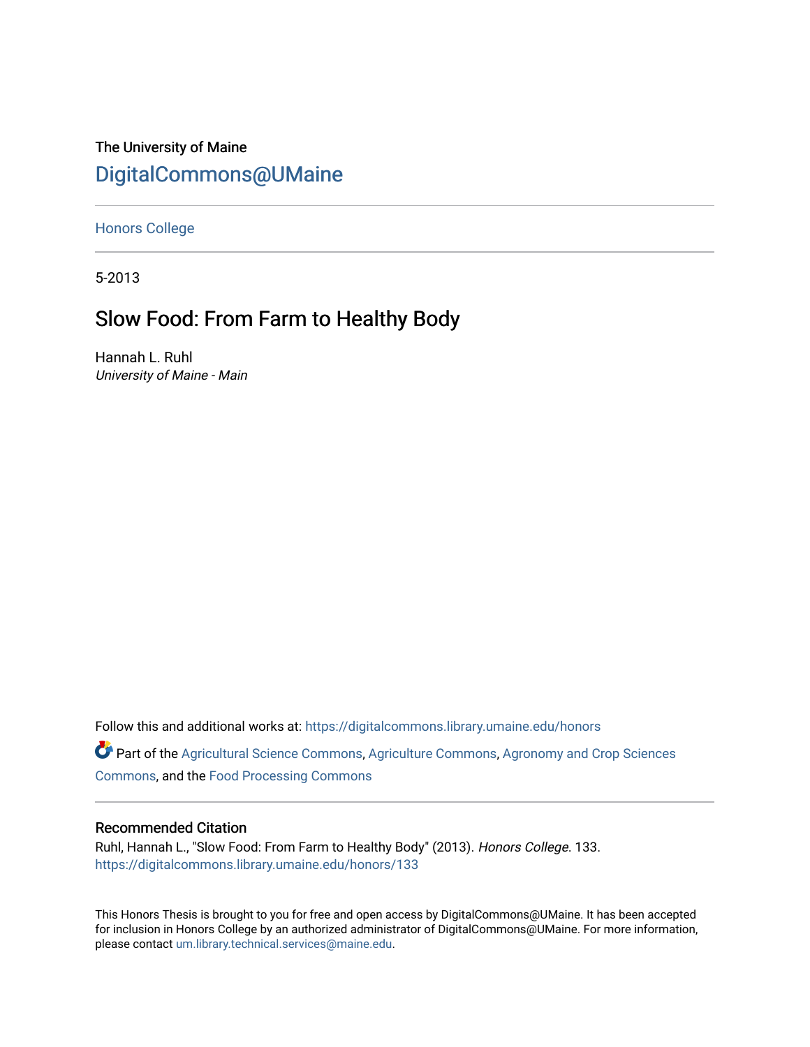The University of Maine

[DigitalCommons@UMaine](https://digitalcommons.library.umaine.edu/)

Honors College

5-2013

# Slow Food: From Farm to Healthy Body

Hannah L. Ruhl

*University of Maine - Main*

Follow this and additional works at: https://digitalcommons.library.umaine.edu/honors

Part of the Agricultural Science Commons, Agriculture Commons, Agronomy and Crop Sciences Commons, and the Food Processing Commons

## Recommended Citation

Ruhl, Hannah L., "Slow Food: From Farm to Healthy Body" (2013). *Honors College*. 133.
https://digitalcommons.library.umaine.edu/honors/133

This Honors Thesis is brought to you for free and open access by DigitalCommons@UMaine. It has been accepted for inclusion in Honors College by an authorized administrator of DigitalCommons@UMaine. For more information, please contact um.library.technical.services@maine.edu.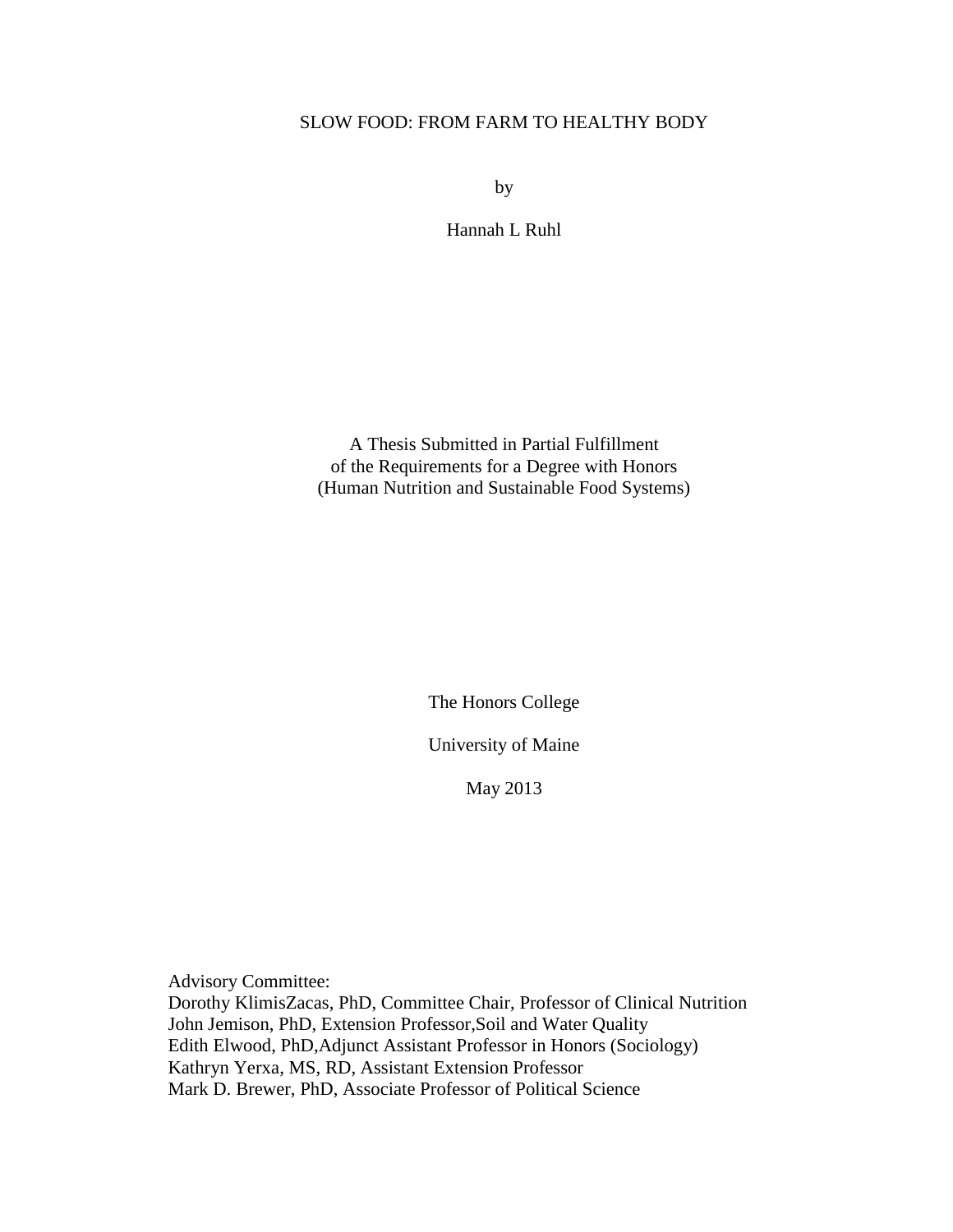# SLOW FOOD: FROM FARM TO HEALTHY BODY

by

Hannah L Ruhl

A Thesis Submitted in Partial Fulfillment
of the Requirements for a Degree with Honors
(Human Nutrition and Sustainable Food Systems)

The Honors College

University of Maine

May 2013

Advisory Committee:
Dorothy KlimisZacas, PhD, Committee Chair, Professor of Clinical Nutrition
John Jemison, PhD, Extension Professor,Soil and Water Quality
Edith Elwood, PhD,Adjunct Assistant Professor in Honors (Sociology)
Kathryn Yerxa, MS, RD, Assistant Extension Professor
Mark D. Brewer, PhD, Associate Professor of Political Science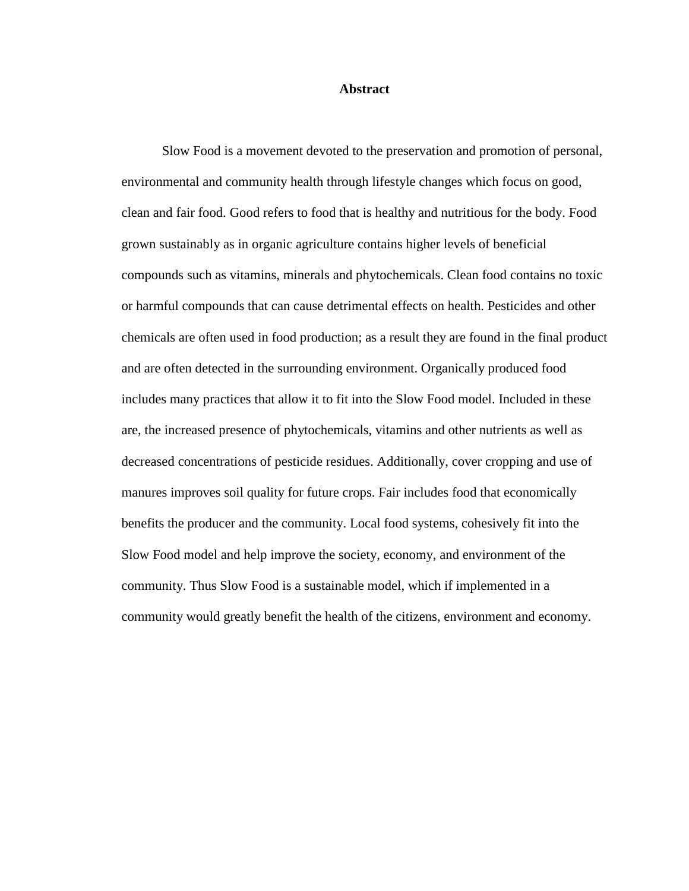# Abstract

Slow Food is a movement devoted to the preservation and promotion of personal, environmental and community health through lifestyle changes which focus on good, clean and fair food. Good refers to food that is healthy and nutritious for the body. Food grown sustainably as in organic agriculture contains higher levels of beneficial compounds such as vitamins, minerals and phytochemicals. Clean food contains no toxic or harmful compounds that can cause detrimental effects on health. Pesticides and other chemicals are often used in food production; as a result they are found in the final product and are often detected in the surrounding environment. Organically produced food includes many practices that allow it to fit into the Slow Food model. Included in these are, the increased presence of phytochemicals, vitamins and other nutrients as well as decreased concentrations of pesticide residues. Additionally, cover cropping and use of manures improves soil quality for future crops. Fair includes food that economically benefits the producer and the community. Local food systems, cohesively fit into the Slow Food model and help improve the society, economy, and environment of the community. Thus Slow Food is a sustainable model, which if implemented in a community would greatly benefit the health of the citizens, environment and economy.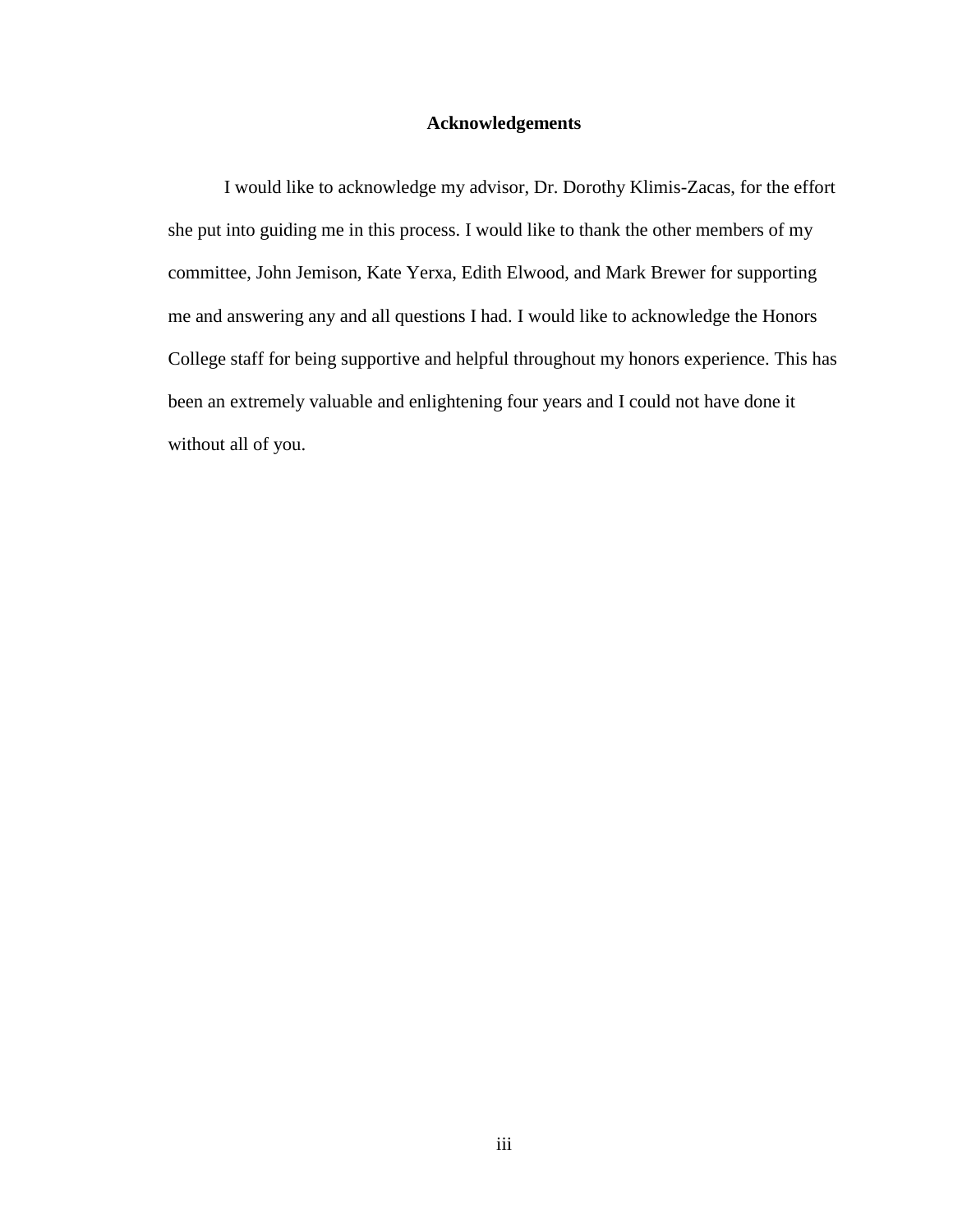# Acknowledgements

I would like to acknowledge my advisor, Dr. Dorothy Klimis-Zacas, for the effort she put into guiding me in this process. I would like to thank the other members of my committee, John Jemison, Kate Yerxa, Edith Elwood, and Mark Brewer for supporting me and answering any and all questions I had. I would like to acknowledge the Honors College staff for being supportive and helpful throughout my honors experience. This has been an extremely valuable and enlightening four years and I could not have done it without all of you.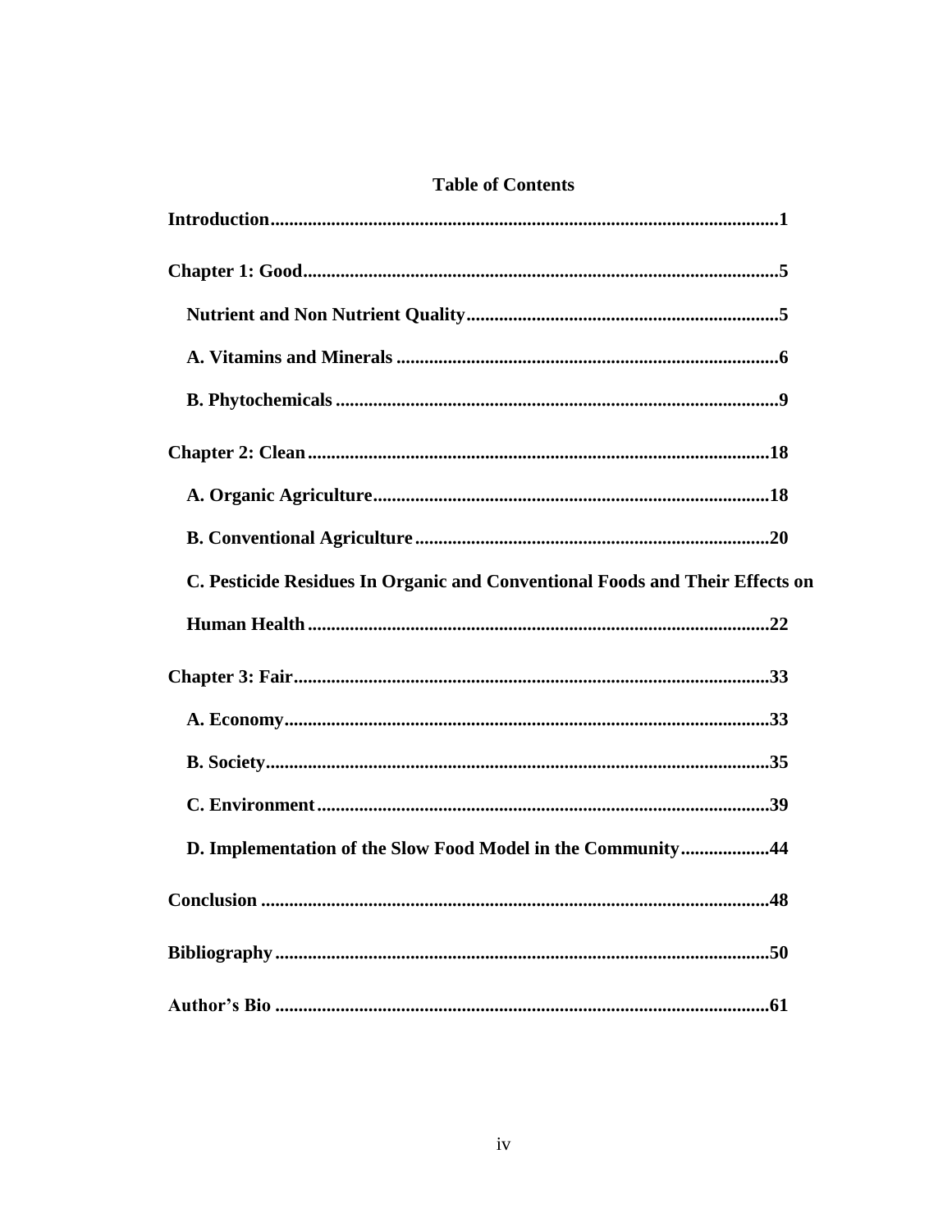# Table of Contents

**Introduction**........................................................................................................**1**

**Chapter 1: Good**..................................................................................................**5**

**Nutrient and Non Nutrient Quality**..................................................................**5**

**A. Vitamins and Minerals**..................................................................................**6**

**B. Phytochemicals**..............................................................................................**9**

**Chapter 2: Clean**..................................................................................................**18**

**A. Organic Agriculture**......................................................................................**18**

**B. Conventional Agriculture**..............................................................................**20**

**C. Pesticide Residues In Organic and Conventional Foods and Their Effects on Human Health**..................................................................................................**22**

**Chapter 3: Fair**.....................................................................................................**33**

**A. Economy**........................................................................................................**33**

**B. Society**............................................................................................................**35**

**C. Environment**..................................................................................................**39**

**D. Implementation of the Slow Food Model in the Community**..................**44**

**Conclusion**............................................................................................................**48**

**Bibliography**.........................................................................................................**50**

**Author's Bio**..........................................................................................................**61**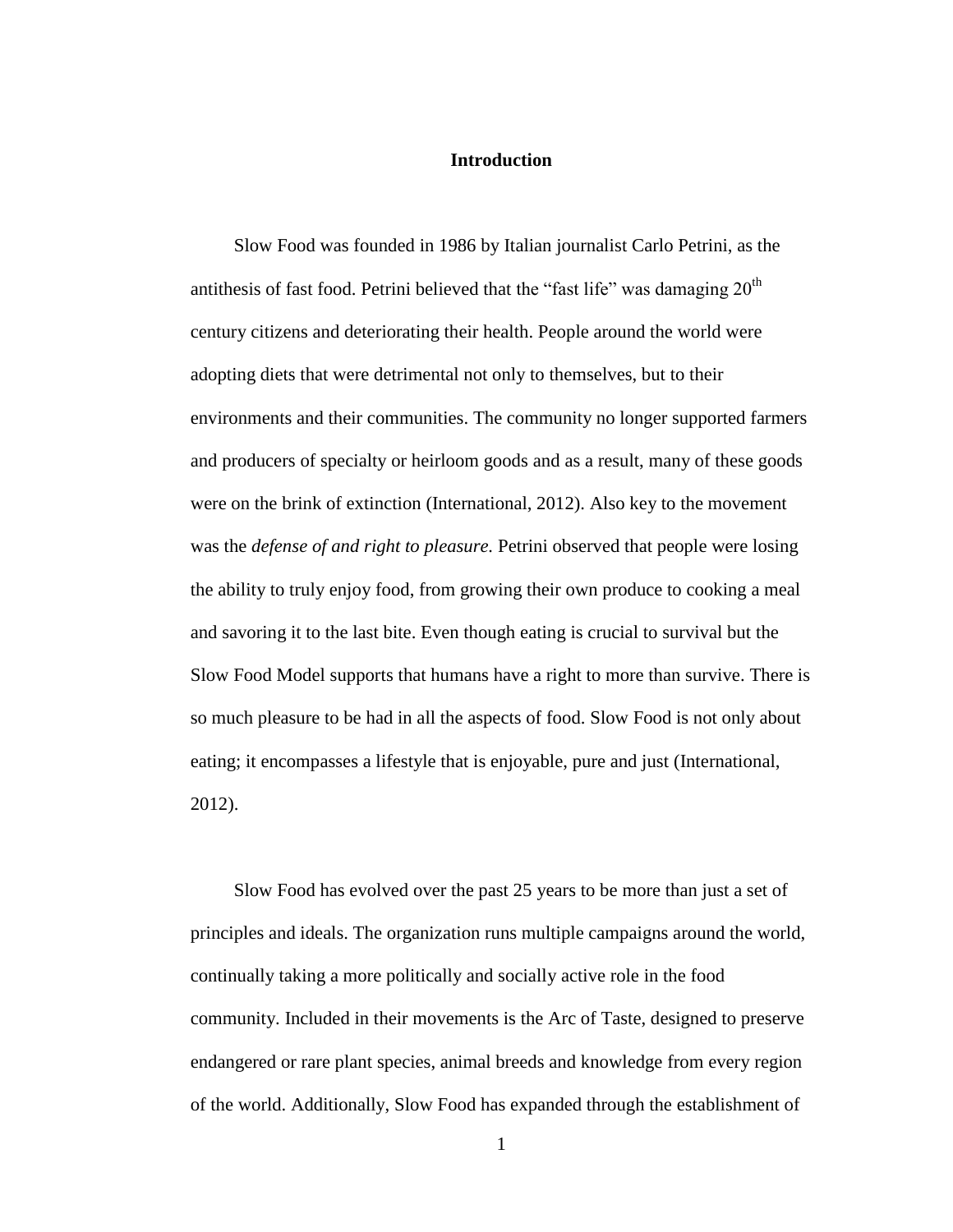## Introduction

Slow Food was founded in 1986 by Italian journalist Carlo Petrini, as the antithesis of fast food. Petrini believed that the "fast life" was damaging 20th century citizens and deteriorating their health. People around the world were adopting diets that were detrimental not only to themselves, but to their environments and their communities. The community no longer supported farmers and producers of specialty or heirloom goods and as a result, many of these goods were on the brink of extinction (International, 2012). Also key to the movement was the *defense of and right to pleasure.* Petrini observed that people were losing the ability to truly enjoy food, from growing their own produce to cooking a meal and savoring it to the last bite. Even though eating is crucial to survival but the Slow Food Model supports that humans have a right to more than survive. There is so much pleasure to be had in all the aspects of food. Slow Food is not only about eating; it encompasses a lifestyle that is enjoyable, pure and just (International, 2012).

Slow Food has evolved over the past 25 years to be more than just a set of principles and ideals. The organization runs multiple campaigns around the world, continually taking a more politically and socially active role in the food community. Included in their movements is the Arc of Taste, designed to preserve endangered or rare plant species, animal breeds and knowledge from every region of the world. Additionally, Slow Food has expanded through the establishment of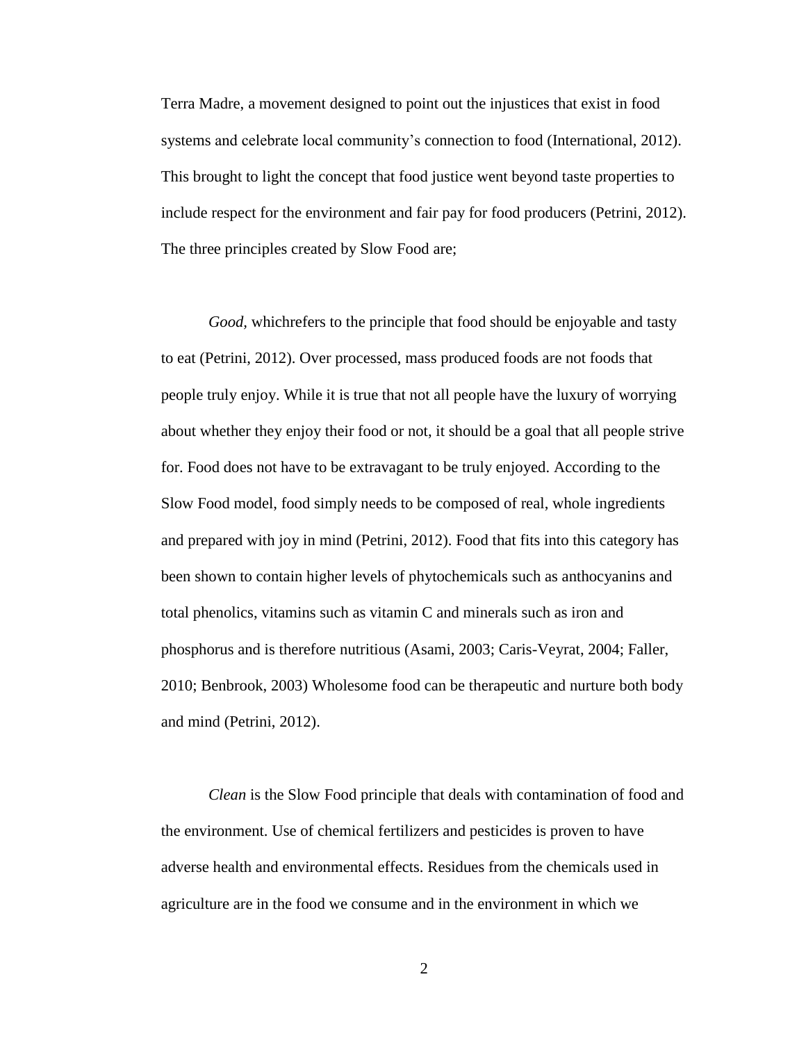Terra Madre, a movement designed to point out the injustices that exist in food systems and celebrate local community's connection to food (International, 2012). This brought to light the concept that food justice went beyond taste properties to include respect for the environment and fair pay for food producers (Petrini, 2012). The three principles created by Slow Food are;

*Good*, whichrefers to the principle that food should be enjoyable and tasty to eat (Petrini, 2012). Over processed, mass produced foods are not foods that people truly enjoy. While it is true that not all people have the luxury of worrying about whether they enjoy their food or not, it should be a goal that all people strive for. Food does not have to be extravagant to be truly enjoyed. According to the Slow Food model, food simply needs to be composed of real, whole ingredients and prepared with joy in mind (Petrini, 2012). Food that fits into this category has been shown to contain higher levels of phytochemicals such as anthocyanins and total phenolics, vitamins such as vitamin C and minerals such as iron and phosphorus and is therefore nutritious (Asami, 2003; Caris-Veyrat, 2004; Faller, 2010; Benbrook, 2003) Wholesome food can be therapeutic and nurture both body and mind (Petrini, 2012).

*Clean* is the Slow Food principle that deals with contamination of food and the environment. Use of chemical fertilizers and pesticides is proven to have adverse health and environmental effects. Residues from the chemicals used in agriculture are in the food we consume and in the environment in which we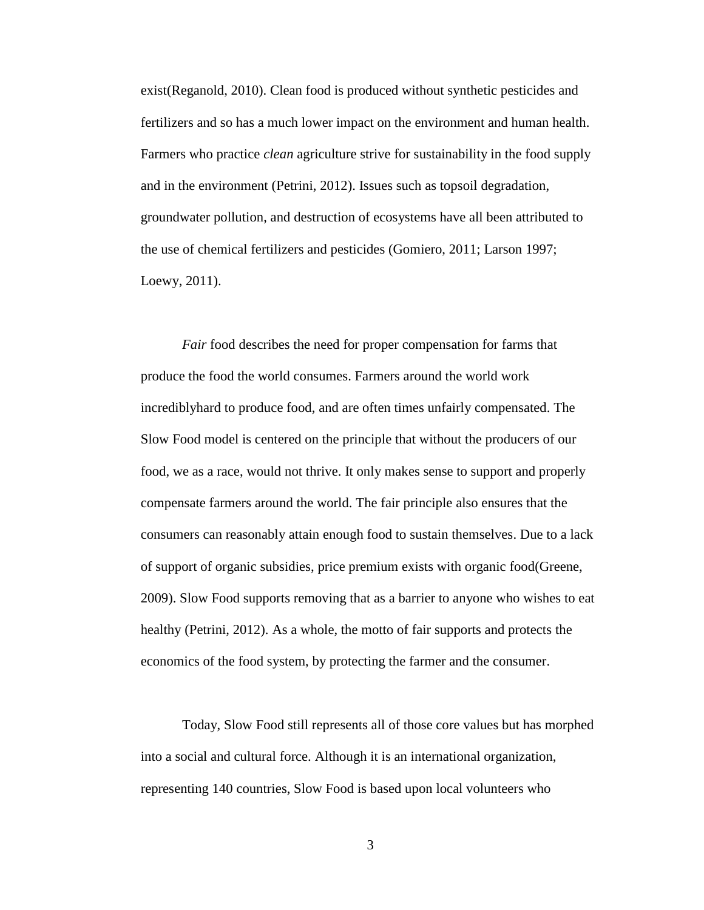exist(Reganold, 2010). Clean food is produced without synthetic pesticides and fertilizers and so has a much lower impact on the environment and human health. Farmers who practice *clean* agriculture strive for sustainability in the food supply and in the environment (Petrini, 2012). Issues such as topsoil degradation, groundwater pollution, and destruction of ecosystems have all been attributed to the use of chemical fertilizers and pesticides (Gomiero, 2011; Larson 1997; Loewy, 2011).

*Fair* food describes the need for proper compensation for farms that produce the food the world consumes. Farmers around the world work incrediblyhard to produce food, and are often times unfairly compensated. The Slow Food model is centered on the principle that without the producers of our food, we as a race, would not thrive. It only makes sense to support and properly compensate farmers around the world. The fair principle also ensures that the consumers can reasonably attain enough food to sustain themselves. Due to a lack of support of organic subsidies, price premium exists with organic food(Greene, 2009). Slow Food supports removing that as a barrier to anyone who wishes to eat healthy (Petrini, 2012). As a whole, the motto of fair supports and protects the economics of the food system, by protecting the farmer and the consumer.

Today, Slow Food still represents all of those core values but has morphed into a social and cultural force. Although it is an international organization, representing 140 countries, Slow Food is based upon local volunteers who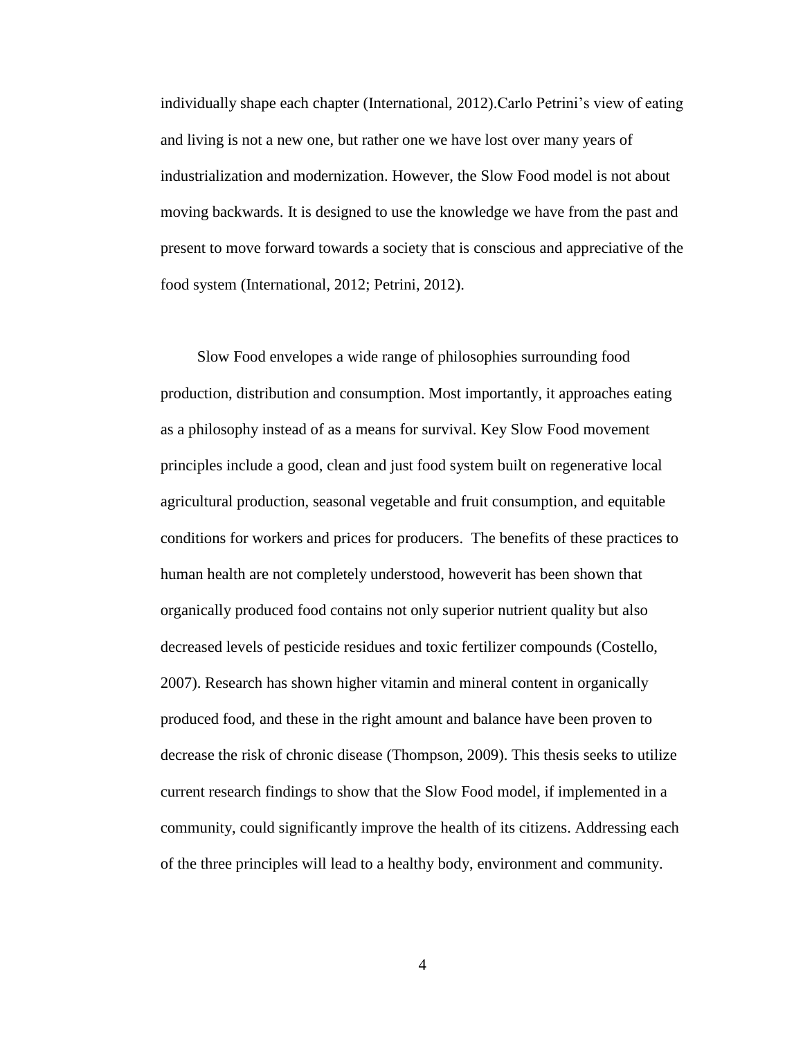individually shape each chapter (International, 2012).Carlo Petrini's view of eating and living is not a new one, but rather one we have lost over many years of industrialization and modernization. However, the Slow Food model is not about moving backwards. It is designed to use the knowledge we have from the past and present to move forward towards a society that is conscious and appreciative of the food system (International, 2012; Petrini, 2012).

Slow Food envelopes a wide range of philosophies surrounding food production, distribution and consumption. Most importantly, it approaches eating as a philosophy instead of as a means for survival. Key Slow Food movement principles include a good, clean and just food system built on regenerative local agricultural production, seasonal vegetable and fruit consumption, and equitable conditions for workers and prices for producers. The benefits of these practices to human health are not completely understood, howeverit has been shown that organically produced food contains not only superior nutrient quality but also decreased levels of pesticide residues and toxic fertilizer compounds (Costello, 2007). Research has shown higher vitamin and mineral content in organically produced food, and these in the right amount and balance have been proven to decrease the risk of chronic disease (Thompson, 2009). This thesis seeks to utilize current research findings to show that the Slow Food model, if implemented in a community, could significantly improve the health of its citizens. Addressing each of the three principles will lead to a healthy body, environment and community.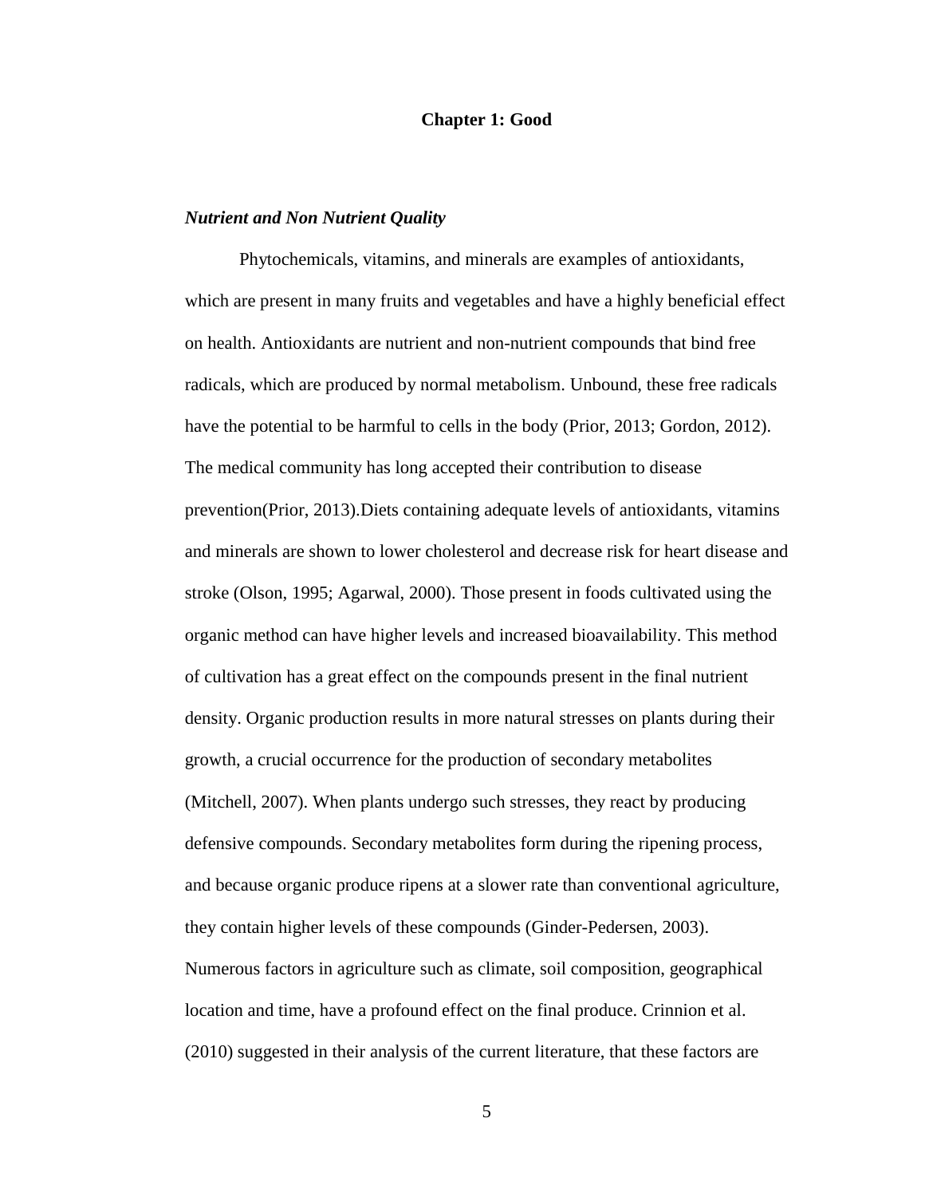# Chapter 1: Good

### *Nutrient and Non Nutrient Quality*

Phytochemicals, vitamins, and minerals are examples of antioxidants, which are present in many fruits and vegetables and have a highly beneficial effect on health. Antioxidants are nutrient and non-nutrient compounds that bind free radicals, which are produced by normal metabolism. Unbound, these free radicals have the potential to be harmful to cells in the body (Prior, 2013; Gordon, 2012). The medical community has long accepted their contribution to disease prevention(Prior, 2013).Diets containing adequate levels of antioxidants, vitamins and minerals are shown to lower cholesterol and decrease risk for heart disease and stroke (Olson, 1995; Agarwal, 2000). Those present in foods cultivated using the organic method can have higher levels and increased bioavailability. This method of cultivation has a great effect on the compounds present in the final nutrient density. Organic production results in more natural stresses on plants during their growth, a crucial occurrence for the production of secondary metabolites (Mitchell, 2007). When plants undergo such stresses, they react by producing defensive compounds. Secondary metabolites form during the ripening process, and because organic produce ripens at a slower rate than conventional agriculture, they contain higher levels of these compounds (Ginder-Pedersen, 2003). Numerous factors in agriculture such as climate, soil composition, geographical location and time, have a profound effect on the final produce. Crinnion et al. (2010) suggested in their analysis of the current literature, that these factors are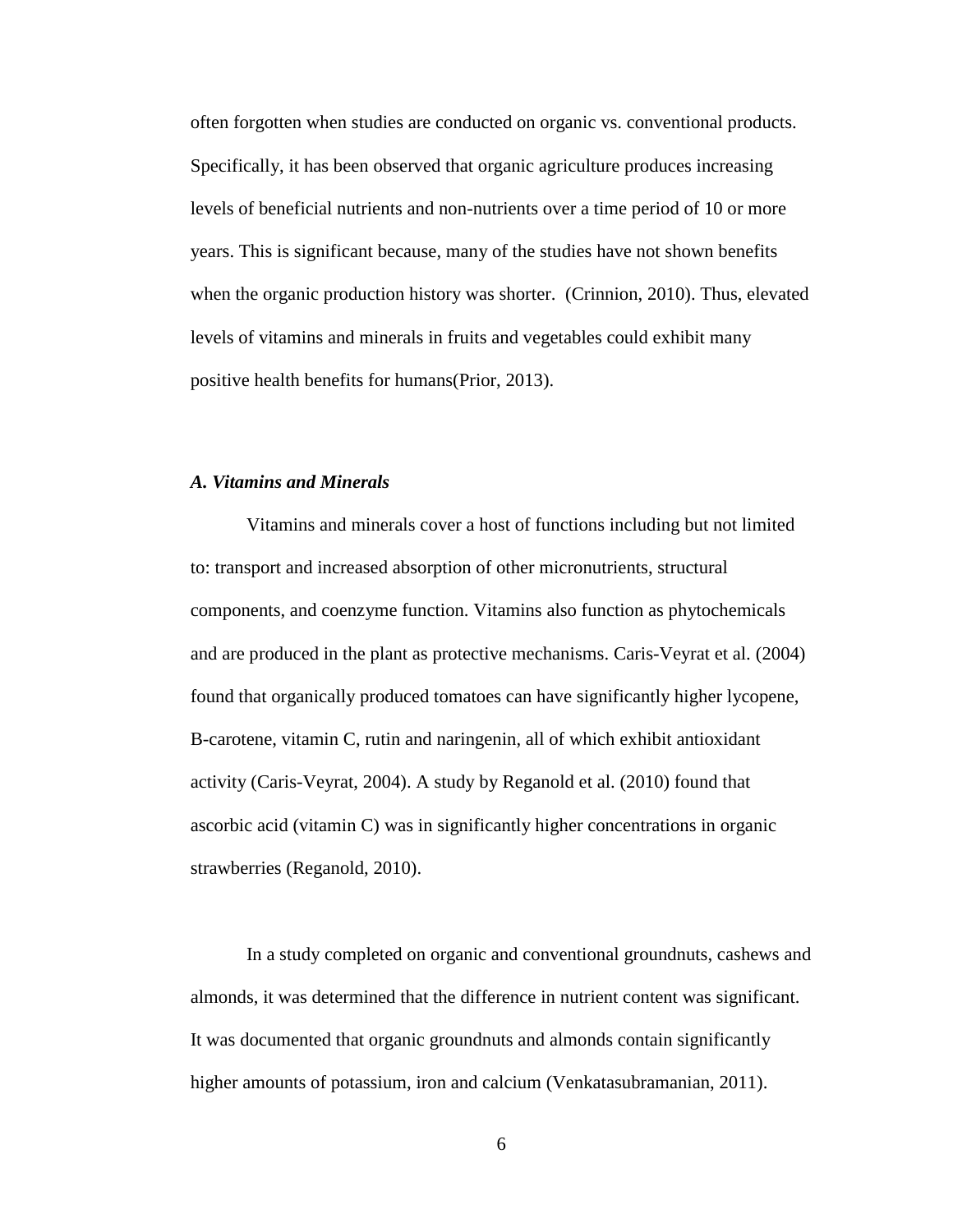often forgotten when studies are conducted on organic vs. conventional products. Specifically, it has been observed that organic agriculture produces increasing levels of beneficial nutrients and non-nutrients over a time period of 10 or more years. This is significant because, many of the studies have not shown benefits when the organic production history was shorter. (Crinnion, 2010). Thus, elevated levels of vitamins and minerals in fruits and vegetables could exhibit many positive health benefits for humans(Prior, 2013).

### *A. Vitamins and Minerals*

Vitamins and minerals cover a host of functions including but not limited to: transport and increased absorption of other micronutrients, structural components, and coenzyme function. Vitamins also function as phytochemicals and are produced in the plant as protective mechanisms. Caris-Veyrat et al. (2004) found that organically produced tomatoes can have significantly higher lycopene, B-carotene, vitamin C, rutin and naringenin, all of which exhibit antioxidant activity (Caris-Veyrat, 2004). A study by Reganold et al. (2010) found that ascorbic acid (vitamin C) was in significantly higher concentrations in organic strawberries (Reganold, 2010).

In a study completed on organic and conventional groundnuts, cashews and almonds, it was determined that the difference in nutrient content was significant. It was documented that organic groundnuts and almonds contain significantly higher amounts of potassium, iron and calcium (Venkatasubramanian, 2011).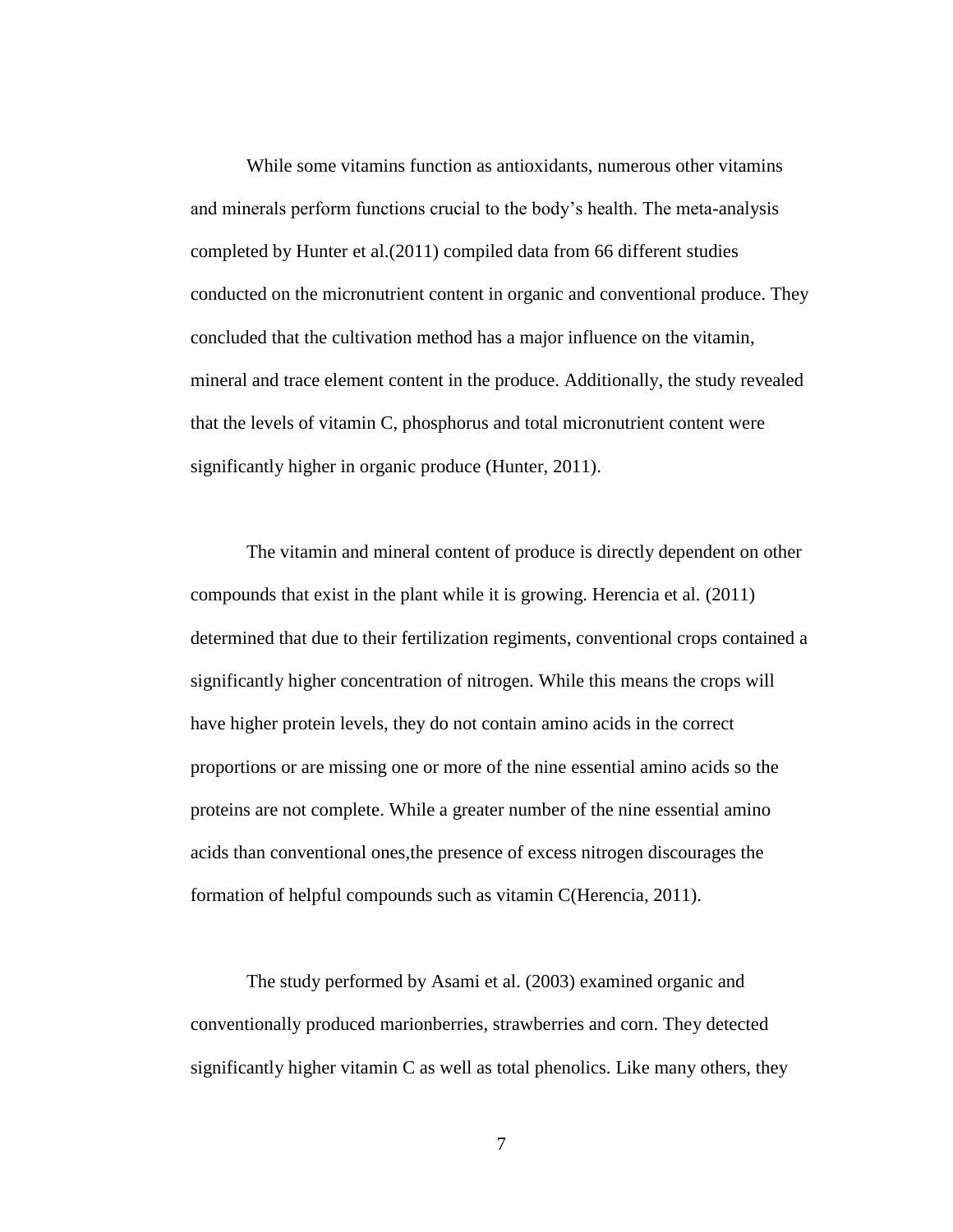While some vitamins function as antioxidants, numerous other vitamins and minerals perform functions crucial to the body's health. The meta-analysis completed by Hunter et al.(2011) compiled data from 66 different studies conducted on the micronutrient content in organic and conventional produce. They concluded that the cultivation method has a major influence on the vitamin, mineral and trace element content in the produce. Additionally, the study revealed that the levels of vitamin C, phosphorus and total micronutrient content were significantly higher in organic produce (Hunter, 2011).

The vitamin and mineral content of produce is directly dependent on other compounds that exist in the plant while it is growing. Herencia et al. (2011) determined that due to their fertilization regiments, conventional crops contained a significantly higher concentration of nitrogen. While this means the crops will have higher protein levels, they do not contain amino acids in the correct proportions or are missing one or more of the nine essential amino acids so the proteins are not complete. While a greater number of the nine essential amino acids than conventional ones,the presence of excess nitrogen discourages the formation of helpful compounds such as vitamin C(Herencia, 2011).

The study performed by Asami et al. (2003) examined organic and conventionally produced marionberries, strawberries and corn. They detected significantly higher vitamin C as well as total phenolics. Like many others, they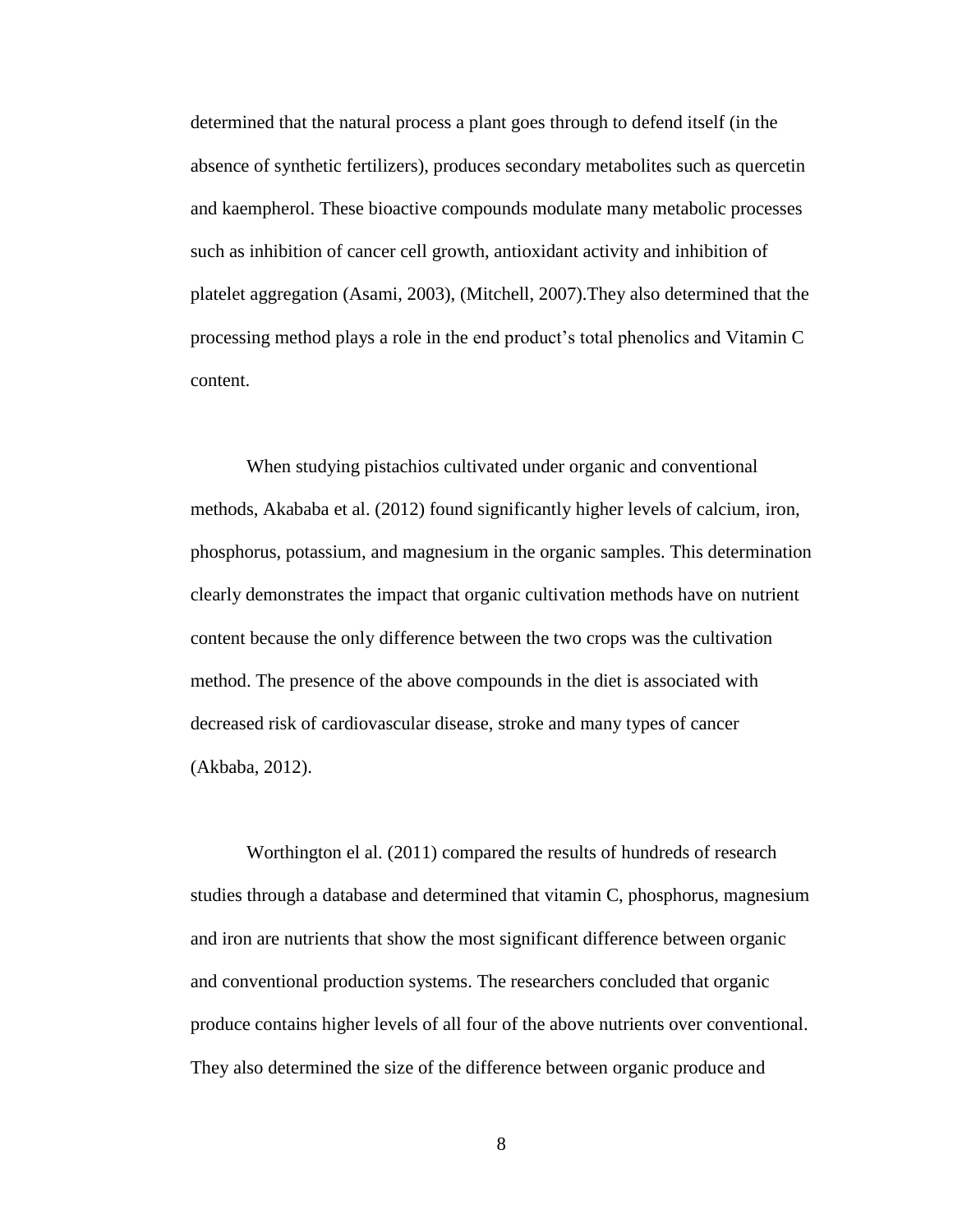determined that the natural process a plant goes through to defend itself (in the absence of synthetic fertilizers), produces secondary metabolites such as quercetin and kaempherol. These bioactive compounds modulate many metabolic processes such as inhibition of cancer cell growth, antioxidant activity and inhibition of platelet aggregation (Asami, 2003), (Mitchell, 2007).They also determined that the processing method plays a role in the end product's total phenolics and Vitamin C content.

When studying pistachios cultivated under organic and conventional methods, Akababa et al. (2012) found significantly higher levels of calcium, iron, phosphorus, potassium, and magnesium in the organic samples. This determination clearly demonstrates the impact that organic cultivation methods have on nutrient content because the only difference between the two crops was the cultivation method. The presence of the above compounds in the diet is associated with decreased risk of cardiovascular disease, stroke and many types of cancer (Akbaba, 2012).

Worthington el al. (2011) compared the results of hundreds of research studies through a database and determined that vitamin C, phosphorus, magnesium and iron are nutrients that show the most significant difference between organic and conventional production systems. The researchers concluded that organic produce contains higher levels of all four of the above nutrients over conventional. They also determined the size of the difference between organic produce and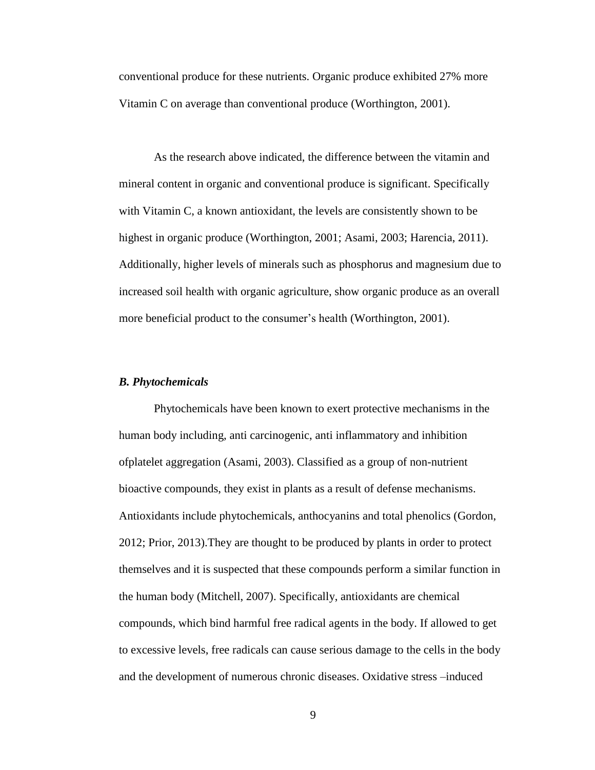conventional produce for these nutrients. Organic produce exhibited 27% more Vitamin C on average than conventional produce (Worthington, 2001).

As the research above indicated, the difference between the vitamin and mineral content in organic and conventional produce is significant. Specifically with Vitamin C, a known antioxidant, the levels are consistently shown to be highest in organic produce (Worthington, 2001; Asami, 2003; Harencia, 2011). Additionally, higher levels of minerals such as phosphorus and magnesium due to increased soil health with organic agriculture, show organic produce as an overall more beneficial product to the consumer's health (Worthington, 2001).

### *B. Phytochemicals*

Phytochemicals have been known to exert protective mechanisms in the human body including, anti carcinogenic, anti inflammatory and inhibition ofplatelet aggregation (Asami, 2003). Classified as a group of non-nutrient bioactive compounds, they exist in plants as a result of defense mechanisms. Antioxidants include phytochemicals, anthocyanins and total phenolics (Gordon, 2012; Prior, 2013).They are thought to be produced by plants in order to protect themselves and it is suspected that these compounds perform a similar function in the human body (Mitchell, 2007). Specifically, antioxidants are chemical compounds, which bind harmful free radical agents in the body. If allowed to get to excessive levels, free radicals can cause serious damage to the cells in the body and the development of numerous chronic diseases. Oxidative stress –induced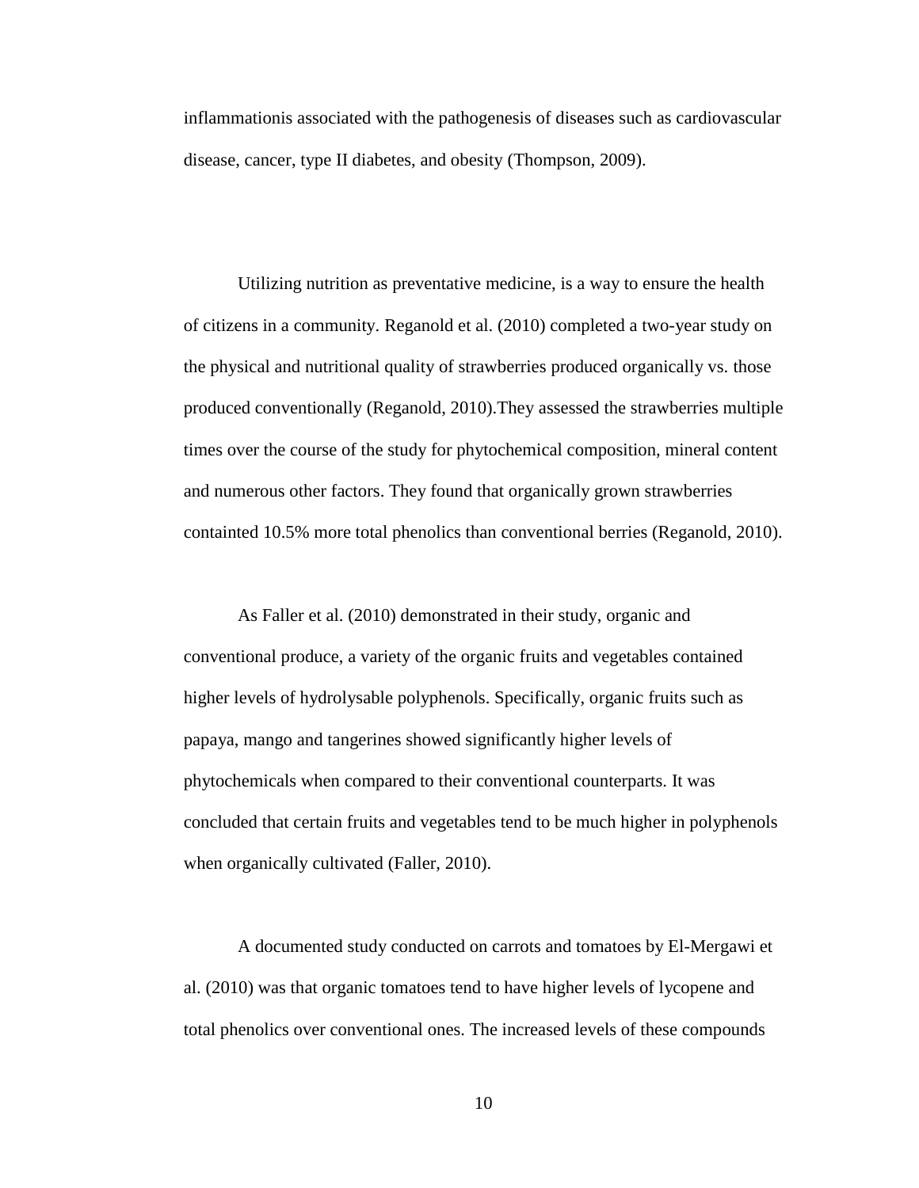inflammationis associated with the pathogenesis of diseases such as cardiovascular disease, cancer, type II diabetes, and obesity (Thompson, 2009).

Utilizing nutrition as preventative medicine, is a way to ensure the health of citizens in a community. Reganold et al. (2010) completed a two-year study on the physical and nutritional quality of strawberries produced organically vs. those produced conventionally (Reganold, 2010).They assessed the strawberries multiple times over the course of the study for phytochemical composition, mineral content and numerous other factors. They found that organically grown strawberries containted 10.5% more total phenolics than conventional berries (Reganold, 2010).

As Faller et al. (2010) demonstrated in their study, organic and conventional produce, a variety of the organic fruits and vegetables contained higher levels of hydrolysable polyphenols. Specifically, organic fruits such as papaya, mango and tangerines showed significantly higher levels of phytochemicals when compared to their conventional counterparts. It was concluded that certain fruits and vegetables tend to be much higher in polyphenols when organically cultivated (Faller, 2010).

A documented study conducted on carrots and tomatoes by El-Mergawi et al. (2010) was that organic tomatoes tend to have higher levels of lycopene and total phenolics over conventional ones. The increased levels of these compounds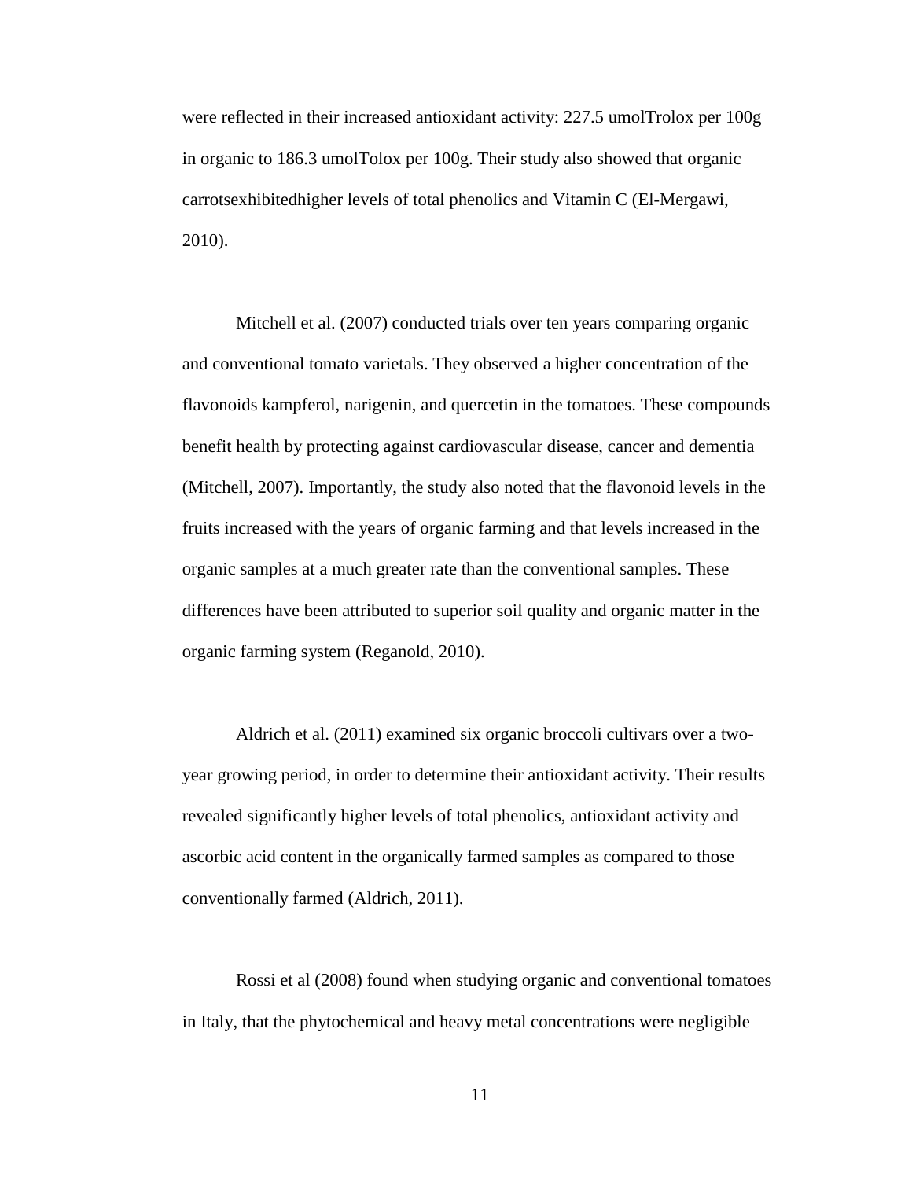were reflected in their increased antioxidant activity: 227.5 umolTrolox per 100g in organic to 186.3 umolTolox per 100g. Their study also showed that organic carrotsexhibitedhigher levels of total phenolics and Vitamin C (El-Mergawi, 2010).

Mitchell et al. (2007) conducted trials over ten years comparing organic and conventional tomato varietals. They observed a higher concentration of the flavonoids kampferol, narigenin, and quercetin in the tomatoes. These compounds benefit health by protecting against cardiovascular disease, cancer and dementia (Mitchell, 2007). Importantly, the study also noted that the flavonoid levels in the fruits increased with the years of organic farming and that levels increased in the organic samples at a much greater rate than the conventional samples. These differences have been attributed to superior soil quality and organic matter in the organic farming system (Reganold, 2010).

Aldrich et al. (2011) examined six organic broccoli cultivars over a two-year growing period, in order to determine their antioxidant activity. Their results revealed significantly higher levels of total phenolics, antioxidant activity and ascorbic acid content in the organically farmed samples as compared to those conventionally farmed (Aldrich, 2011).

Rossi et al (2008) found when studying organic and conventional tomatoes in Italy, that the phytochemical and heavy metal concentrations were negligible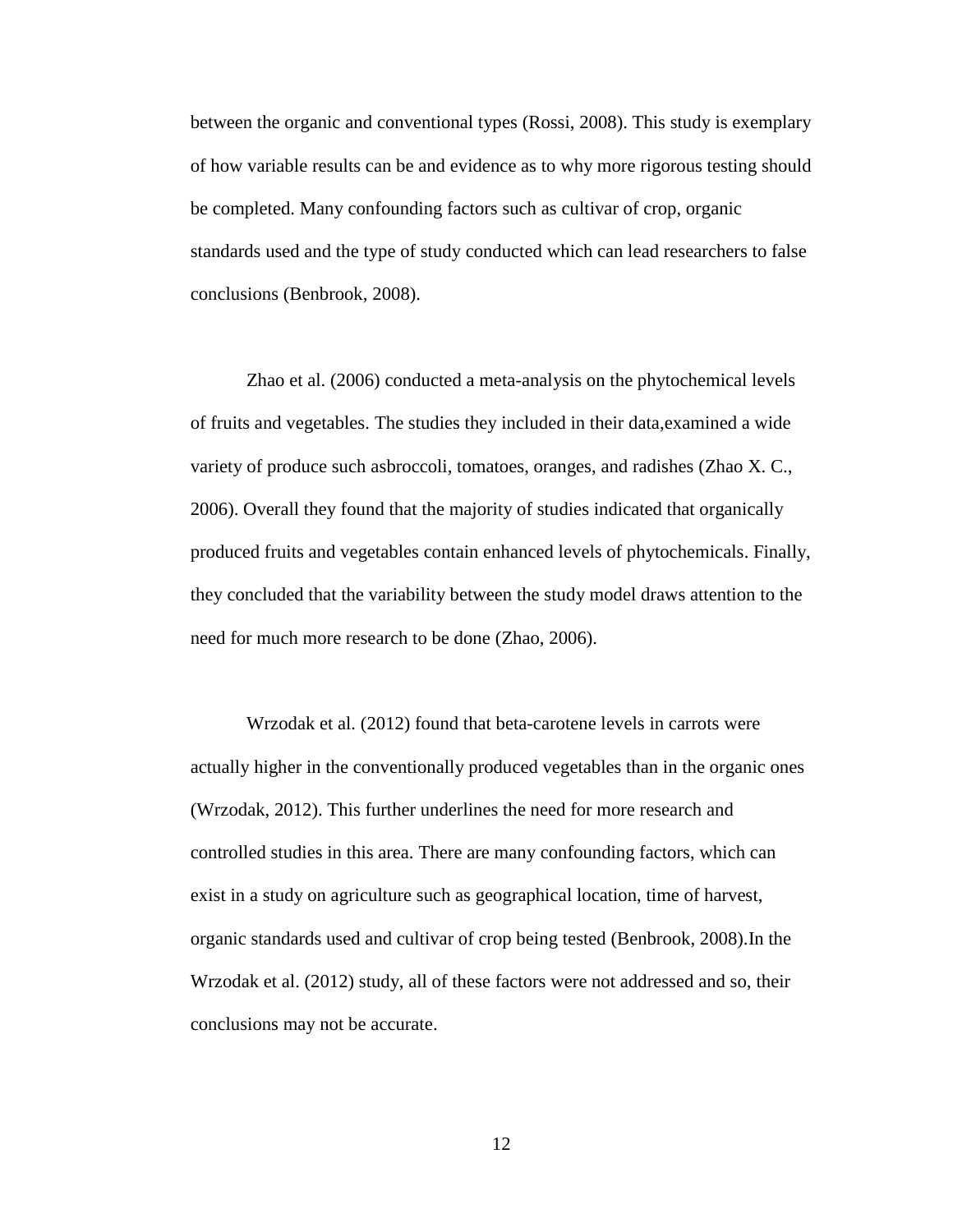between the organic and conventional types (Rossi, 2008). This study is exemplary of how variable results can be and evidence as to why more rigorous testing should be completed. Many confounding factors such as cultivar of crop, organic standards used and the type of study conducted which can lead researchers to false conclusions (Benbrook, 2008).

Zhao et al. (2006) conducted a meta-analysis on the phytochemical levels of fruits and vegetables. The studies they included in their data,examined a wide variety of produce such asbroccoli, tomatoes, oranges, and radishes (Zhao X. C., 2006). Overall they found that the majority of studies indicated that organically produced fruits and vegetables contain enhanced levels of phytochemicals. Finally, they concluded that the variability between the study model draws attention to the need for much more research to be done (Zhao, 2006).

Wrzodak et al. (2012) found that beta-carotene levels in carrots were actually higher in the conventionally produced vegetables than in the organic ones (Wrzodak, 2012). This further underlines the need for more research and controlled studies in this area. There are many confounding factors, which can exist in a study on agriculture such as geographical location, time of harvest, organic standards used and cultivar of crop being tested (Benbrook, 2008).In the Wrzodak et al. (2012) study, all of these factors were not addressed and so, their conclusions may not be accurate.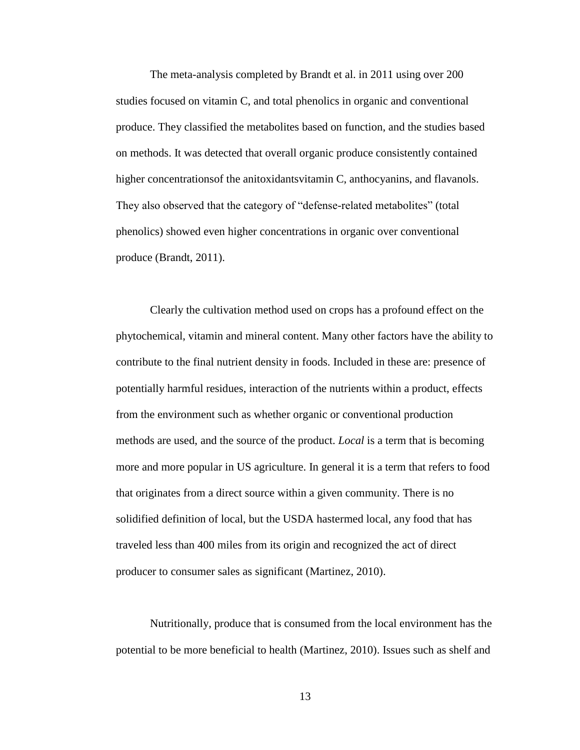The meta-analysis completed by Brandt et al. in 2011 using over 200 studies focused on vitamin C, and total phenolics in organic and conventional produce. They classified the metabolites based on function, and the studies based on methods. It was detected that overall organic produce consistently contained higher concentrationsof the anitoxidantsvitamin C, anthocyanins, and flavanols. They also observed that the category of "defense-related metabolites" (total phenolics) showed even higher concentrations in organic over conventional produce (Brandt, 2011).

Clearly the cultivation method used on crops has a profound effect on the phytochemical, vitamin and mineral content. Many other factors have the ability to contribute to the final nutrient density in foods. Included in these are: presence of potentially harmful residues, interaction of the nutrients within a product, effects from the environment such as whether organic or conventional production methods are used, and the source of the product. *Local* is a term that is becoming more and more popular in US agriculture. In general it is a term that refers to food that originates from a direct source within a given community. There is no solidified definition of local, but the USDA hastermed local, any food that has traveled less than 400 miles from its origin and recognized the act of direct producer to consumer sales as significant (Martinez, 2010).

Nutritionally, produce that is consumed from the local environment has the potential to be more beneficial to health (Martinez, 2010). Issues such as shelf and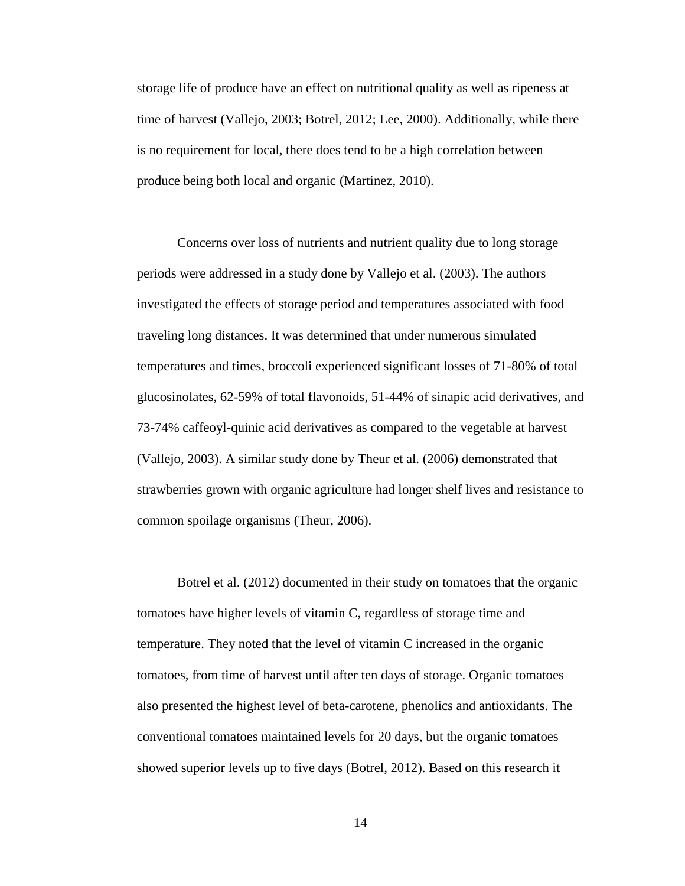storage life of produce have an effect on nutritional quality as well as ripeness at time of harvest (Vallejo, 2003; Botrel, 2012; Lee, 2000). Additionally, while there is no requirement for local, there does tend to be a high correlation between produce being both local and organic (Martinez, 2010).

Concerns over loss of nutrients and nutrient quality due to long storage periods were addressed in a study done by Vallejo et al. (2003). The authors investigated the effects of storage period and temperatures associated with food traveling long distances. It was determined that under numerous simulated temperatures and times, broccoli experienced significant losses of 71-80% of total glucosinolates, 62-59% of total flavonoids, 51-44% of sinapic acid derivatives, and 73-74% caffeoyl-quinic acid derivatives as compared to the vegetable at harvest (Vallejo, 2003). A similar study done by Theur et al. (2006) demonstrated that strawberries grown with organic agriculture had longer shelf lives and resistance to common spoilage organisms (Theur, 2006).

Botrel et al. (2012) documented in their study on tomatoes that the organic tomatoes have higher levels of vitamin C, regardless of storage time and temperature. They noted that the level of vitamin C increased in the organic tomatoes, from time of harvest until after ten days of storage. Organic tomatoes also presented the highest level of beta-carotene, phenolics and antioxidants. The conventional tomatoes maintained levels for 20 days, but the organic tomatoes showed superior levels up to five days (Botrel, 2012). Based on this research it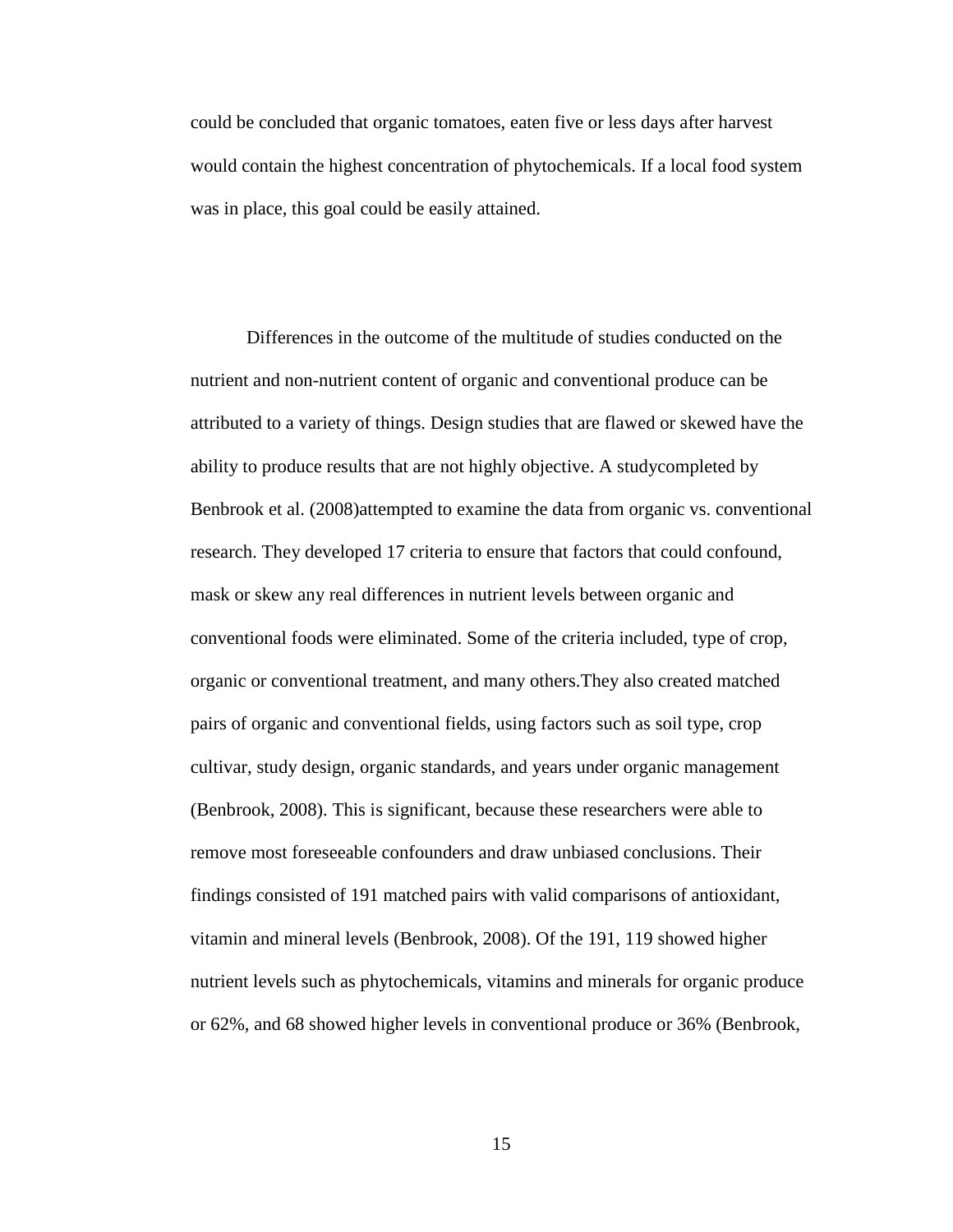could be concluded that organic tomatoes, eaten five or less days after harvest would contain the highest concentration of phytochemicals. If a local food system was in place, this goal could be easily attained.

Differences in the outcome of the multitude of studies conducted on the nutrient and non-nutrient content of organic and conventional produce can be attributed to a variety of things. Design studies that are flawed or skewed have the ability to produce results that are not highly objective. A studycompleted by Benbrook et al. (2008)attempted to examine the data from organic vs. conventional research. They developed 17 criteria to ensure that factors that could confound, mask or skew any real differences in nutrient levels between organic and conventional foods were eliminated. Some of the criteria included, type of crop, organic or conventional treatment, and many others.They also created matched pairs of organic and conventional fields, using factors such as soil type, crop cultivar, study design, organic standards, and years under organic management (Benbrook, 2008). This is significant, because these researchers were able to remove most foreseeable confounders and draw unbiased conclusions. Their findings consisted of 191 matched pairs with valid comparisons of antioxidant, vitamin and mineral levels (Benbrook, 2008). Of the 191, 119 showed higher nutrient levels such as phytochemicals, vitamins and minerals for organic produce or 62%, and 68 showed higher levels in conventional produce or 36% (Benbrook,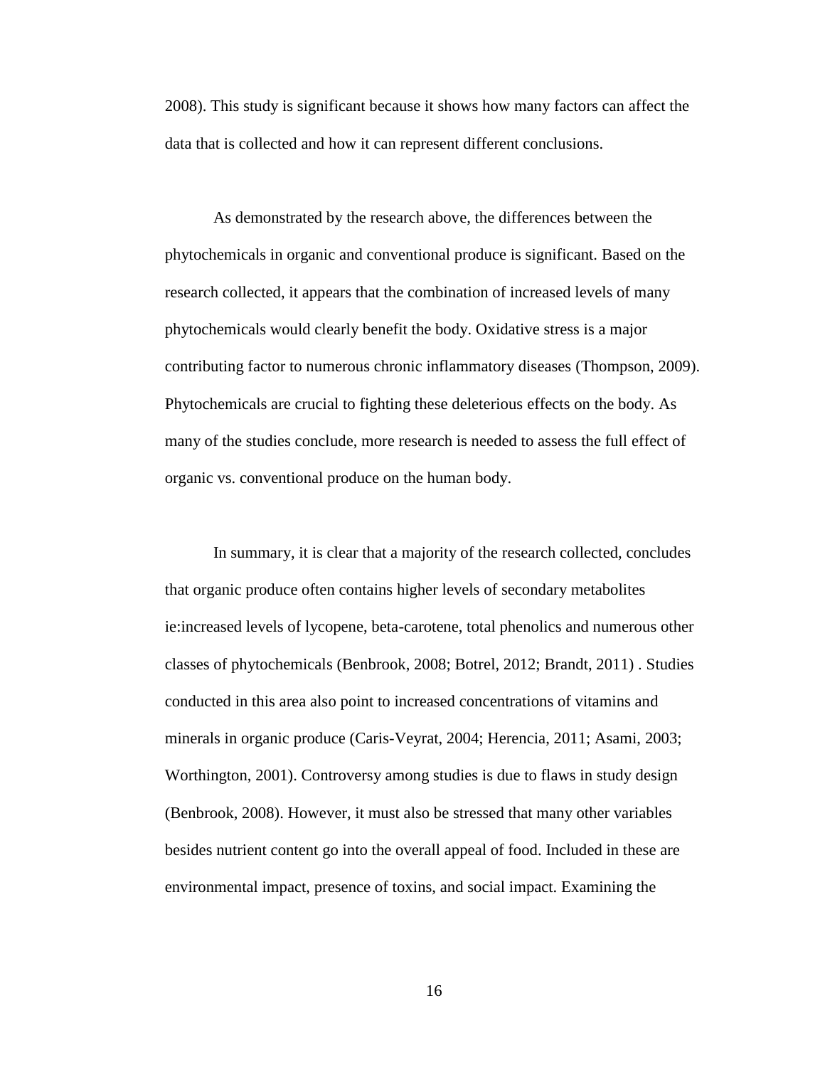2008). This study is significant because it shows how many factors can affect the data that is collected and how it can represent different conclusions.

As demonstrated by the research above, the differences between the phytochemicals in organic and conventional produce is significant. Based on the research collected, it appears that the combination of increased levels of many phytochemicals would clearly benefit the body. Oxidative stress is a major contributing factor to numerous chronic inflammatory diseases (Thompson, 2009). Phytochemicals are crucial to fighting these deleterious effects on the body. As many of the studies conclude, more research is needed to assess the full effect of organic vs. conventional produce on the human body.

In summary, it is clear that a majority of the research collected, concludes that organic produce often contains higher levels of secondary metabolites ie:increased levels of lycopene, beta-carotene, total phenolics and numerous other classes of phytochemicals (Benbrook, 2008; Botrel, 2012; Brandt, 2011) . Studies conducted in this area also point to increased concentrations of vitamins and minerals in organic produce (Caris-Veyrat, 2004; Herencia, 2011; Asami, 2003; Worthington, 2001). Controversy among studies is due to flaws in study design (Benbrook, 2008). However, it must also be stressed that many other variables besides nutrient content go into the overall appeal of food. Included in these are environmental impact, presence of toxins, and social impact. Examining the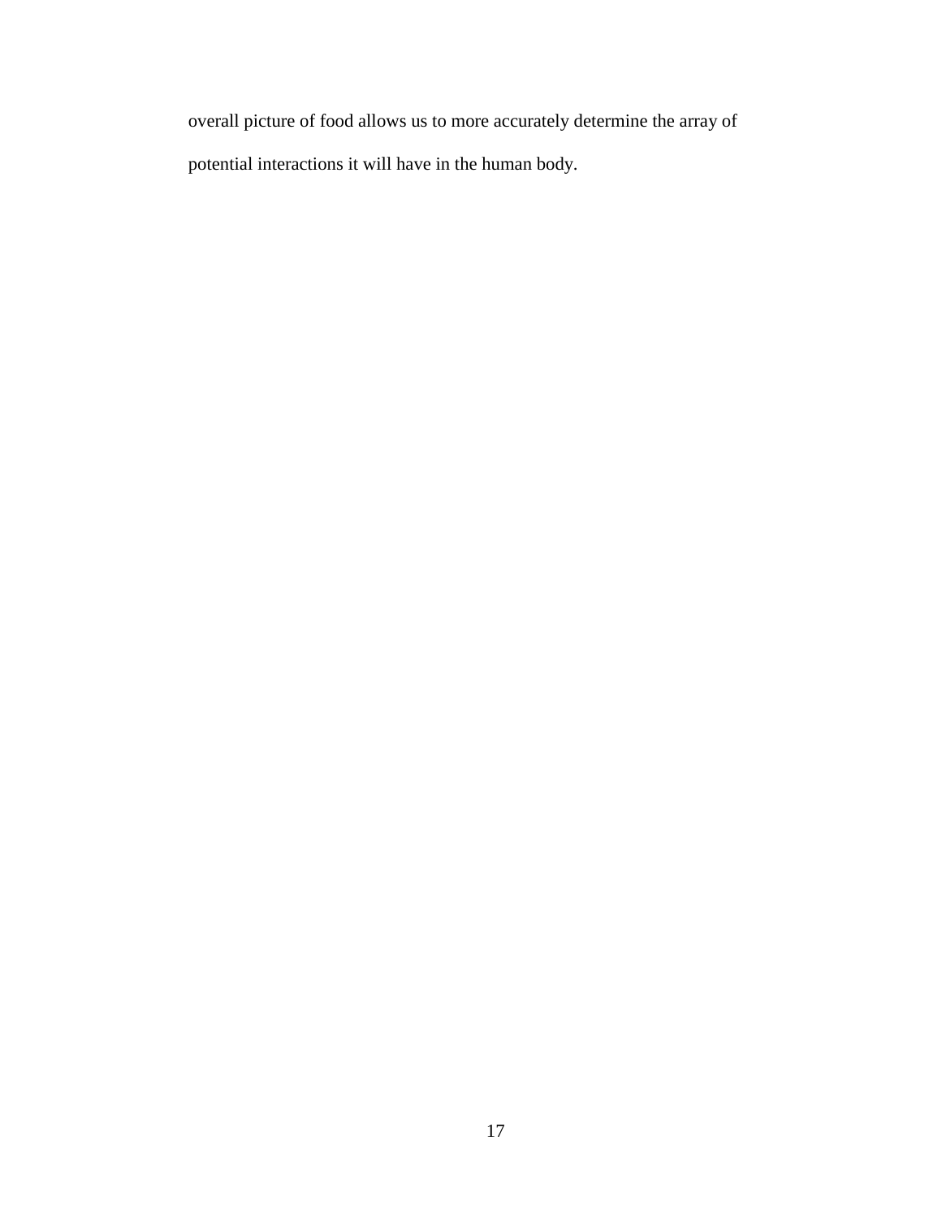overall picture of food allows us to more accurately determine the array of potential interactions it will have in the human body.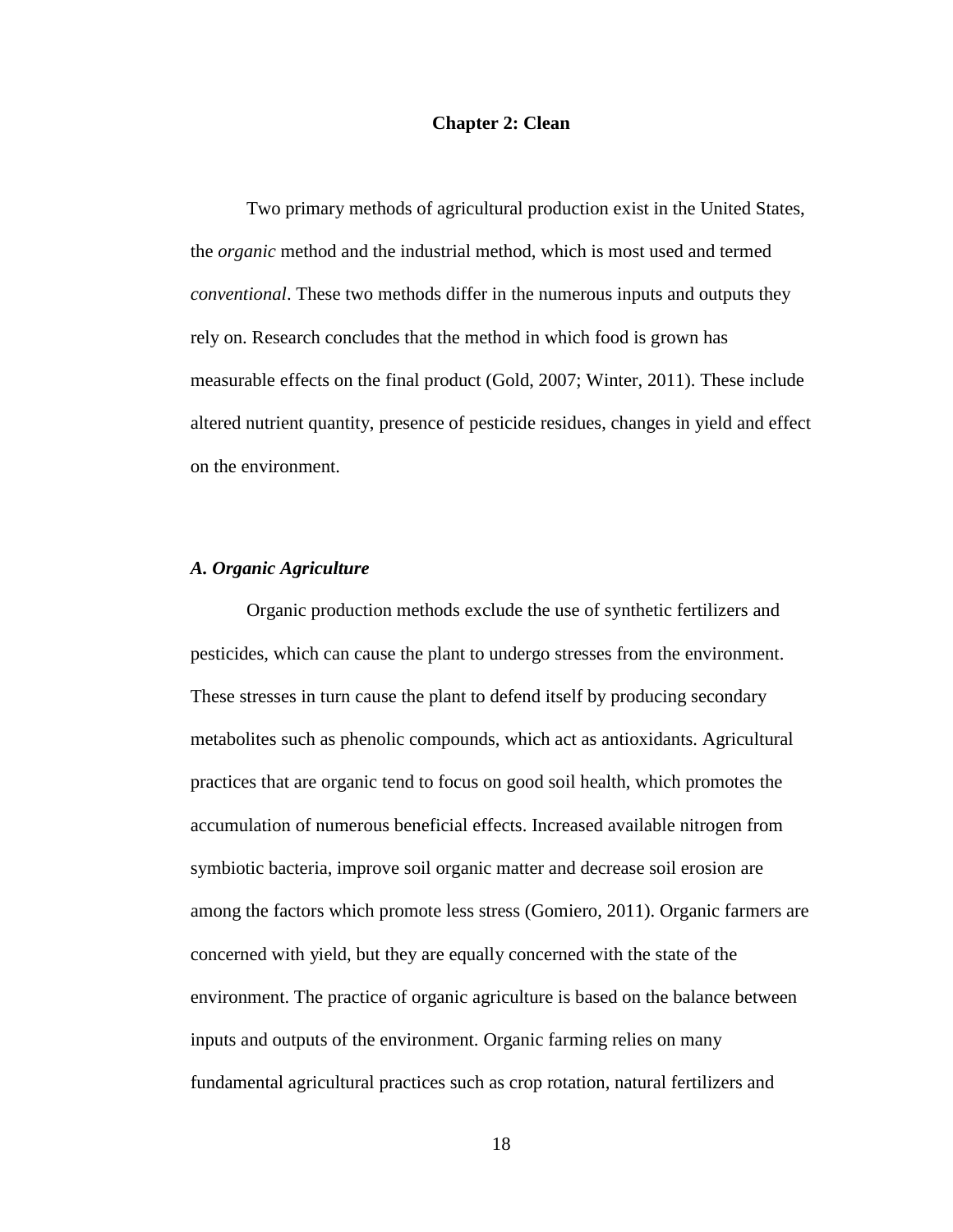# Chapter 2: Clean

Two primary methods of agricultural production exist in the United States, the *organic* method and the industrial method, which is most used and termed *conventional*. These two methods differ in the numerous inputs and outputs they rely on. Research concludes that the method in which food is grown has measurable effects on the final product (Gold, 2007; Winter, 2011). These include altered nutrient quantity, presence of pesticide residues, changes in yield and effect on the environment.

## *A. Organic Agriculture*

Organic production methods exclude the use of synthetic fertilizers and pesticides, which can cause the plant to undergo stresses from the environment. These stresses in turn cause the plant to defend itself by producing secondary metabolites such as phenolic compounds, which act as antioxidants. Agricultural practices that are organic tend to focus on good soil health, which promotes the accumulation of numerous beneficial effects. Increased available nitrogen from symbiotic bacteria, improve soil organic matter and decrease soil erosion are among the factors which promote less stress (Gomiero, 2011). Organic farmers are concerned with yield, but they are equally concerned with the state of the environment. The practice of organic agriculture is based on the balance between inputs and outputs of the environment. Organic farming relies on many fundamental agricultural practices such as crop rotation, natural fertilizers and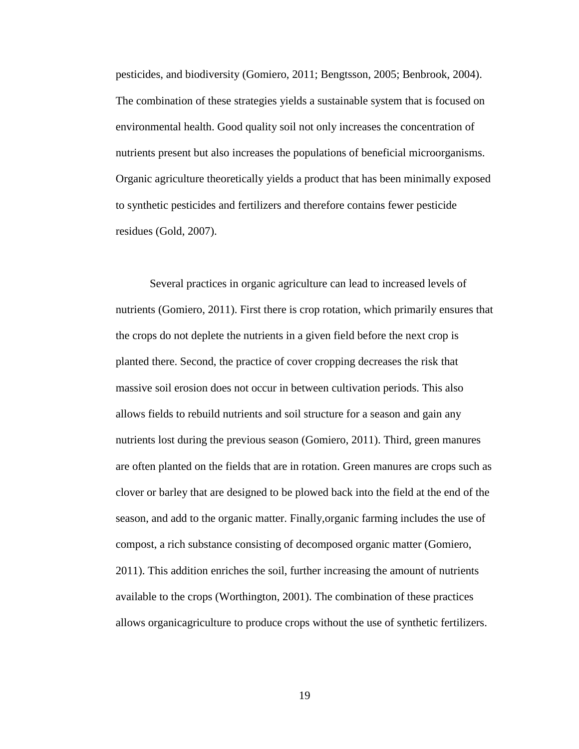pesticides, and biodiversity (Gomiero, 2011; Bengtsson, 2005; Benbrook, 2004). The combination of these strategies yields a sustainable system that is focused on environmental health. Good quality soil not only increases the concentration of nutrients present but also increases the populations of beneficial microorganisms. Organic agriculture theoretically yields a product that has been minimally exposed to synthetic pesticides and fertilizers and therefore contains fewer pesticide residues (Gold, 2007).

Several practices in organic agriculture can lead to increased levels of nutrients (Gomiero, 2011). First there is crop rotation, which primarily ensures that the crops do not deplete the nutrients in a given field before the next crop is planted there. Second, the practice of cover cropping decreases the risk that massive soil erosion does not occur in between cultivation periods. This also allows fields to rebuild nutrients and soil structure for a season and gain any nutrients lost during the previous season (Gomiero, 2011). Third, green manures are often planted on the fields that are in rotation. Green manures are crops such as clover or barley that are designed to be plowed back into the field at the end of the season, and add to the organic matter. Finally,organic farming includes the use of compost, a rich substance consisting of decomposed organic matter (Gomiero, 2011). This addition enriches the soil, further increasing the amount of nutrients available to the crops (Worthington, 2001). The combination of these practices allows organicagriculture to produce crops without the use of synthetic fertilizers.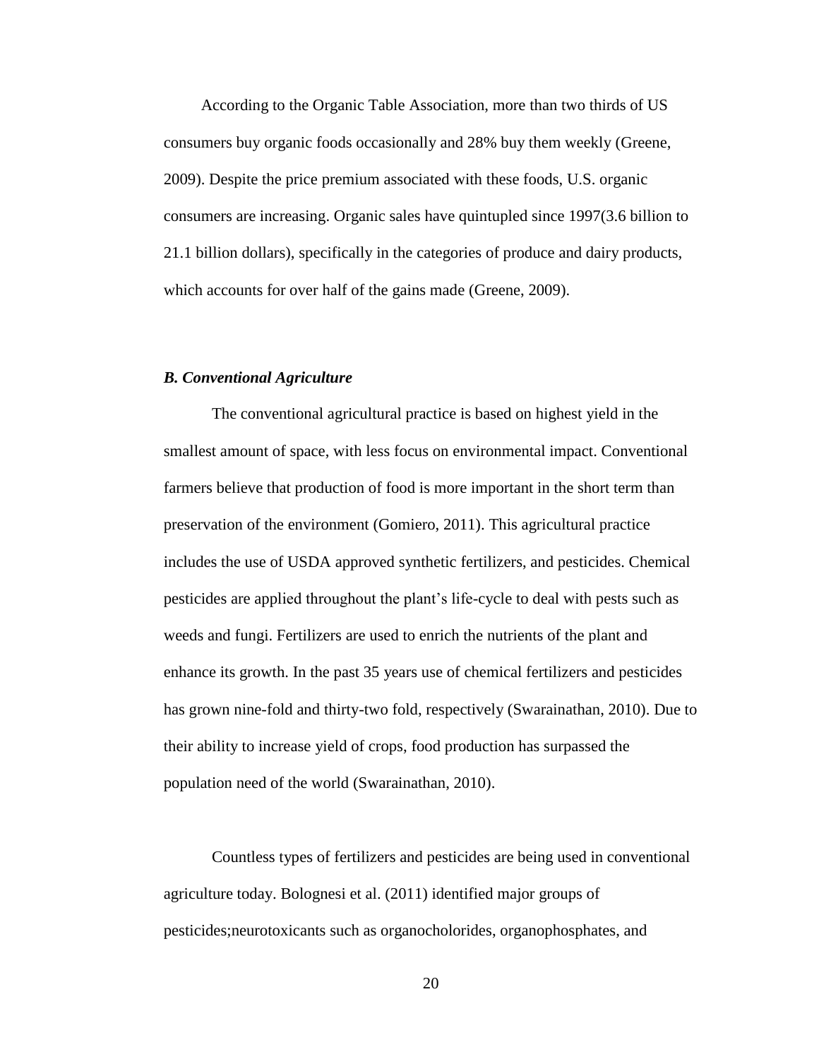According to the Organic Table Association, more than two thirds of US consumers buy organic foods occasionally and 28% buy them weekly (Greene, 2009). Despite the price premium associated with these foods, U.S. organic consumers are increasing. Organic sales have quintupled since 1997(3.6 billion to 21.1 billion dollars), specifically in the categories of produce and dairy products, which accounts for over half of the gains made (Greene, 2009).

### *B. Conventional Agriculture*

The conventional agricultural practice is based on highest yield in the smallest amount of space, with less focus on environmental impact. Conventional farmers believe that production of food is more important in the short term than preservation of the environment (Gomiero, 2011). This agricultural practice includes the use of USDA approved synthetic fertilizers, and pesticides. Chemical pesticides are applied throughout the plant's life-cycle to deal with pests such as weeds and fungi. Fertilizers are used to enrich the nutrients of the plant and enhance its growth. In the past 35 years use of chemical fertilizers and pesticides has grown nine-fold and thirty-two fold, respectively (Swarainathan, 2010). Due to their ability to increase yield of crops, food production has surpassed the population need of the world (Swarainathan, 2010).

Countless types of fertilizers and pesticides are being used in conventional agriculture today. Bolognesi et al. (2011) identified major groups of pesticides;neurotoxicants such as organocholorides, organophosphates, and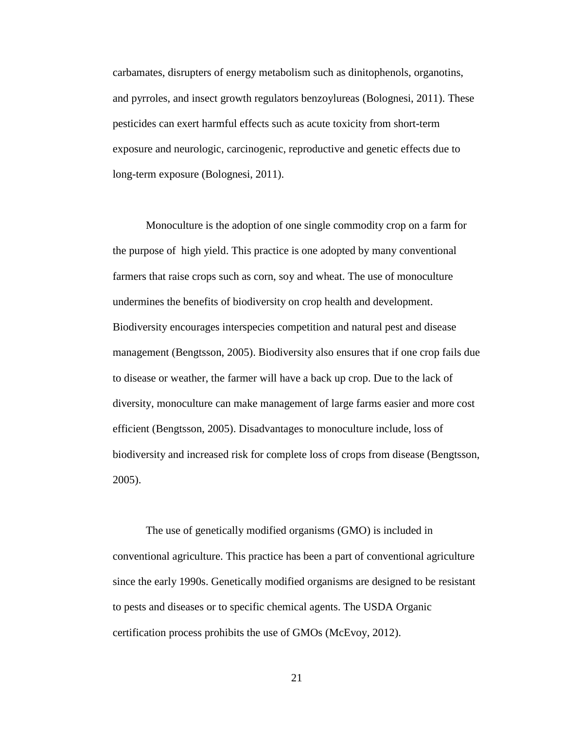carbamates, disrupters of energy metabolism such as dinitophenols, organotins, and pyrroles, and insect growth regulators benzoylureas (Bolognesi, 2011). These pesticides can exert harmful effects such as acute toxicity from short-term exposure and neurologic, carcinogenic, reproductive and genetic effects due to long-term exposure (Bolognesi, 2011).

Monoculture is the adoption of one single commodity crop on a farm for the purpose of high yield. This practice is one adopted by many conventional farmers that raise crops such as corn, soy and wheat. The use of monoculture undermines the benefits of biodiversity on crop health and development. Biodiversity encourages interspecies competition and natural pest and disease management (Bengtsson, 2005). Biodiversity also ensures that if one crop fails due to disease or weather, the farmer will have a back up crop. Due to the lack of diversity, monoculture can make management of large farms easier and more cost efficient (Bengtsson, 2005). Disadvantages to monoculture include, loss of biodiversity and increased risk for complete loss of crops from disease (Bengtsson, 2005).

The use of genetically modified organisms (GMO) is included in conventional agriculture. This practice has been a part of conventional agriculture since the early 1990s. Genetically modified organisms are designed to be resistant to pests and diseases or to specific chemical agents. The USDA Organic certification process prohibits the use of GMOs (McEvoy, 2012).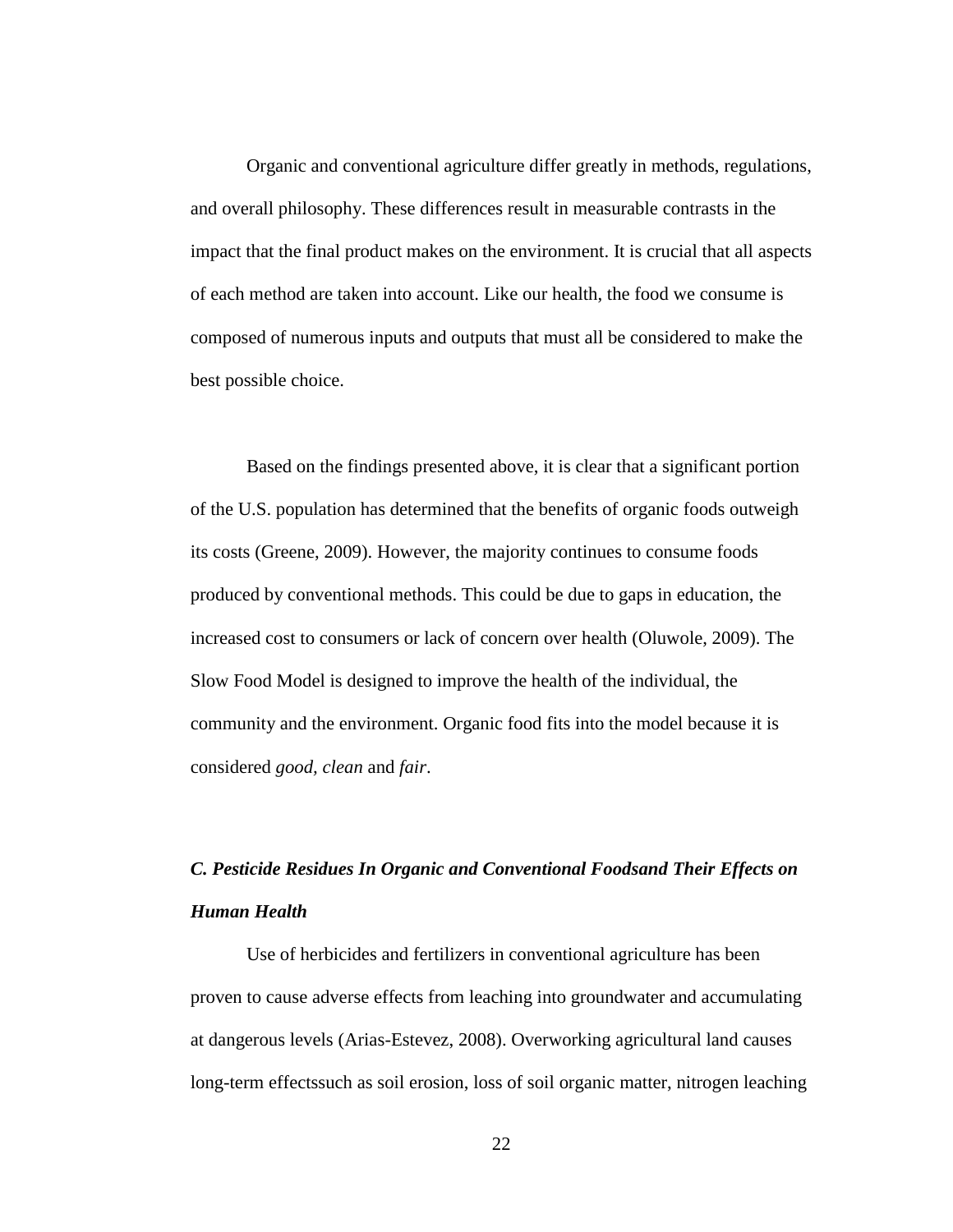Organic and conventional agriculture differ greatly in methods, regulations, and overall philosophy. These differences result in measurable contrasts in the impact that the final product makes on the environment. It is crucial that all aspects of each method are taken into account. Like our health, the food we consume is composed of numerous inputs and outputs that must all be considered to make the best possible choice.

Based on the findings presented above, it is clear that a significant portion of the U.S. population has determined that the benefits of organic foods outweigh its costs (Greene, 2009). However, the majority continues to consume foods produced by conventional methods. This could be due to gaps in education, the increased cost to consumers or lack of concern over health (Oluwole, 2009). The Slow Food Model is designed to improve the health of the individual, the community and the environment. Organic food fits into the model because it is considered *good, clean* and *fair*.

### *C. Pesticide Residues In Organic and Conventional Foodsand Their Effects on Human Health*

Use of herbicides and fertilizers in conventional agriculture has been proven to cause adverse effects from leaching into groundwater and accumulating at dangerous levels (Arias-Estevez, 2008). Overworking agricultural land causes long-term effectssuch as soil erosion, loss of soil organic matter, nitrogen leaching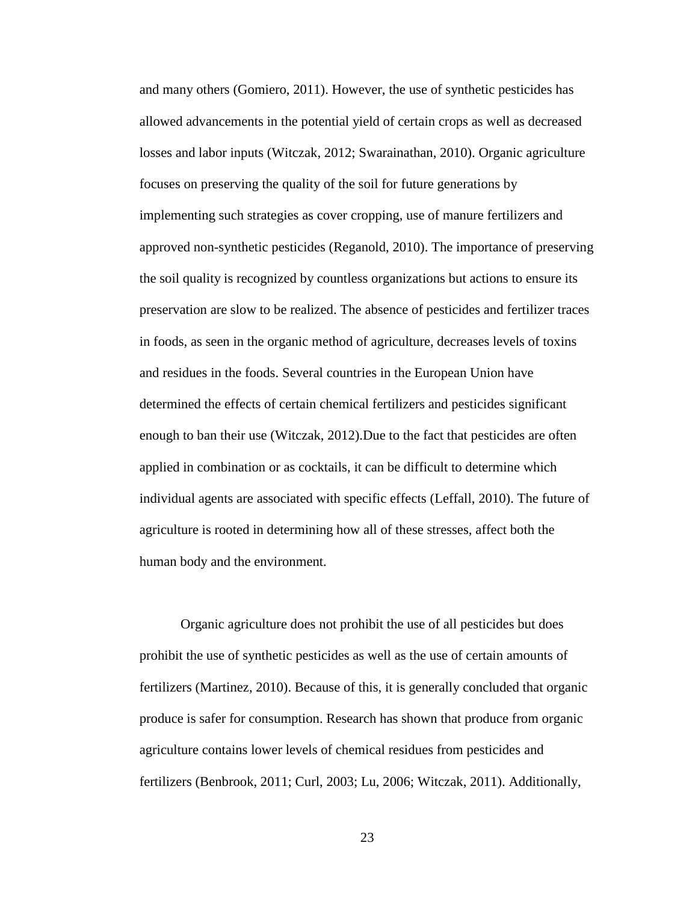and many others (Gomiero, 2011). However, the use of synthetic pesticides has allowed advancements in the potential yield of certain crops as well as decreased losses and labor inputs (Witczak, 2012; Swarainathan, 2010). Organic agriculture focuses on preserving the quality of the soil for future generations by implementing such strategies as cover cropping, use of manure fertilizers and approved non-synthetic pesticides (Reganold, 2010). The importance of preserving the soil quality is recognized by countless organizations but actions to ensure its preservation are slow to be realized. The absence of pesticides and fertilizer traces in foods, as seen in the organic method of agriculture, decreases levels of toxins and residues in the foods. Several countries in the European Union have determined the effects of certain chemical fertilizers and pesticides significant enough to ban their use (Witczak, 2012).Due to the fact that pesticides are often applied in combination or as cocktails, it can be difficult to determine which individual agents are associated with specific effects (Leffall, 2010). The future of agriculture is rooted in determining how all of these stresses, affect both the human body and the environment.

Organic agriculture does not prohibit the use of all pesticides but does prohibit the use of synthetic pesticides as well as the use of certain amounts of fertilizers (Martinez, 2010). Because of this, it is generally concluded that organic produce is safer for consumption. Research has shown that produce from organic agriculture contains lower levels of chemical residues from pesticides and fertilizers (Benbrook, 2011; Curl, 2003; Lu, 2006; Witczak, 2011). Additionally,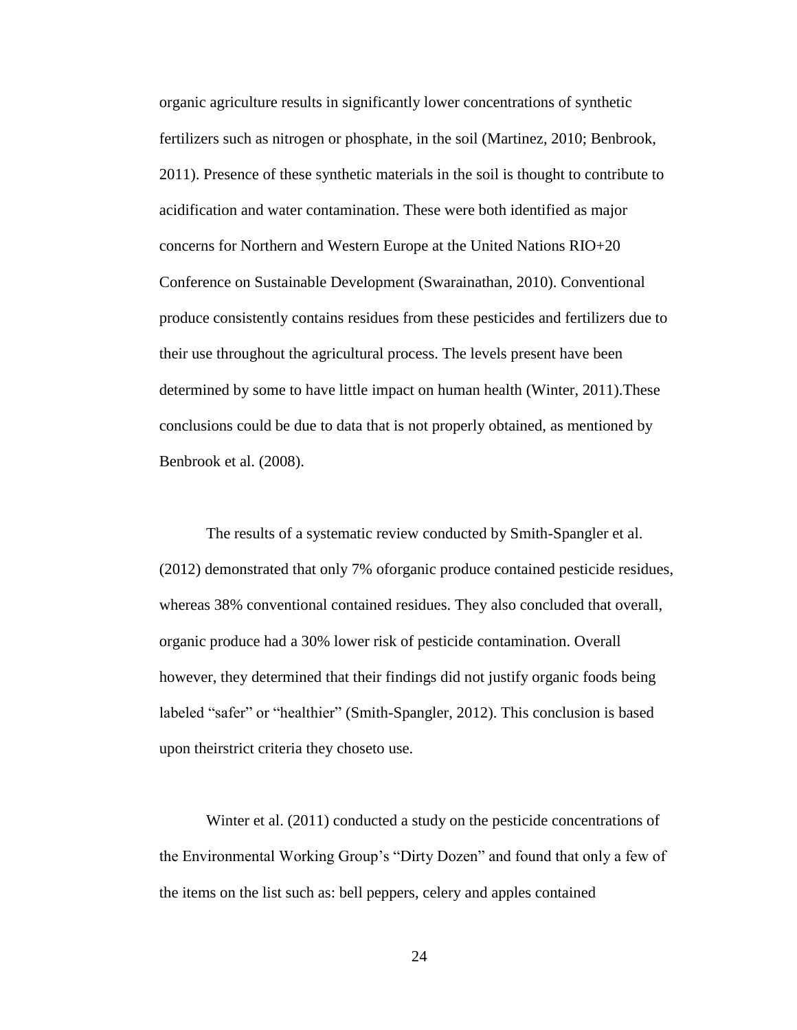organic agriculture results in significantly lower concentrations of synthetic fertilizers such as nitrogen or phosphate, in the soil (Martinez, 2010; Benbrook, 2011). Presence of these synthetic materials in the soil is thought to contribute to acidification and water contamination. These were both identified as major concerns for Northern and Western Europe at the United Nations RIO+20 Conference on Sustainable Development (Swarainathan, 2010). Conventional produce consistently contains residues from these pesticides and fertilizers due to their use throughout the agricultural process. The levels present have been determined by some to have little impact on human health (Winter, 2011).These conclusions could be due to data that is not properly obtained, as mentioned by Benbrook et al. (2008).

The results of a systematic review conducted by Smith-Spangler et al. (2012) demonstrated that only 7% oforganic produce contained pesticide residues, whereas 38% conventional contained residues. They also concluded that overall, organic produce had a 30% lower risk of pesticide contamination. Overall however, they determined that their findings did not justify organic foods being labeled "safer" or "healthier" (Smith-Spangler, 2012). This conclusion is based upon theirstrict criteria they choseto use.

Winter et al. (2011) conducted a study on the pesticide concentrations of the Environmental Working Group's "Dirty Dozen" and found that only a few of the items on the list such as: bell peppers, celery and apples contained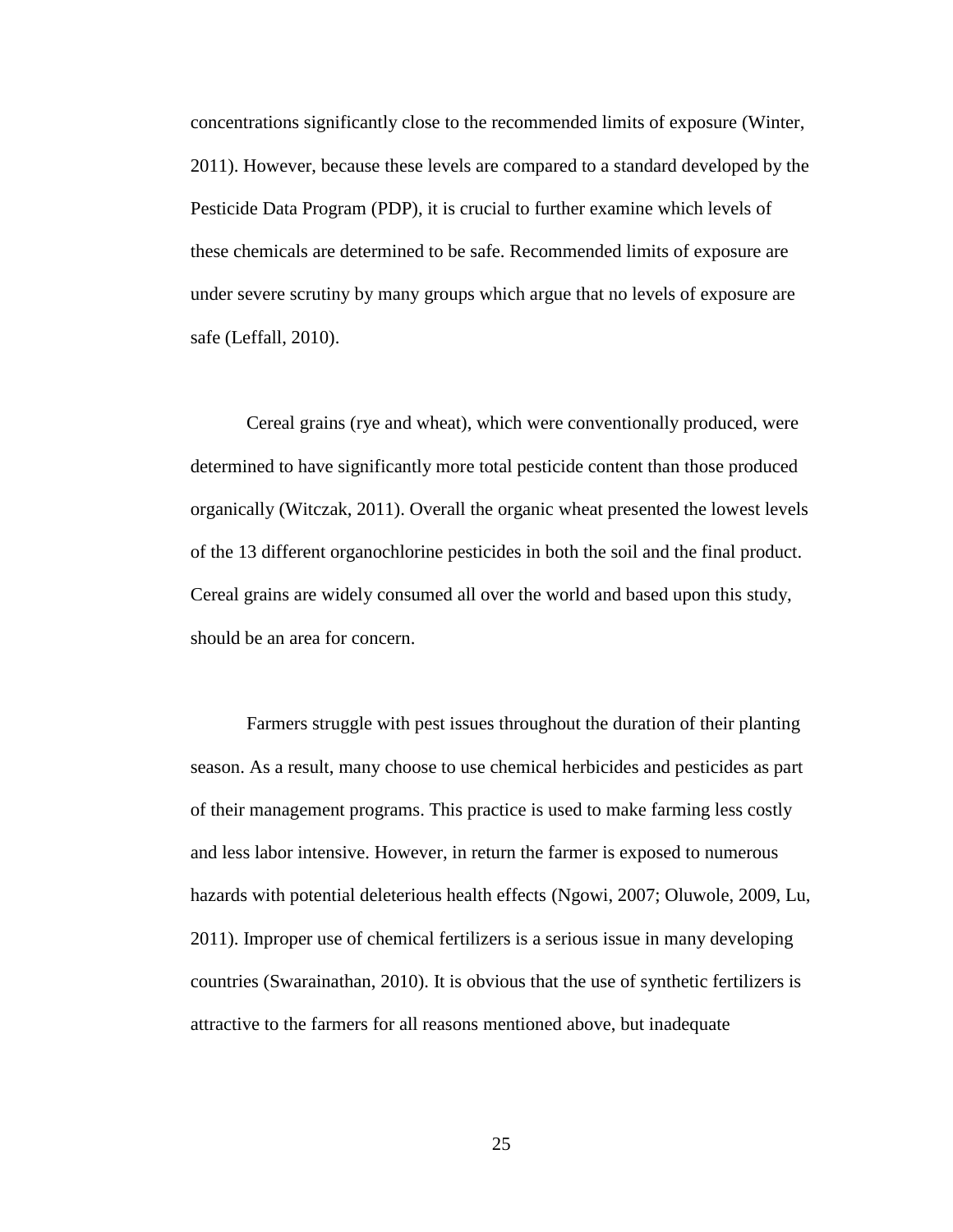concentrations significantly close to the recommended limits of exposure (Winter, 2011). However, because these levels are compared to a standard developed by the Pesticide Data Program (PDP), it is crucial to further examine which levels of these chemicals are determined to be safe. Recommended limits of exposure are under severe scrutiny by many groups which argue that no levels of exposure are safe (Leffall, 2010).

Cereal grains (rye and wheat), which were conventionally produced, were determined to have significantly more total pesticide content than those produced organically (Witczak, 2011). Overall the organic wheat presented the lowest levels of the 13 different organochlorine pesticides in both the soil and the final product. Cereal grains are widely consumed all over the world and based upon this study, should be an area for concern.

Farmers struggle with pest issues throughout the duration of their planting season. As a result, many choose to use chemical herbicides and pesticides as part of their management programs. This practice is used to make farming less costly and less labor intensive. However, in return the farmer is exposed to numerous hazards with potential deleterious health effects (Ngowi, 2007; Oluwole, 2009, Lu, 2011). Improper use of chemical fertilizers is a serious issue in many developing countries (Swarainathan, 2010). It is obvious that the use of synthetic fertilizers is attractive to the farmers for all reasons mentioned above, but inadequate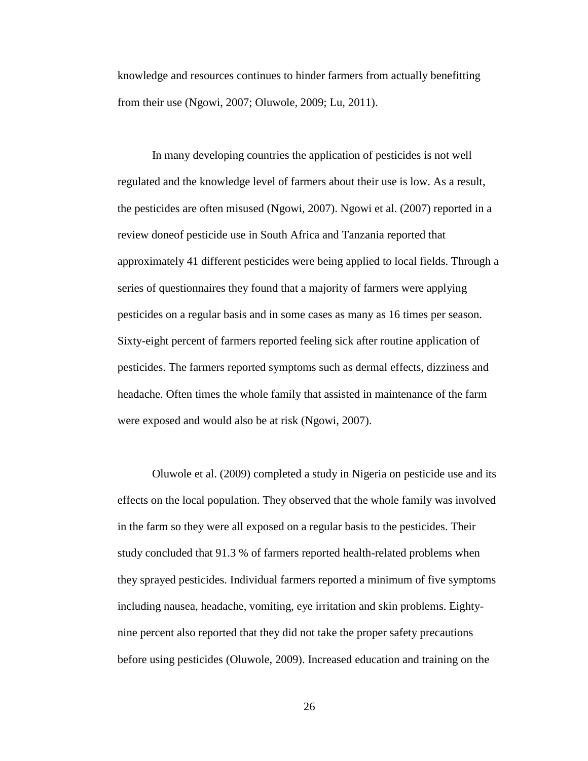knowledge and resources continues to hinder farmers from actually benefitting from their use (Ngowi, 2007; Oluwole, 2009; Lu, 2011).

In many developing countries the application of pesticides is not well regulated and the knowledge level of farmers about their use is low. As a result, the pesticides are often misused (Ngowi, 2007). Ngowi et al. (2007) reported in a review doneof pesticide use in South Africa and Tanzania reported that approximately 41 different pesticides were being applied to local fields. Through a series of questionnaires they found that a majority of farmers were applying pesticides on a regular basis and in some cases as many as 16 times per season. Sixty-eight percent of farmers reported feeling sick after routine application of pesticides. The farmers reported symptoms such as dermal effects, dizziness and headache. Often times the whole family that assisted in maintenance of the farm were exposed and would also be at risk (Ngowi, 2007).

Oluwole et al. (2009) completed a study in Nigeria on pesticide use and its effects on the local population. They observed that the whole family was involved in the farm so they were all exposed on a regular basis to the pesticides. Their study concluded that 91.3 % of farmers reported health-related problems when they sprayed pesticides. Individual farmers reported a minimum of five symptoms including nausea, headache, vomiting, eye irritation and skin problems. Eighty-nine percent also reported that they did not take the proper safety precautions before using pesticides (Oluwole, 2009). Increased education and training on the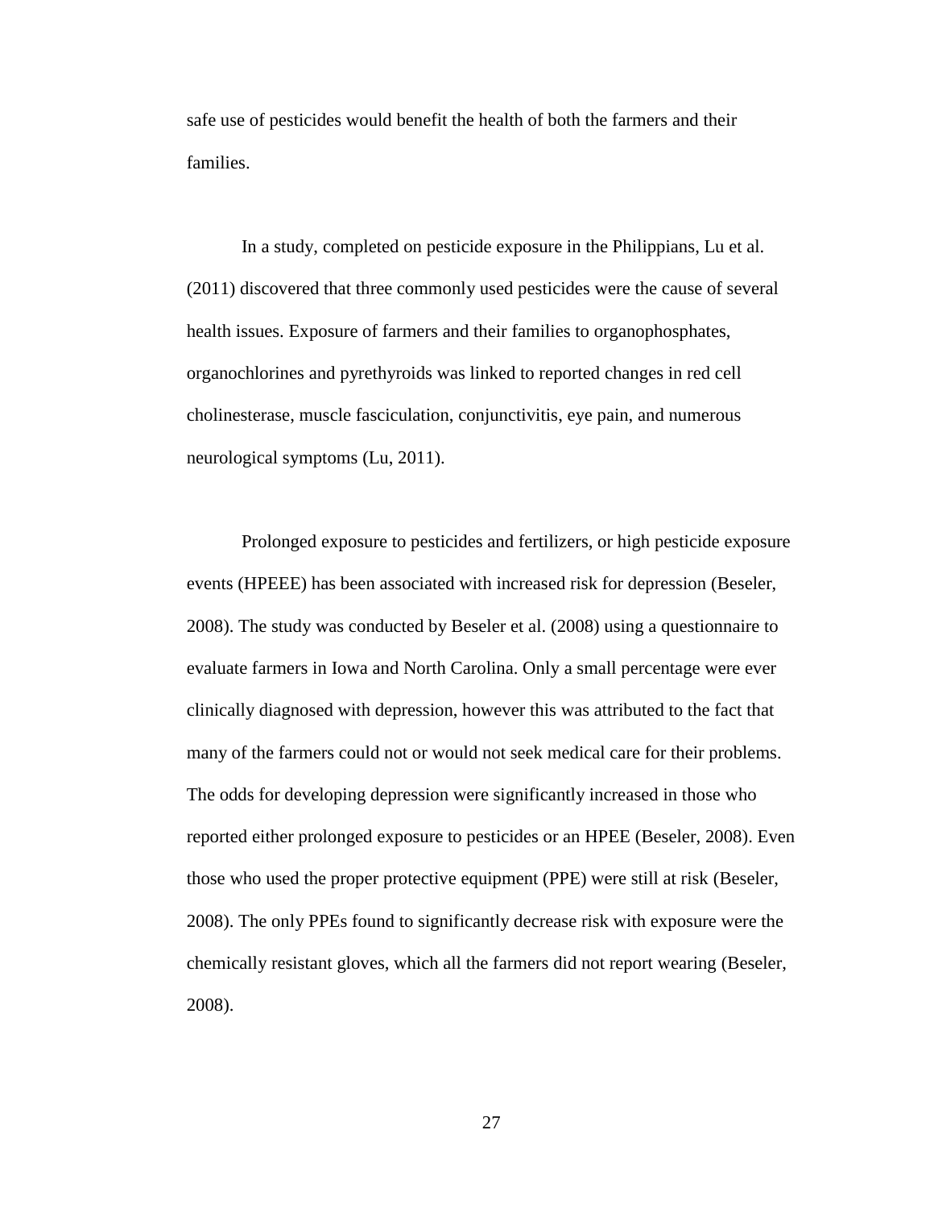safe use of pesticides would benefit the health of both the farmers and their families.

In a study, completed on pesticide exposure in the Philippians, Lu et al. (2011) discovered that three commonly used pesticides were the cause of several health issues. Exposure of farmers and their families to organophosphates, organochlorines and pyrethyroids was linked to reported changes in red cell cholinesterase, muscle fasciculation, conjunctivitis, eye pain, and numerous neurological symptoms (Lu, 2011).

Prolonged exposure to pesticides and fertilizers, or high pesticide exposure events (HPEEE) has been associated with increased risk for depression (Beseler, 2008). The study was conducted by Beseler et al. (2008) using a questionnaire to evaluate farmers in Iowa and North Carolina. Only a small percentage were ever clinically diagnosed with depression, however this was attributed to the fact that many of the farmers could not or would not seek medical care for their problems. The odds for developing depression were significantly increased in those who reported either prolonged exposure to pesticides or an HPEE (Beseler, 2008). Even those who used the proper protective equipment (PPE) were still at risk (Beseler, 2008). The only PPEs found to significantly decrease risk with exposure were the chemically resistant gloves, which all the farmers did not report wearing (Beseler, 2008).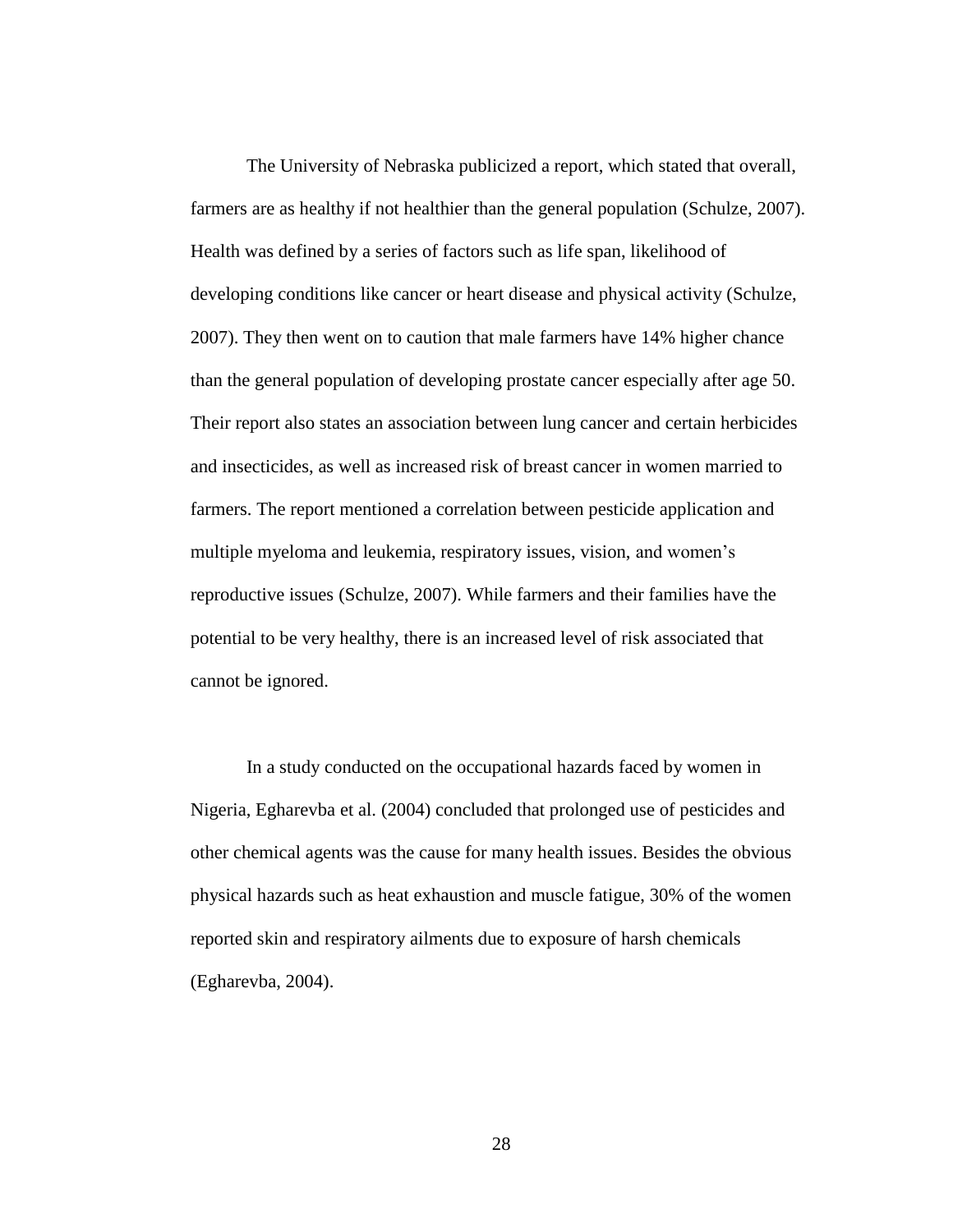The University of Nebraska publicized a report, which stated that overall, farmers are as healthy if not healthier than the general population (Schulze, 2007). Health was defined by a series of factors such as life span, likelihood of developing conditions like cancer or heart disease and physical activity (Schulze, 2007). They then went on to caution that male farmers have 14% higher chance than the general population of developing prostate cancer especially after age 50. Their report also states an association between lung cancer and certain herbicides and insecticides, as well as increased risk of breast cancer in women married to farmers. The report mentioned a correlation between pesticide application and multiple myeloma and leukemia, respiratory issues, vision, and women's reproductive issues (Schulze, 2007). While farmers and their families have the potential to be very healthy, there is an increased level of risk associated that cannot be ignored.

In a study conducted on the occupational hazards faced by women in Nigeria, Egharevba et al. (2004) concluded that prolonged use of pesticides and other chemical agents was the cause for many health issues. Besides the obvious physical hazards such as heat exhaustion and muscle fatigue, 30% of the women reported skin and respiratory ailments due to exposure of harsh chemicals (Egharevba, 2004).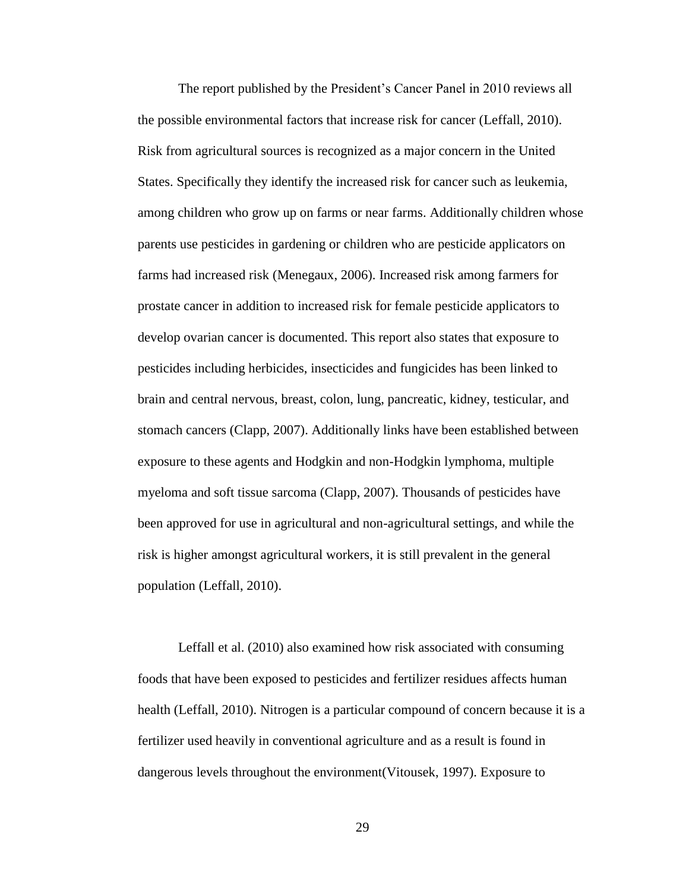The report published by the President's Cancer Panel in 2010 reviews all the possible environmental factors that increase risk for cancer (Leffall, 2010). Risk from agricultural sources is recognized as a major concern in the United States. Specifically they identify the increased risk for cancer such as leukemia, among children who grow up on farms or near farms. Additionally children whose parents use pesticides in gardening or children who are pesticide applicators on farms had increased risk (Menegaux, 2006). Increased risk among farmers for prostate cancer in addition to increased risk for female pesticide applicators to develop ovarian cancer is documented. This report also states that exposure to pesticides including herbicides, insecticides and fungicides has been linked to brain and central nervous, breast, colon, lung, pancreatic, kidney, testicular, and stomach cancers (Clapp, 2007). Additionally links have been established between exposure to these agents and Hodgkin and non-Hodgkin lymphoma, multiple myeloma and soft tissue sarcoma (Clapp, 2007). Thousands of pesticides have been approved for use in agricultural and non-agricultural settings, and while the risk is higher amongst agricultural workers, it is still prevalent in the general population (Leffall, 2010).

Leffall et al. (2010) also examined how risk associated with consuming foods that have been exposed to pesticides and fertilizer residues affects human health (Leffall, 2010). Nitrogen is a particular compound of concern because it is a fertilizer used heavily in conventional agriculture and as a result is found in dangerous levels throughout the environment(Vitousek, 1997). Exposure to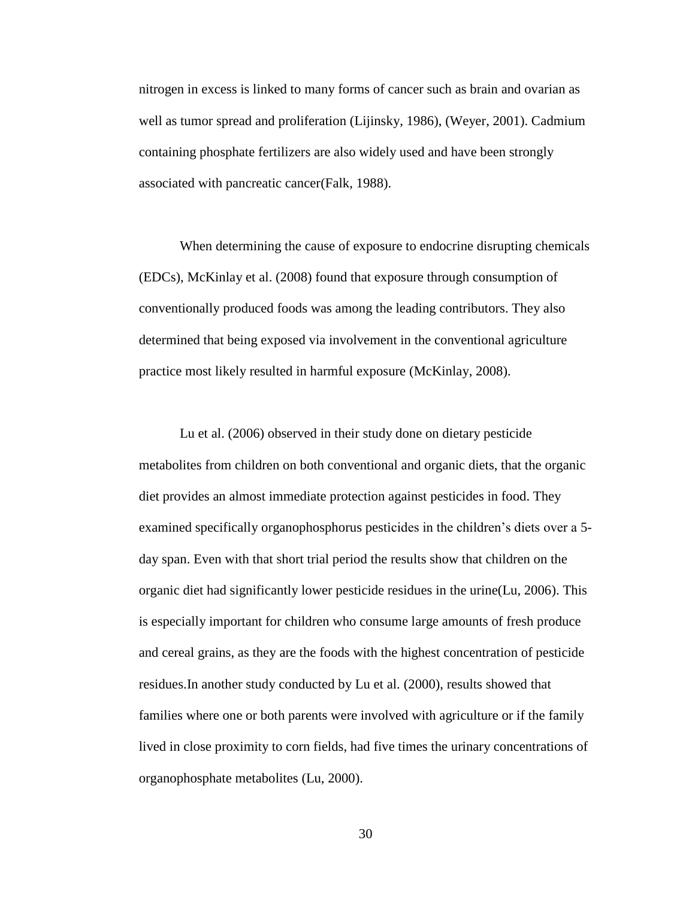nitrogen in excess is linked to many forms of cancer such as brain and ovarian as well as tumor spread and proliferation (Lijinsky, 1986), (Weyer, 2001). Cadmium containing phosphate fertilizers are also widely used and have been strongly associated with pancreatic cancer(Falk, 1988).

When determining the cause of exposure to endocrine disrupting chemicals (EDCs), McKinlay et al. (2008) found that exposure through consumption of conventionally produced foods was among the leading contributors. They also determined that being exposed via involvement in the conventional agriculture practice most likely resulted in harmful exposure (McKinlay, 2008).

Lu et al. (2006) observed in their study done on dietary pesticide metabolites from children on both conventional and organic diets, that the organic diet provides an almost immediate protection against pesticides in food. They examined specifically organophosphorus pesticides in the children's diets over a 5-day span. Even with that short trial period the results show that children on the organic diet had significantly lower pesticide residues in the urine(Lu, 2006). This is especially important for children who consume large amounts of fresh produce and cereal grains, as they are the foods with the highest concentration of pesticide residues.In another study conducted by Lu et al. (2000), results showed that families where one or both parents were involved with agriculture or if the family lived in close proximity to corn fields, had five times the urinary concentrations of organophosphate metabolites (Lu, 2000).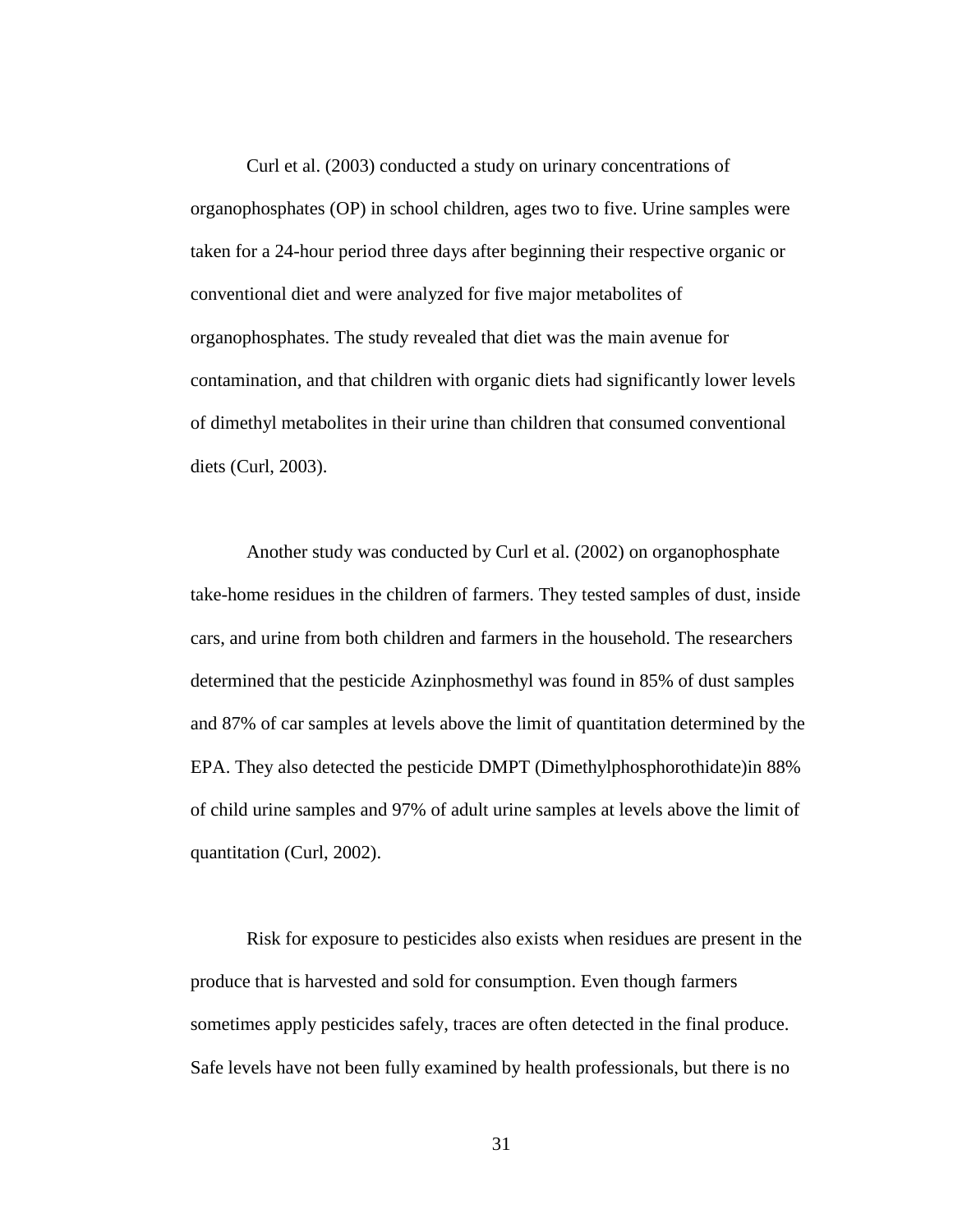Curl et al. (2003) conducted a study on urinary concentrations of organophosphates (OP) in school children, ages two to five. Urine samples were taken for a 24-hour period three days after beginning their respective organic or conventional diet and were analyzed for five major metabolites of organophosphates. The study revealed that diet was the main avenue for contamination, and that children with organic diets had significantly lower levels of dimethyl metabolites in their urine than children that consumed conventional diets (Curl, 2003).

Another study was conducted by Curl et al. (2002) on organophosphate take-home residues in the children of farmers. They tested samples of dust, inside cars, and urine from both children and farmers in the household. The researchers determined that the pesticide Azinphosmethyl was found in 85% of dust samples and 87% of car samples at levels above the limit of quantitation determined by the EPA. They also detected the pesticide DMPT (Dimethylphosphorothidate)in 88% of child urine samples and 97% of adult urine samples at levels above the limit of quantitation (Curl, 2002).

Risk for exposure to pesticides also exists when residues are present in the produce that is harvested and sold for consumption. Even though farmers sometimes apply pesticides safely, traces are often detected in the final produce. Safe levels have not been fully examined by health professionals, but there is no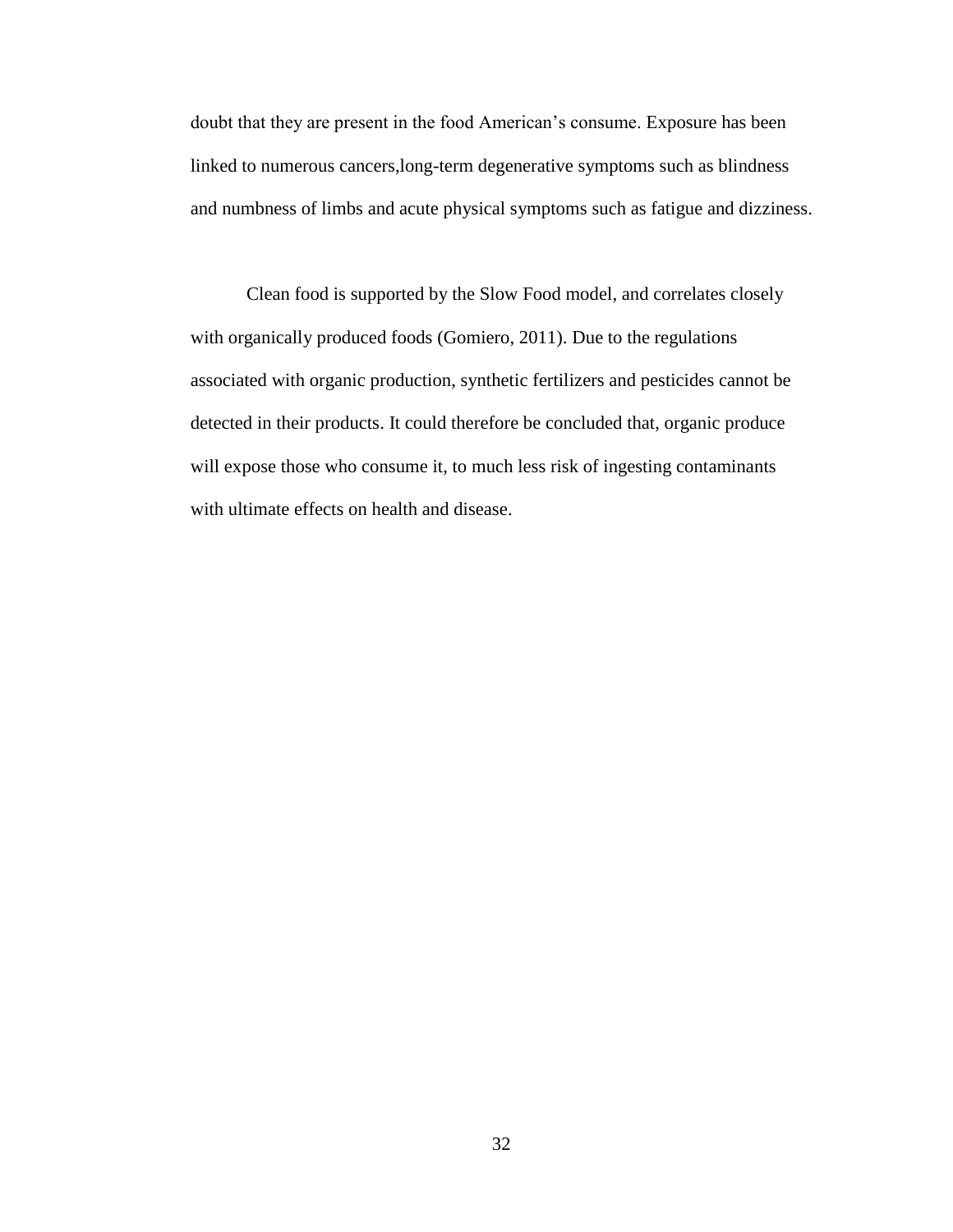doubt that they are present in the food American's consume. Exposure has been linked to numerous cancers,long-term degenerative symptoms such as blindness and numbness of limbs and acute physical symptoms such as fatigue and dizziness.

Clean food is supported by the Slow Food model, and correlates closely with organically produced foods (Gomiero, 2011). Due to the regulations associated with organic production, synthetic fertilizers and pesticides cannot be detected in their products. It could therefore be concluded that, organic produce will expose those who consume it, to much less risk of ingesting contaminants with ultimate effects on health and disease.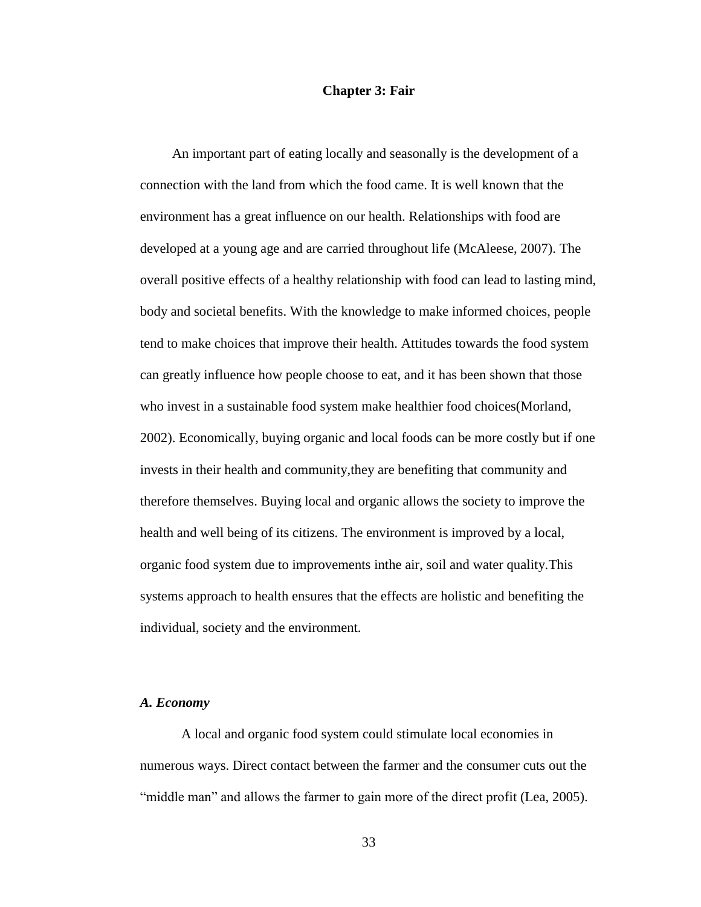# Chapter 3: Fair

An important part of eating locally and seasonally is the development of a connection with the land from which the food came. It is well known that the environment has a great influence on our health. Relationships with food are developed at a young age and are carried throughout life (McAleese, 2007). The overall positive effects of a healthy relationship with food can lead to lasting mind, body and societal benefits. With the knowledge to make informed choices, people tend to make choices that improve their health. Attitudes towards the food system can greatly influence how people choose to eat, and it has been shown that those who invest in a sustainable food system make healthier food choices(Morland, 2002). Economically, buying organic and local foods can be more costly but if one invests in their health and community,they are benefiting that community and therefore themselves. Buying local and organic allows the society to improve the health and well being of its citizens. The environment is improved by a local, organic food system due to improvements inthe air, soil and water quality.This systems approach to health ensures that the effects are holistic and benefiting the individual, society and the environment.

### *A. Economy*

A local and organic food system could stimulate local economies in numerous ways. Direct contact between the farmer and the consumer cuts out the "middle man" and allows the farmer to gain more of the direct profit (Lea, 2005).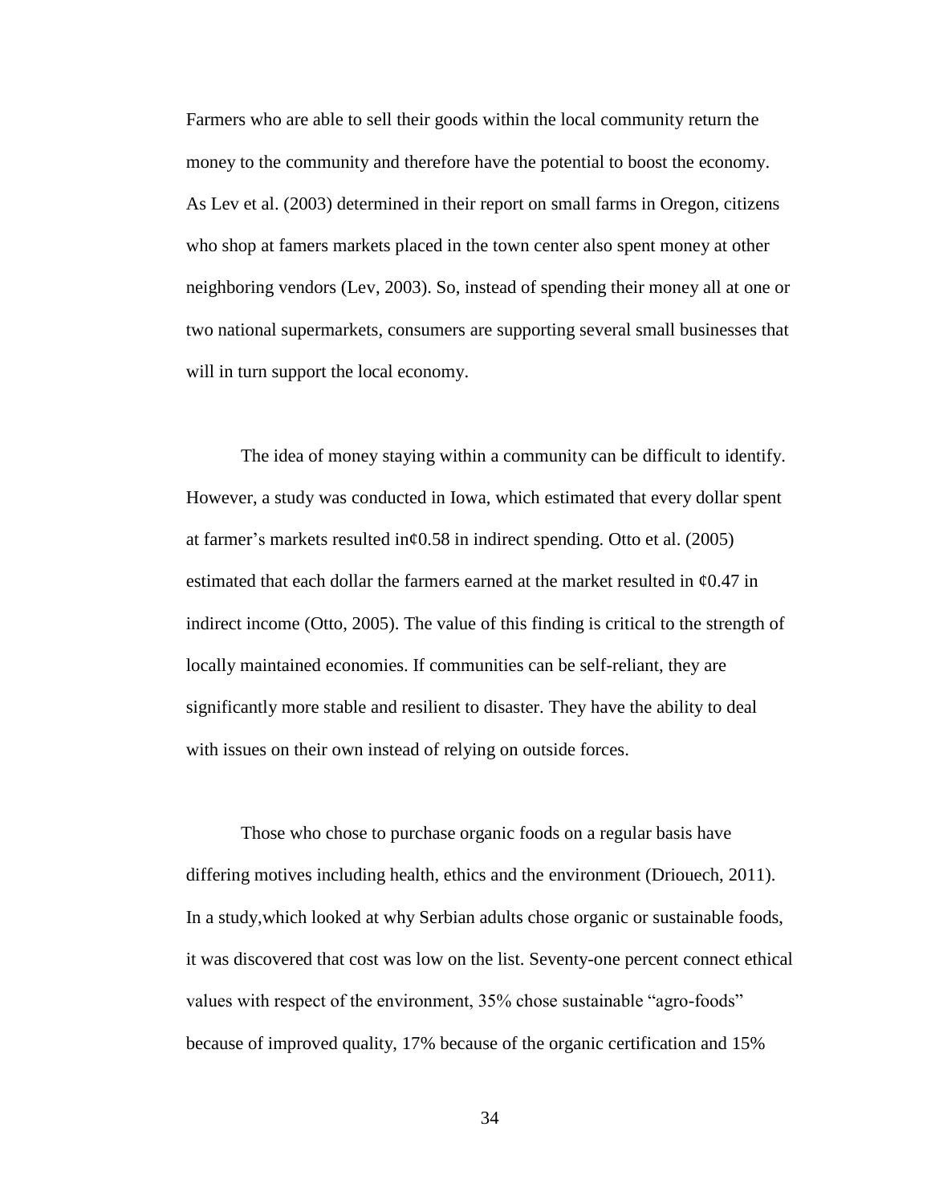Farmers who are able to sell their goods within the local community return the money to the community and therefore have the potential to boost the economy. As Lev et al. (2003) determined in their report on small farms in Oregon, citizens who shop at famers markets placed in the town center also spent money at other neighboring vendors (Lev, 2003). So, instead of spending their money all at one or two national supermarkets, consumers are supporting several small businesses that will in turn support the local economy.

The idea of money staying within a community can be difficult to identify. However, a study was conducted in Iowa, which estimated that every dollar spent at farmer's markets resulted in¢0.58 in indirect spending. Otto et al. (2005) estimated that each dollar the farmers earned at the market resulted in ¢0.47 in indirect income (Otto, 2005). The value of this finding is critical to the strength of locally maintained economies. If communities can be self-reliant, they are significantly more stable and resilient to disaster. They have the ability to deal with issues on their own instead of relying on outside forces.

Those who chose to purchase organic foods on a regular basis have differing motives including health, ethics and the environment (Driouech, 2011). In a study,which looked at why Serbian adults chose organic or sustainable foods, it was discovered that cost was low on the list. Seventy-one percent connect ethical values with respect of the environment, 35% chose sustainable "agro-foods" because of improved quality, 17% because of the organic certification and 15%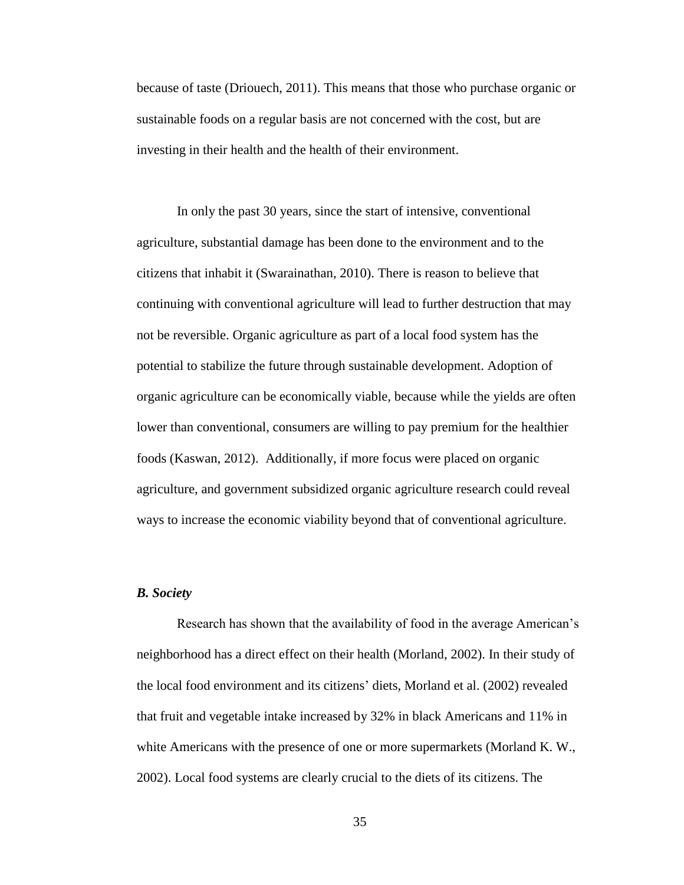because of taste (Driouech, 2011). This means that those who purchase organic or sustainable foods on a regular basis are not concerned with the cost, but are investing in their health and the health of their environment.

In only the past 30 years, since the start of intensive, conventional agriculture, substantial damage has been done to the environment and to the citizens that inhabit it (Swarainathan, 2010). There is reason to believe that continuing with conventional agriculture will lead to further destruction that may not be reversible. Organic agriculture as part of a local food system has the potential to stabilize the future through sustainable development. Adoption of organic agriculture can be economically viable, because while the yields are often lower than conventional, consumers are willing to pay premium for the healthier foods (Kaswan, 2012). Additionally, if more focus were placed on organic agriculture, and government subsidized organic agriculture research could reveal ways to increase the economic viability beyond that of conventional agriculture.

### *B. Society*

Research has shown that the availability of food in the average American's neighborhood has a direct effect on their health (Morland, 2002). In their study of the local food environment and its citizens' diets, Morland et al. (2002) revealed that fruit and vegetable intake increased by 32% in black Americans and 11% in white Americans with the presence of one or more supermarkets (Morland K. W., 2002). Local food systems are clearly crucial to the diets of its citizens. The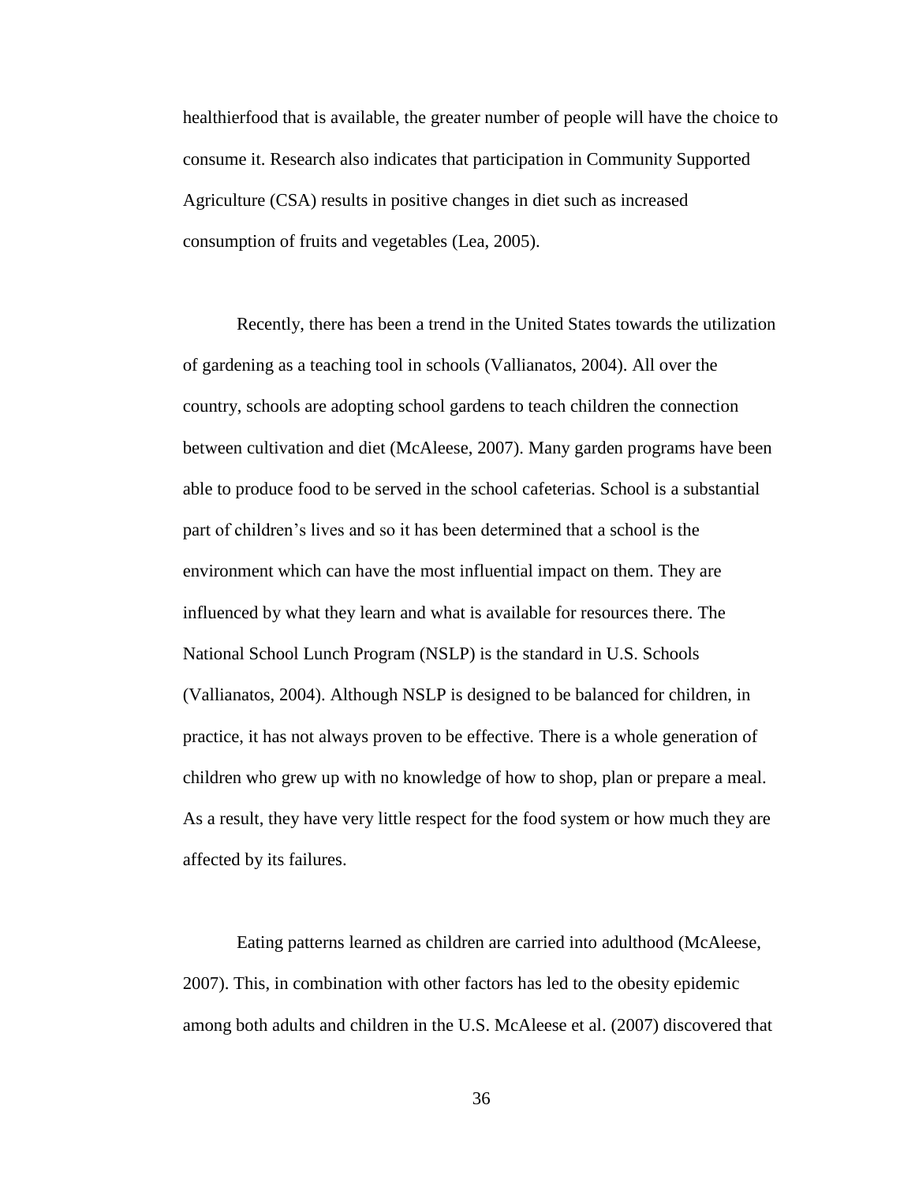healthierfood that is available, the greater number of people will have the choice to consume it. Research also indicates that participation in Community Supported Agriculture (CSA) results in positive changes in diet such as increased consumption of fruits and vegetables (Lea, 2005).

Recently, there has been a trend in the United States towards the utilization of gardening as a teaching tool in schools (Vallianatos, 2004). All over the country, schools are adopting school gardens to teach children the connection between cultivation and diet (McAleese, 2007). Many garden programs have been able to produce food to be served in the school cafeterias. School is a substantial part of children's lives and so it has been determined that a school is the environment which can have the most influential impact on them. They are influenced by what they learn and what is available for resources there. The National School Lunch Program (NSLP) is the standard in U.S. Schools (Vallianatos, 2004). Although NSLP is designed to be balanced for children, in practice, it has not always proven to be effective. There is a whole generation of children who grew up with no knowledge of how to shop, plan or prepare a meal. As a result, they have very little respect for the food system or how much they are affected by its failures.

Eating patterns learned as children are carried into adulthood (McAleese, 2007). This, in combination with other factors has led to the obesity epidemic among both adults and children in the U.S. McAleese et al. (2007) discovered that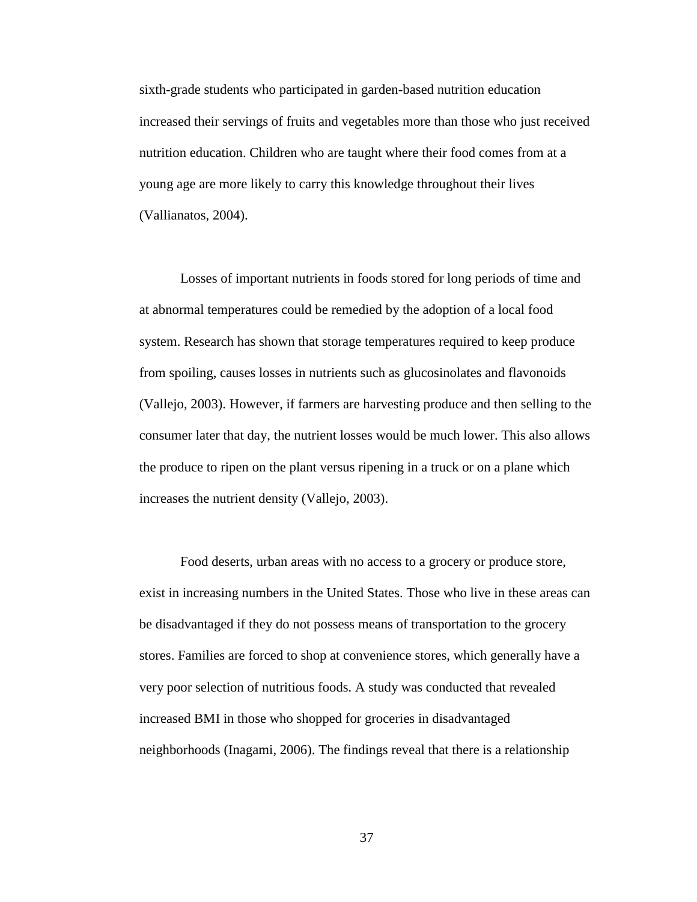sixth-grade students who participated in garden-based nutrition education increased their servings of fruits and vegetables more than those who just received nutrition education. Children who are taught where their food comes from at a young age are more likely to carry this knowledge throughout their lives (Vallianatos, 2004).

Losses of important nutrients in foods stored for long periods of time and at abnormal temperatures could be remedied by the adoption of a local food system. Research has shown that storage temperatures required to keep produce from spoiling, causes losses in nutrients such as glucosinolates and flavonoids (Vallejo, 2003). However, if farmers are harvesting produce and then selling to the consumer later that day, the nutrient losses would be much lower. This also allows the produce to ripen on the plant versus ripening in a truck or on a plane which increases the nutrient density (Vallejo, 2003).

Food deserts, urban areas with no access to a grocery or produce store, exist in increasing numbers in the United States. Those who live in these areas can be disadvantaged if they do not possess means of transportation to the grocery stores. Families are forced to shop at convenience stores, which generally have a very poor selection of nutritious foods. A study was conducted that revealed increased BMI in those who shopped for groceries in disadvantaged neighborhoods (Inagami, 2006). The findings reveal that there is a relationship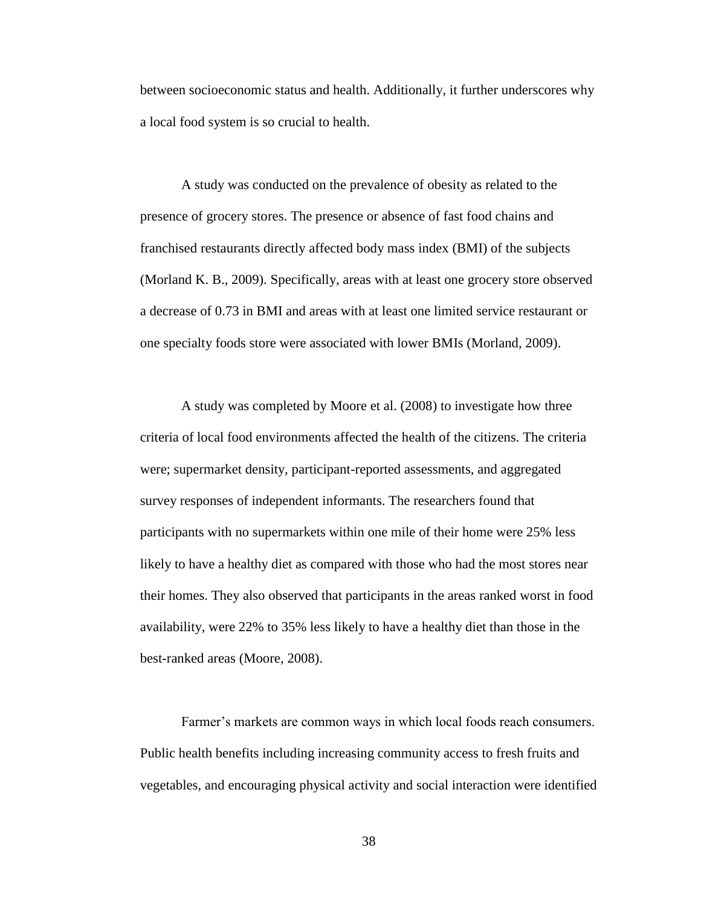between socioeconomic status and health. Additionally, it further underscores why a local food system is so crucial to health.

A study was conducted on the prevalence of obesity as related to the presence of grocery stores. The presence or absence of fast food chains and franchised restaurants directly affected body mass index (BMI) of the subjects (Morland K. B., 2009). Specifically, areas with at least one grocery store observed a decrease of 0.73 in BMI and areas with at least one limited service restaurant or one specialty foods store were associated with lower BMIs (Morland, 2009).

A study was completed by Moore et al. (2008) to investigate how three criteria of local food environments affected the health of the citizens. The criteria were; supermarket density, participant-reported assessments, and aggregated survey responses of independent informants. The researchers found that participants with no supermarkets within one mile of their home were 25% less likely to have a healthy diet as compared with those who had the most stores near their homes. They also observed that participants in the areas ranked worst in food availability, were 22% to 35% less likely to have a healthy diet than those in the best-ranked areas (Moore, 2008).

Farmer's markets are common ways in which local foods reach consumers. Public health benefits including increasing community access to fresh fruits and vegetables, and encouraging physical activity and social interaction were identified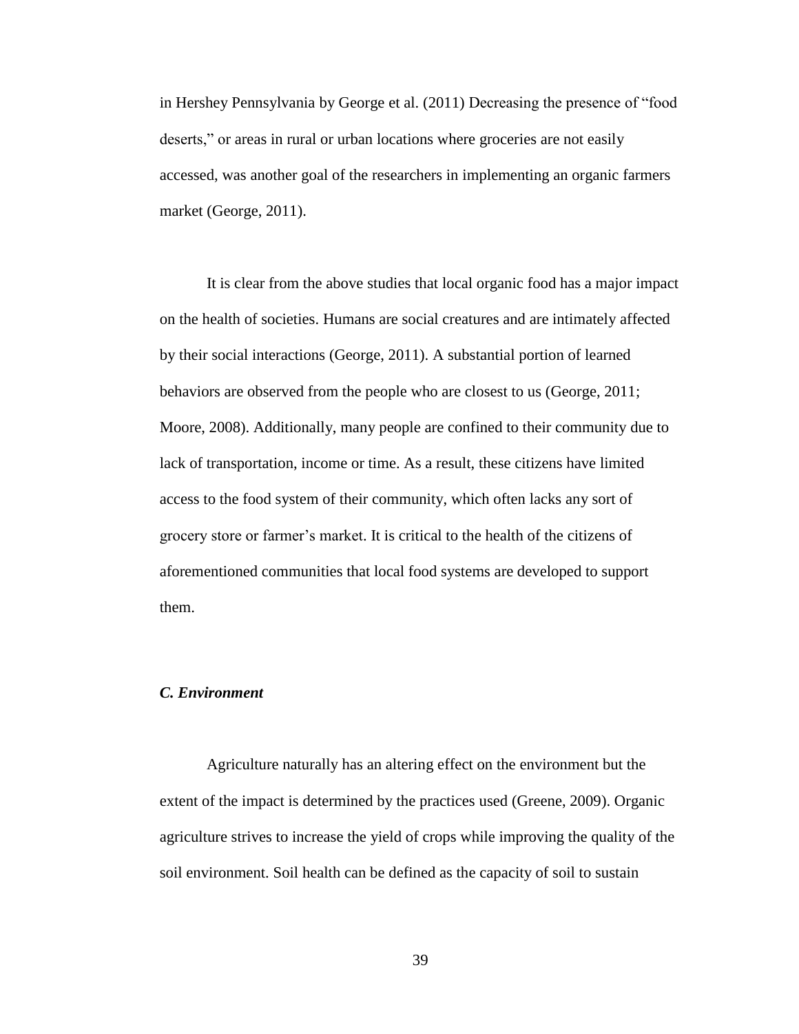in Hershey Pennsylvania by George et al. (2011) Decreasing the presence of "food deserts," or areas in rural or urban locations where groceries are not easily accessed, was another goal of the researchers in implementing an organic farmers market (George, 2011).

It is clear from the above studies that local organic food has a major impact on the health of societies. Humans are social creatures and are intimately affected by their social interactions (George, 2011). A substantial portion of learned behaviors are observed from the people who are closest to us (George, 2011; Moore, 2008). Additionally, many people are confined to their community due to lack of transportation, income or time. As a result, these citizens have limited access to the food system of their community, which often lacks any sort of grocery store or farmer's market. It is critical to the health of the citizens of aforementioned communities that local food systems are developed to support them.

### *C. Environment*

Agriculture naturally has an altering effect on the environment but the extent of the impact is determined by the practices used (Greene, 2009). Organic agriculture strives to increase the yield of crops while improving the quality of the soil environment. Soil health can be defined as the capacity of soil to sustain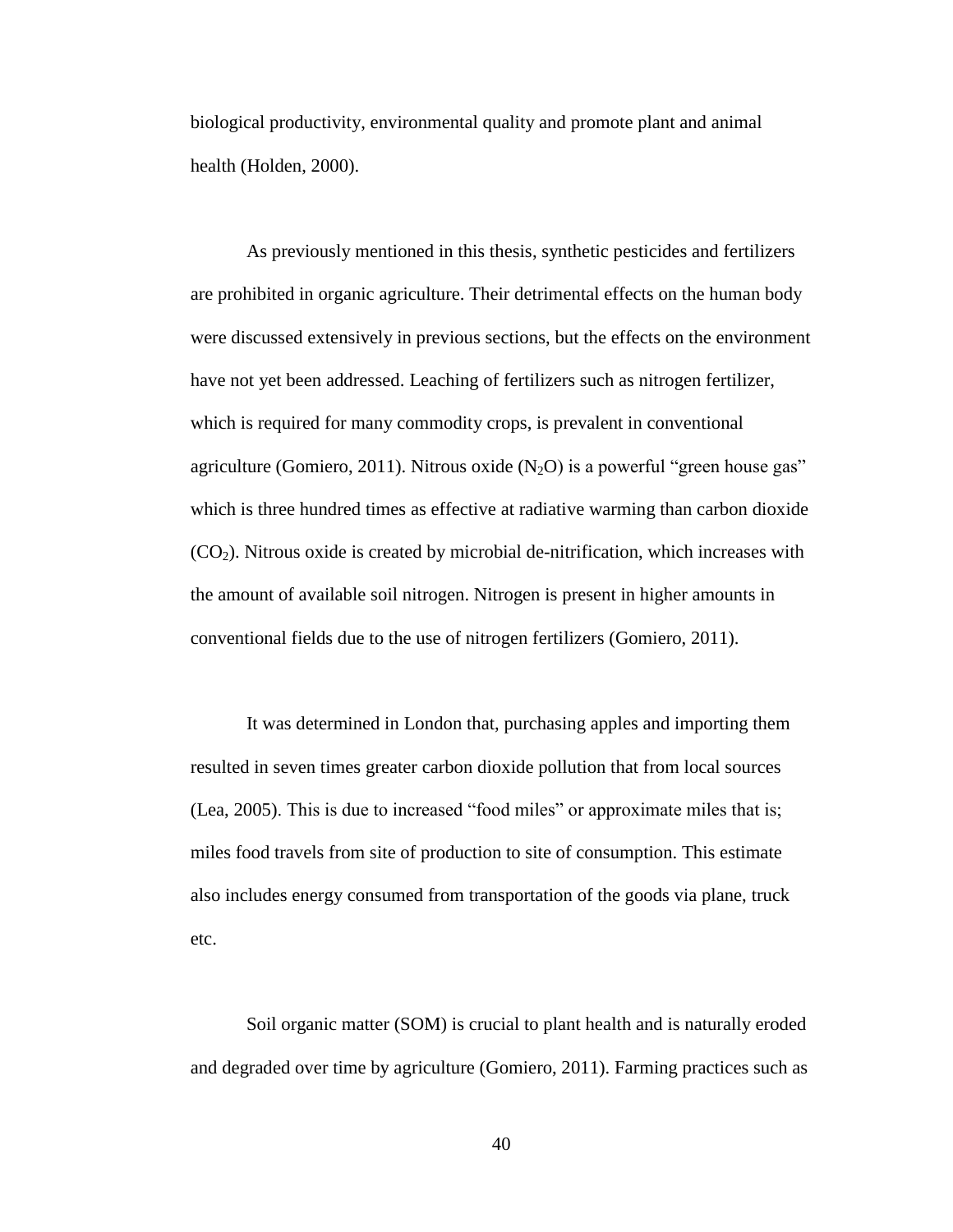biological productivity, environmental quality and promote plant and animal health (Holden, 2000).

As previously mentioned in this thesis, synthetic pesticides and fertilizers are prohibited in organic agriculture. Their detrimental effects on the human body were discussed extensively in previous sections, but the effects on the environment have not yet been addressed. Leaching of fertilizers such as nitrogen fertilizer, which is required for many commodity crops, is prevalent in conventional agriculture (Gomiero, 2011). Nitrous oxide ($N_2O$) is a powerful "green house gas" which is three hundred times as effective at radiative warming than carbon dioxide ($CO_2$). Nitrous oxide is created by microbial de-nitrification, which increases with the amount of available soil nitrogen. Nitrogen is present in higher amounts in conventional fields due to the use of nitrogen fertilizers (Gomiero, 2011).

It was determined in London that, purchasing apples and importing them resulted in seven times greater carbon dioxide pollution that from local sources (Lea, 2005). This is due to increased "food miles" or approximate miles that is; miles food travels from site of production to site of consumption. This estimate also includes energy consumed from transportation of the goods via plane, truck etc.

Soil organic matter (SOM) is crucial to plant health and is naturally eroded and degraded over time by agriculture (Gomiero, 2011). Farming practices such as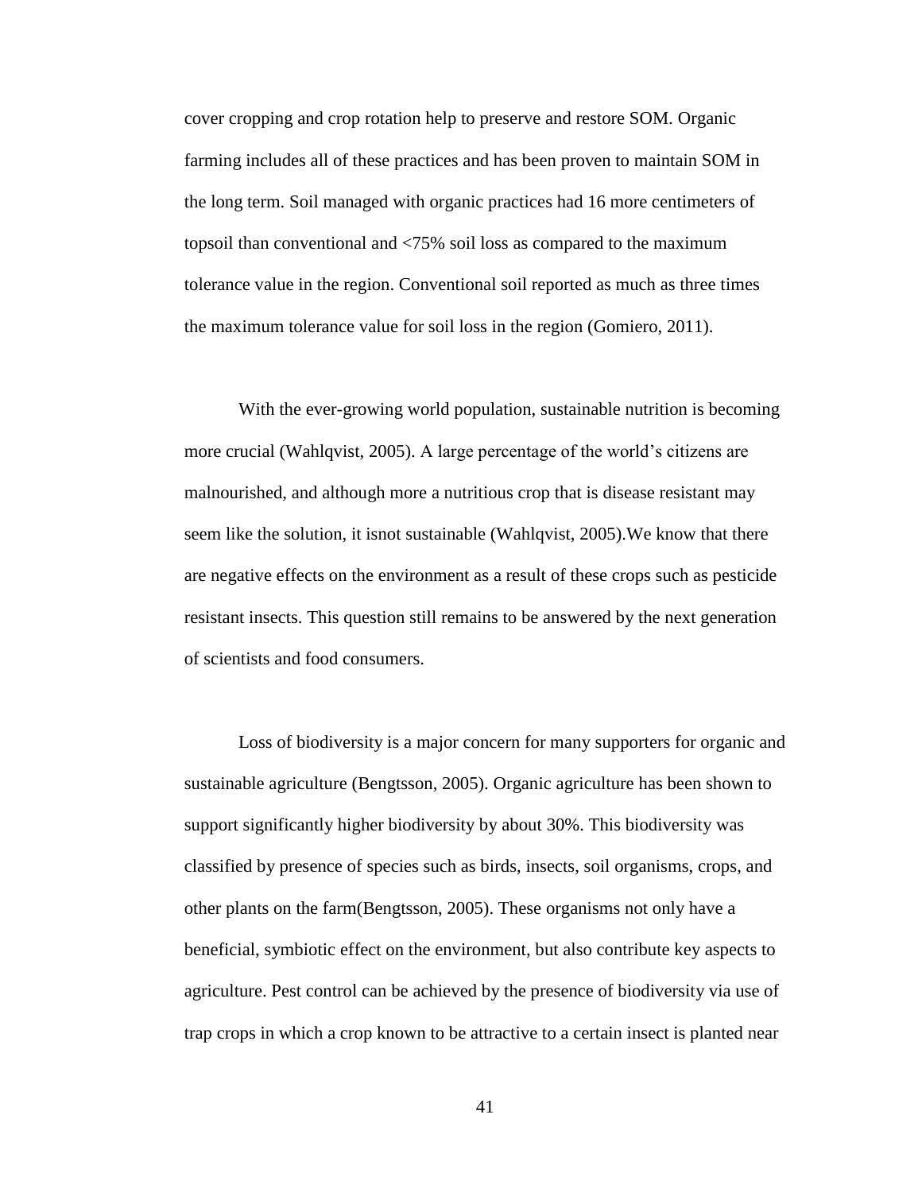cover cropping and crop rotation help to preserve and restore SOM. Organic farming includes all of these practices and has been proven to maintain SOM in the long term. Soil managed with organic practices had 16 more centimeters of topsoil than conventional and <75% soil loss as compared to the maximum tolerance value in the region. Conventional soil reported as much as three times the maximum tolerance value for soil loss in the region (Gomiero, 2011).

With the ever-growing world population, sustainable nutrition is becoming more crucial (Wahlqvist, 2005). A large percentage of the world's citizens are malnourished, and although more a nutritious crop that is disease resistant may seem like the solution, it isnot sustainable (Wahlqvist, 2005).We know that there are negative effects on the environment as a result of these crops such as pesticide resistant insects. This question still remains to be answered by the next generation of scientists and food consumers.

Loss of biodiversity is a major concern for many supporters for organic and sustainable agriculture (Bengtsson, 2005). Organic agriculture has been shown to support significantly higher biodiversity by about 30%. This biodiversity was classified by presence of species such as birds, insects, soil organisms, crops, and other plants on the farm(Bengtsson, 2005). These organisms not only have a beneficial, symbiotic effect on the environment, but also contribute key aspects to agriculture. Pest control can be achieved by the presence of biodiversity via use of trap crops in which a crop known to be attractive to a certain insect is planted near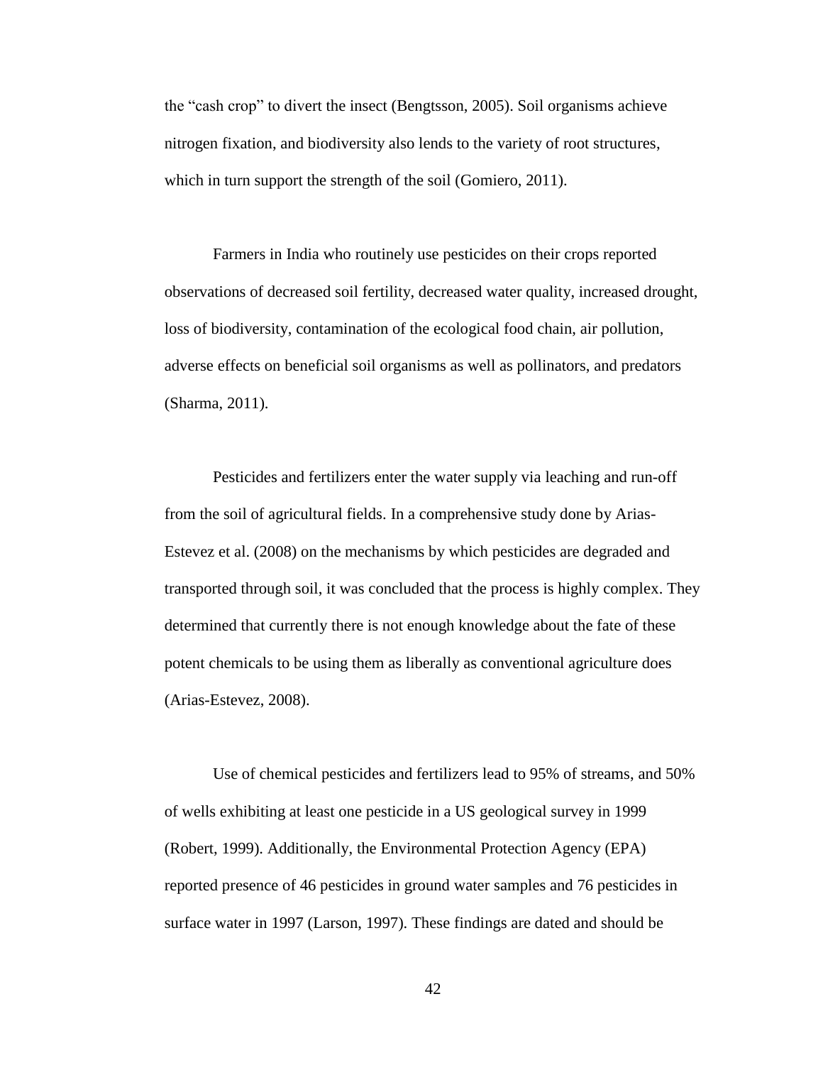the "cash crop" to divert the insect (Bengtsson, 2005). Soil organisms achieve nitrogen fixation, and biodiversity also lends to the variety of root structures, which in turn support the strength of the soil (Gomiero, 2011).

Farmers in India who routinely use pesticides on their crops reported observations of decreased soil fertility, decreased water quality, increased drought, loss of biodiversity, contamination of the ecological food chain, air pollution, adverse effects on beneficial soil organisms as well as pollinators, and predators (Sharma, 2011).

Pesticides and fertilizers enter the water supply via leaching and run-off from the soil of agricultural fields. In a comprehensive study done by Arias-Estevez et al. (2008) on the mechanisms by which pesticides are degraded and transported through soil, it was concluded that the process is highly complex. They determined that currently there is not enough knowledge about the fate of these potent chemicals to be using them as liberally as conventional agriculture does (Arias-Estevez, 2008).

Use of chemical pesticides and fertilizers lead to 95% of streams, and 50% of wells exhibiting at least one pesticide in a US geological survey in 1999 (Robert, 1999). Additionally, the Environmental Protection Agency (EPA) reported presence of 46 pesticides in ground water samples and 76 pesticides in surface water in 1997 (Larson, 1997). These findings are dated and should be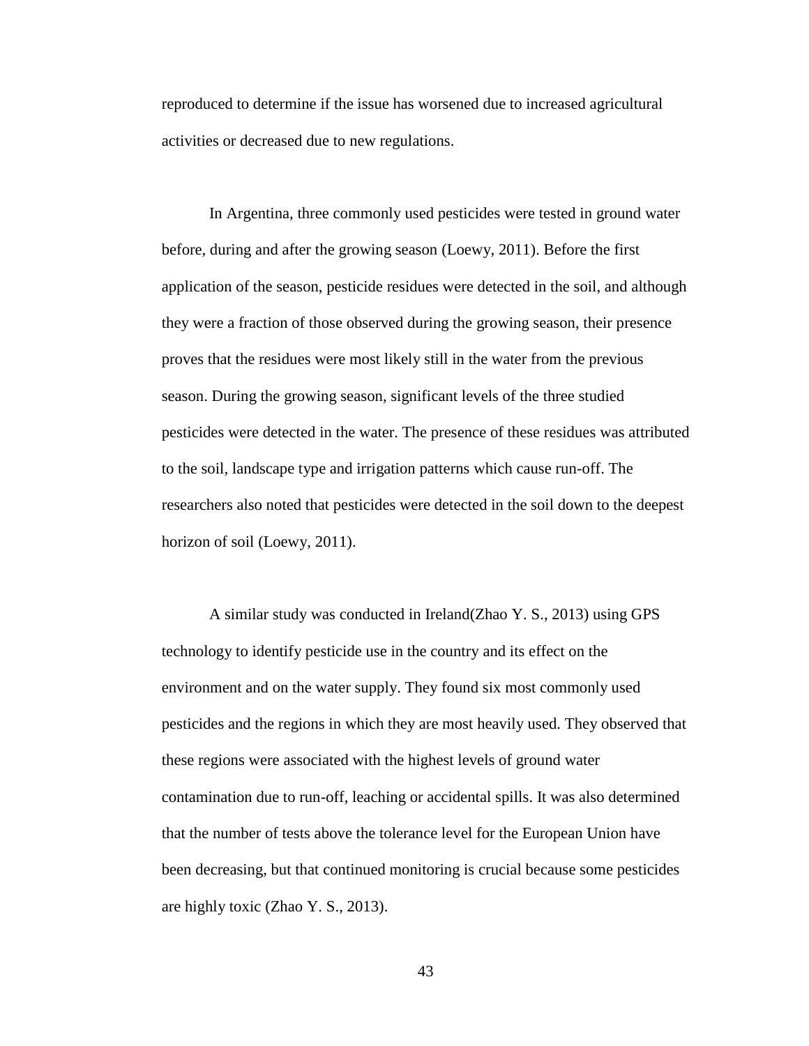reproduced to determine if the issue has worsened due to increased agricultural activities or decreased due to new regulations.

In Argentina, three commonly used pesticides were tested in ground water before, during and after the growing season (Loewy, 2011). Before the first application of the season, pesticide residues were detected in the soil, and although they were a fraction of those observed during the growing season, their presence proves that the residues were most likely still in the water from the previous season. During the growing season, significant levels of the three studied pesticides were detected in the water. The presence of these residues was attributed to the soil, landscape type and irrigation patterns which cause run-off. The researchers also noted that pesticides were detected in the soil down to the deepest horizon of soil (Loewy, 2011).

A similar study was conducted in Ireland(Zhao Y. S., 2013) using GPS technology to identify pesticide use in the country and its effect on the environment and on the water supply. They found six most commonly used pesticides and the regions in which they are most heavily used. They observed that these regions were associated with the highest levels of ground water contamination due to run-off, leaching or accidental spills. It was also determined that the number of tests above the tolerance level for the European Union have been decreasing, but that continued monitoring is crucial because some pesticides are highly toxic (Zhao Y. S., 2013).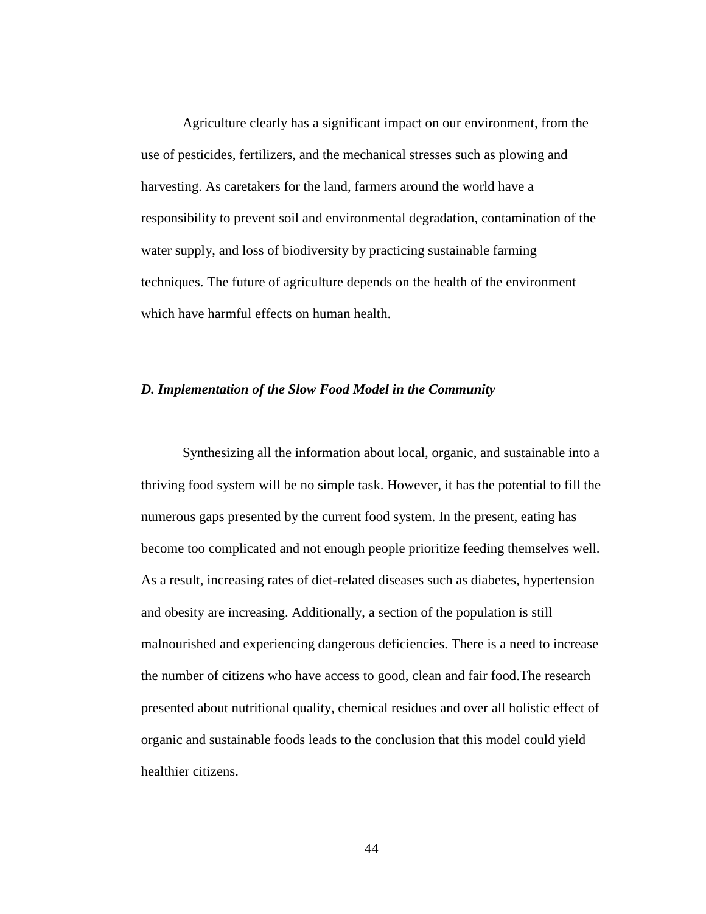Agriculture clearly has a significant impact on our environment, from the use of pesticides, fertilizers, and the mechanical stresses such as plowing and harvesting. As caretakers for the land, farmers around the world have a responsibility to prevent soil and environmental degradation, contamination of the water supply, and loss of biodiversity by practicing sustainable farming techniques. The future of agriculture depends on the health of the environment which have harmful effects on human health.

### *D. Implementation of the Slow Food Model in the Community*

Synthesizing all the information about local, organic, and sustainable into a thriving food system will be no simple task. However, it has the potential to fill the numerous gaps presented by the current food system. In the present, eating has become too complicated and not enough people prioritize feeding themselves well. As a result, increasing rates of diet-related diseases such as diabetes, hypertension and obesity are increasing. Additionally, a section of the population is still malnourished and experiencing dangerous deficiencies. There is a need to increase the number of citizens who have access to good, clean and fair food.The research presented about nutritional quality, chemical residues and over all holistic effect of organic and sustainable foods leads to the conclusion that this model could yield healthier citizens.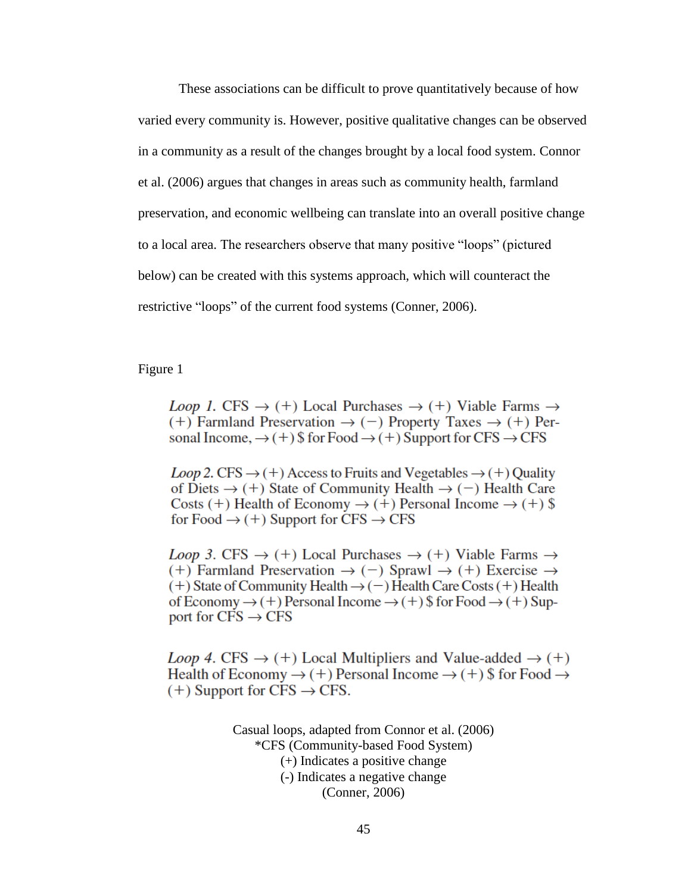These associations can be difficult to prove quantitatively because of how varied every community is. However, positive qualitative changes can be observed in a community as a result of the changes brought by a local food system. Connor et al. (2006) argues that changes in areas such as community health, farmland preservation, and economic wellbeing can translate into an overall positive change to a local area. The researchers observe that many positive "loops" (pictured below) can be created with this systems approach, which will counteract the restrictive "loops" of the current food systems (Conner, 2006).

Figure 1

*Loop 1.* CFS → (+) Local Purchases → (+) Viable Farms → (+) Farmland Preservation → (−) Property Taxes → (+) Personal Income, → (+) $ for Food → (+) Support for CFS → CFS

*Loop 2.* CFS → (+) Access to Fruits and Vegetables → (+) Quality of Diets → (+) State of Community Health → (−) Health Care Costs (+) Health of Economy → (+) Personal Income → (+) $ for Food → (+) Support for CFS → CFS

*Loop 3.* CFS → (+) Local Purchases → (+) Viable Farms → (+) Farmland Preservation → (−) Sprawl → (+) Exercise → (+) State of Community Health → (−) Health Care Costs (+) Health of Economy → (+) Personal Income → (+) $ for Food → (+) Support for CFS → CFS

*Loop 4.* CFS → (+) Local Multipliers and Value-added → (+) Health of Economy → (+) Personal Income → (+) $ for Food → (+) Support for CFS → CFS.

Casual loops, adapted from Connor et al. (2006)
*CFS (Community-based Food System)
(+) Indicates a positive change
(-) Indicates a negative change
(Conner, 2006)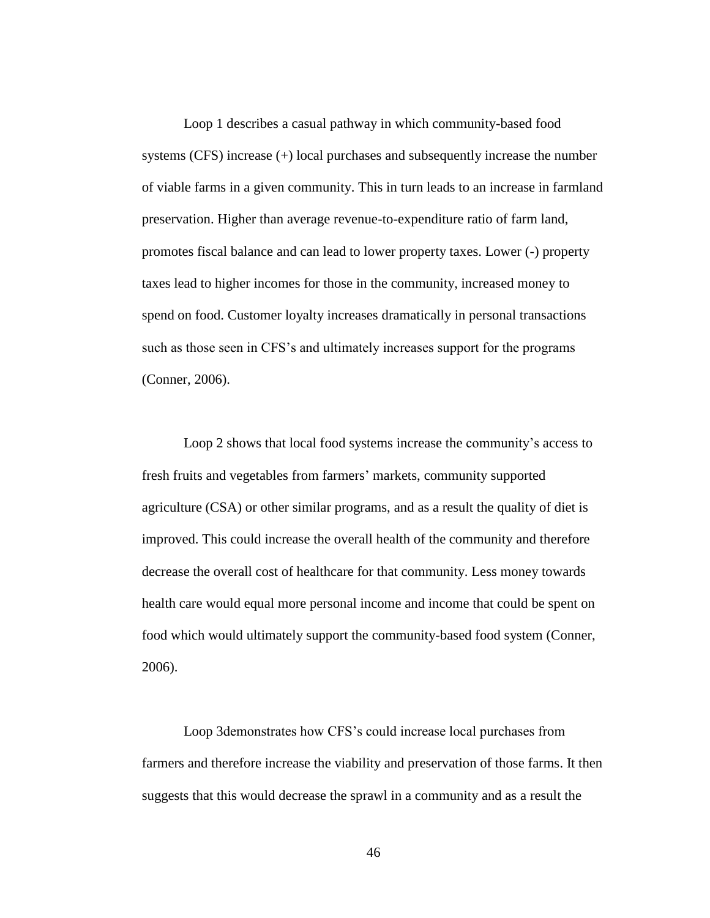Loop 1 describes a casual pathway in which community-based food systems (CFS) increase (+) local purchases and subsequently increase the number of viable farms in a given community. This in turn leads to an increase in farmland preservation. Higher than average revenue-to-expenditure ratio of farm land, promotes fiscal balance and can lead to lower property taxes. Lower (-) property taxes lead to higher incomes for those in the community, increased money to spend on food. Customer loyalty increases dramatically in personal transactions such as those seen in CFS's and ultimately increases support for the programs (Conner, 2006).

Loop 2 shows that local food systems increase the community's access to fresh fruits and vegetables from farmers' markets, community supported agriculture (CSA) or other similar programs, and as a result the quality of diet is improved. This could increase the overall health of the community and therefore decrease the overall cost of healthcare for that community. Less money towards health care would equal more personal income and income that could be spent on food which would ultimately support the community-based food system (Conner, 2006).

Loop 3demonstrates how CFS's could increase local purchases from farmers and therefore increase the viability and preservation of those farms. It then suggests that this would decrease the sprawl in a community and as a result the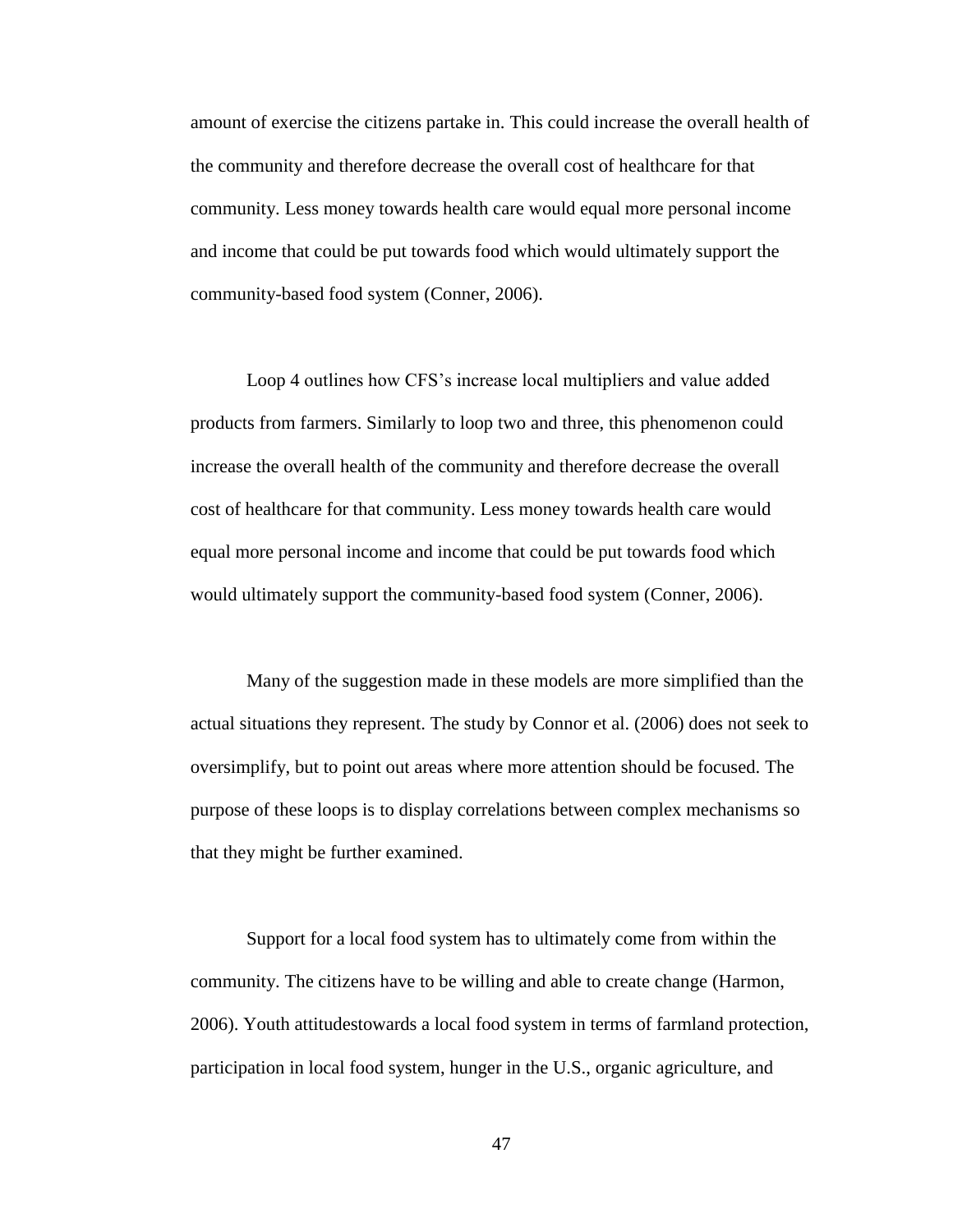amount of exercise the citizens partake in. This could increase the overall health of the community and therefore decrease the overall cost of healthcare for that community. Less money towards health care would equal more personal income and income that could be put towards food which would ultimately support the community-based food system (Conner, 2006).

Loop 4 outlines how CFS's increase local multipliers and value added products from farmers. Similarly to loop two and three, this phenomenon could increase the overall health of the community and therefore decrease the overall cost of healthcare for that community. Less money towards health care would equal more personal income and income that could be put towards food which would ultimately support the community-based food system (Conner, 2006).

Many of the suggestion made in these models are more simplified than the actual situations they represent. The study by Connor et al. (2006) does not seek to oversimplify, but to point out areas where more attention should be focused. The purpose of these loops is to display correlations between complex mechanisms so that they might be further examined.

Support for a local food system has to ultimately come from within the community. The citizens have to be willing and able to create change (Harmon, 2006). Youth attitudestowards a local food system in terms of farmland protection, participation in local food system, hunger in the U.S., organic agriculture, and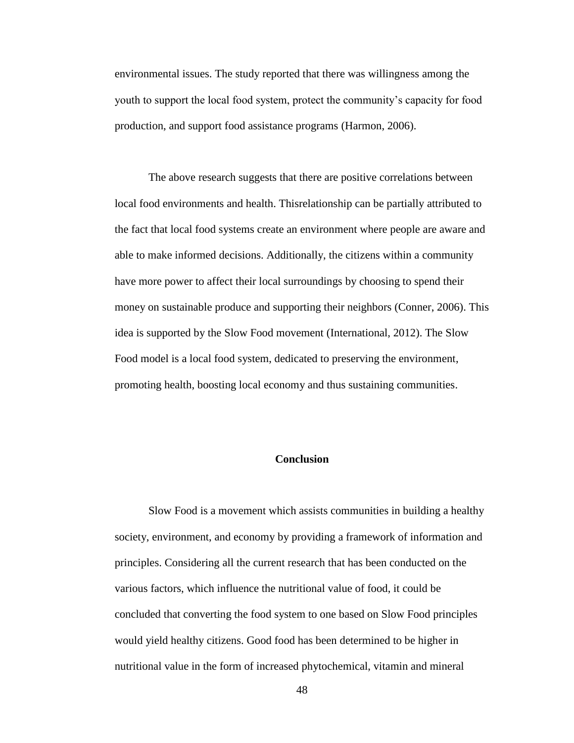environmental issues. The study reported that there was willingness among the youth to support the local food system, protect the community's capacity for food production, and support food assistance programs (Harmon, 2006).

The above research suggests that there are positive correlations between local food environments and health. Thisrelationship can be partially attributed to the fact that local food systems create an environment where people are aware and able to make informed decisions. Additionally, the citizens within a community have more power to affect their local surroundings by choosing to spend their money on sustainable produce and supporting their neighbors (Conner, 2006). This idea is supported by the Slow Food movement (International, 2012). The Slow Food model is a local food system, dedicated to preserving the environment, promoting health, boosting local economy and thus sustaining communities.

## Conclusion

Slow Food is a movement which assists communities in building a healthy society, environment, and economy by providing a framework of information and principles. Considering all the current research that has been conducted on the various factors, which influence the nutritional value of food, it could be concluded that converting the food system to one based on Slow Food principles would yield healthy citizens. Good food has been determined to be higher in nutritional value in the form of increased phytochemical, vitamin and mineral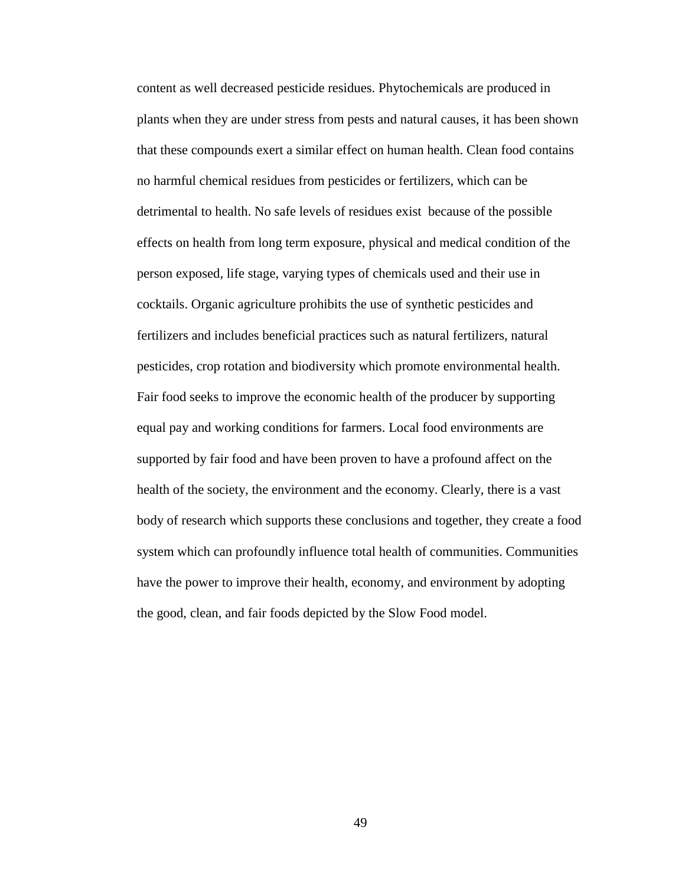content as well decreased pesticide residues. Phytochemicals are produced in plants when they are under stress from pests and natural causes, it has been shown that these compounds exert a similar effect on human health. Clean food contains no harmful chemical residues from pesticides or fertilizers, which can be detrimental to health. No safe levels of residues exist because of the possible effects on health from long term exposure, physical and medical condition of the person exposed, life stage, varying types of chemicals used and their use in cocktails. Organic agriculture prohibits the use of synthetic pesticides and fertilizers and includes beneficial practices such as natural fertilizers, natural pesticides, crop rotation and biodiversity which promote environmental health. Fair food seeks to improve the economic health of the producer by supporting equal pay and working conditions for farmers. Local food environments are supported by fair food and have been proven to have a profound affect on the health of the society, the environment and the economy. Clearly, there is a vast body of research which supports these conclusions and together, they create a food system which can profoundly influence total health of communities. Communities have the power to improve their health, economy, and environment by adopting the good, clean, and fair foods depicted by the Slow Food model.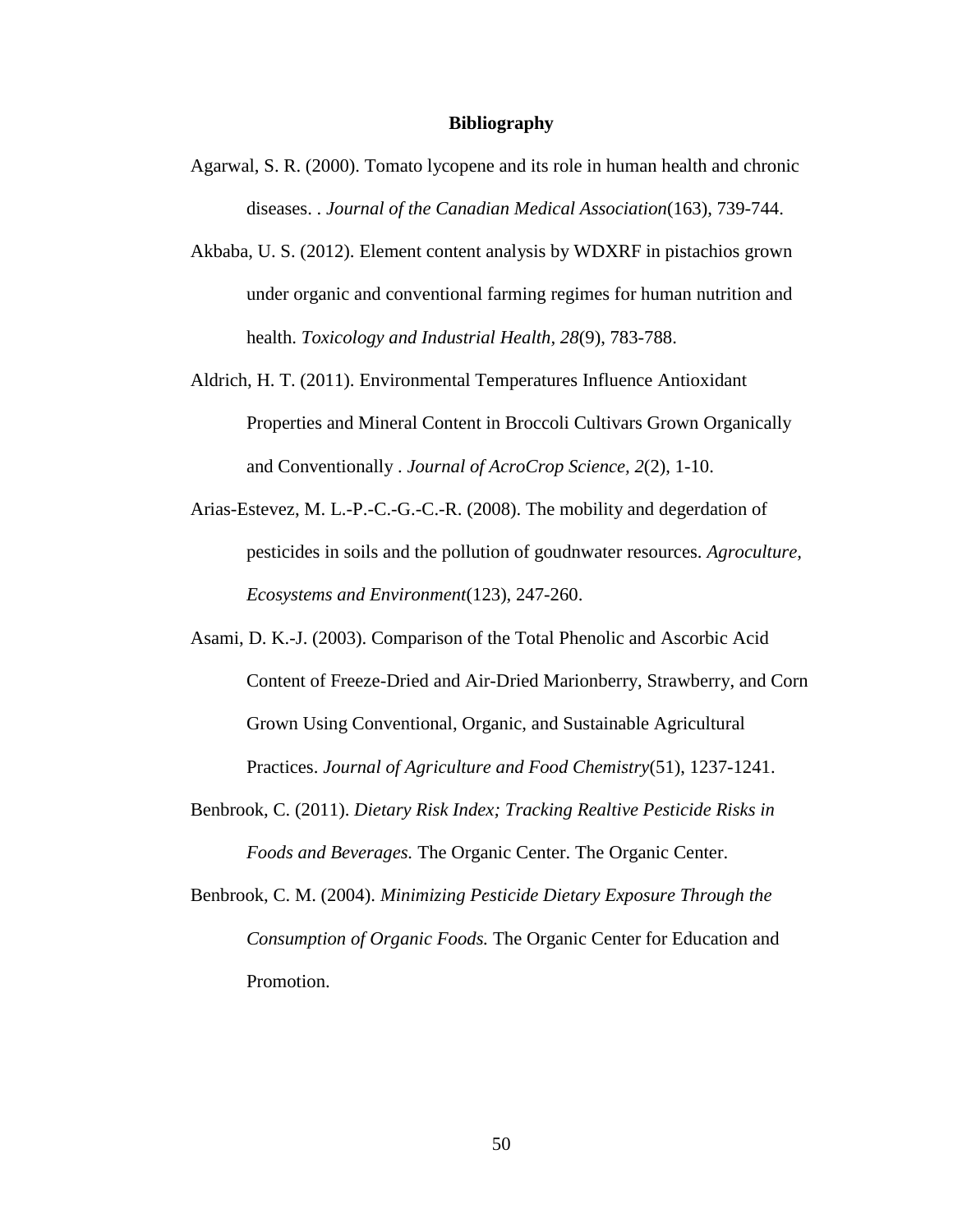**Bibliography**

Agarwal, S. R. (2000). Tomato lycopene and its role in human health and chronic diseases. . *Journal of the Canadian Medical Association*(163), 739-744.

Akbaba, U. S. (2012). Element content analysis by WDXRF in pistachios grown under organic and conventional farming regimes for human nutrition and health. *Toxicology and Industrial Health, 28*(9), 783-788.

Aldrich, H. T. (2011). Environmental Temperatures Influence Antioxidant Properties and Mineral Content in Broccoli Cultivars Grown Organically and Conventionally . *Journal of AcroCrop Science, 2*(2), 1-10.

Arias-Estevez, M. L.-P.-C.-G.-C.-R. (2008). The mobility and degerdation of pesticides in soils and the pollution of goudnwater resources. *Agroculture, Ecosystems and Environment*(123), 247-260.

Asami, D. K.-J. (2003). Comparison of the Total Phenolic and Ascorbic Acid Content of Freeze-Dried and Air-Dried Marionberry, Strawberry, and Corn Grown Using Conventional, Organic, and Sustainable Agricultural Practices. *Journal of Agriculture and Food Chemistry*(51), 1237-1241.

Benbrook, C. (2011). *Dietary Risk Index; Tracking Realtive Pesticide Risks in Foods and Beverages.* The Organic Center. The Organic Center.

Benbrook, C. M. (2004). *Minimizing Pesticide Dietary Exposure Through the Consumption of Organic Foods.* The Organic Center for Education and Promotion.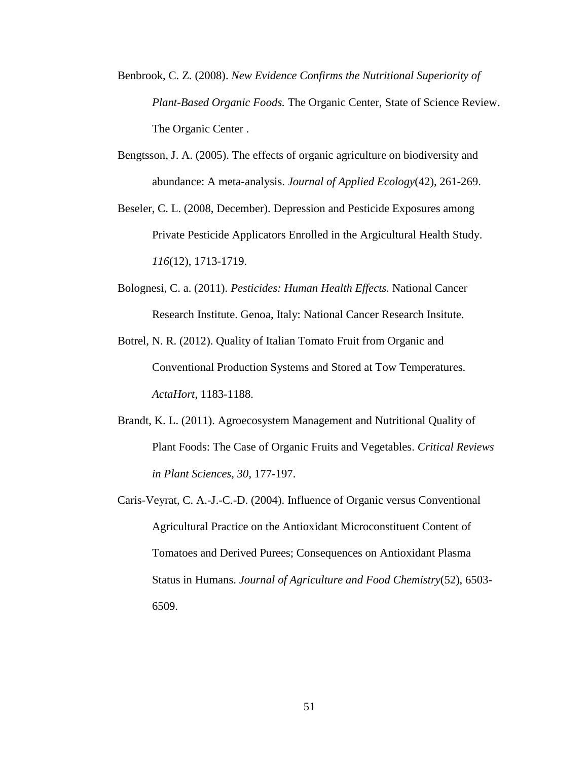Benbrook, C. Z. (2008). *New Evidence Confirms the Nutritional Superiority of Plant-Based Organic Foods.* The Organic Center, State of Science Review. The Organic Center .

Bengtsson, J. A. (2005). The effects of organic agriculture on biodiversity and abundance: A meta-analysis. *Journal of Applied Ecology*(42), 261-269.

Beseler, C. L. (2008, December). Depression and Pesticide Exposures among Private Pesticide Applicators Enrolled in the Argicultural Health Study. *116*(12), 1713-1719.

Bolognesi, C. a. (2011). *Pesticides: Human Health Effects.* National Cancer Research Institute. Genoa, Italy: National Cancer Research Insitute.

Botrel, N. R. (2012). Quality of Italian Tomato Fruit from Organic and Conventional Production Systems and Stored at Tow Temperatures. *ActaHort*, 1183-1188.

Brandt, K. L. (2011). Agroecosystem Management and Nutritional Quality of Plant Foods: The Case of Organic Fruits and Vegetables. *Critical Reviews in Plant Sciences, 30*, 177-197.

Caris-Veyrat, C. A.-J.-C.-D. (2004). Influence of Organic versus Conventional Agricultural Practice on the Antioxidant Microconstituent Content of Tomatoes and Derived Purees; Consequences on Antioxidant Plasma Status in Humans. *Journal of Agriculture and Food Chemistry*(52), 6503-6509.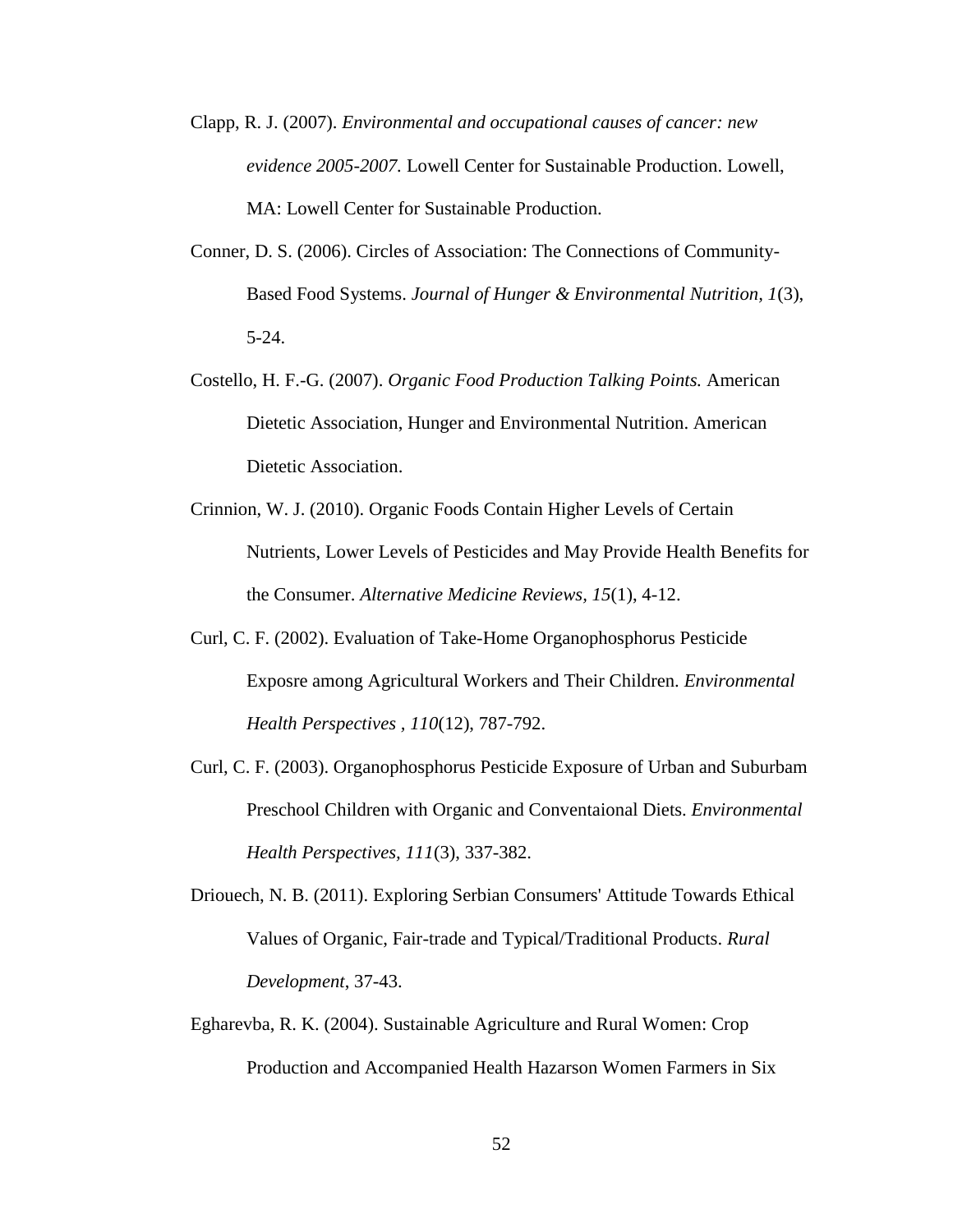Clapp, R. J. (2007). *Environmental and occupational causes of cancer: new evidence 2005-2007.* Lowell Center for Sustainable Production. Lowell, MA: Lowell Center for Sustainable Production.

Conner, D. S. (2006). Circles of Association: The Connections of Community-Based Food Systems. *Journal of Hunger & Environmental Nutrition, 1*(3), 5-24.

Costello, H. F.-G. (2007). *Organic Food Production Talking Points.* American Dietetic Association, Hunger and Environmental Nutrition. American Dietetic Association.

Crinnion, W. J. (2010). Organic Foods Contain Higher Levels of Certain Nutrients, Lower Levels of Pesticides and May Provide Health Benefits for the Consumer. *Alternative Medicine Reviews, 15*(1), 4-12.

Curl, C. F. (2002). Evaluation of Take-Home Organophosphorus Pesticide Exposre among Agricultural Workers and Their Children. *Environmental Health Perspectives , 110*(12), 787-792.

Curl, C. F. (2003). Organophosphorus Pesticide Exposure of Urban and Suburbam Preschool Children with Organic and Conventaional Diets. *Environmental Health Perspectives, 111*(3), 337-382.

Driouech, N. B. (2011). Exploring Serbian Consumers' Attitude Towards Ethical Values of Organic, Fair-trade and Typical/Traditional Products. *Rural Development*, 37-43.

Egharevba, R. K. (2004). Sustainable Agriculture and Rural Women: Crop Production and Accompanied Health Hazarson Women Farmers in Six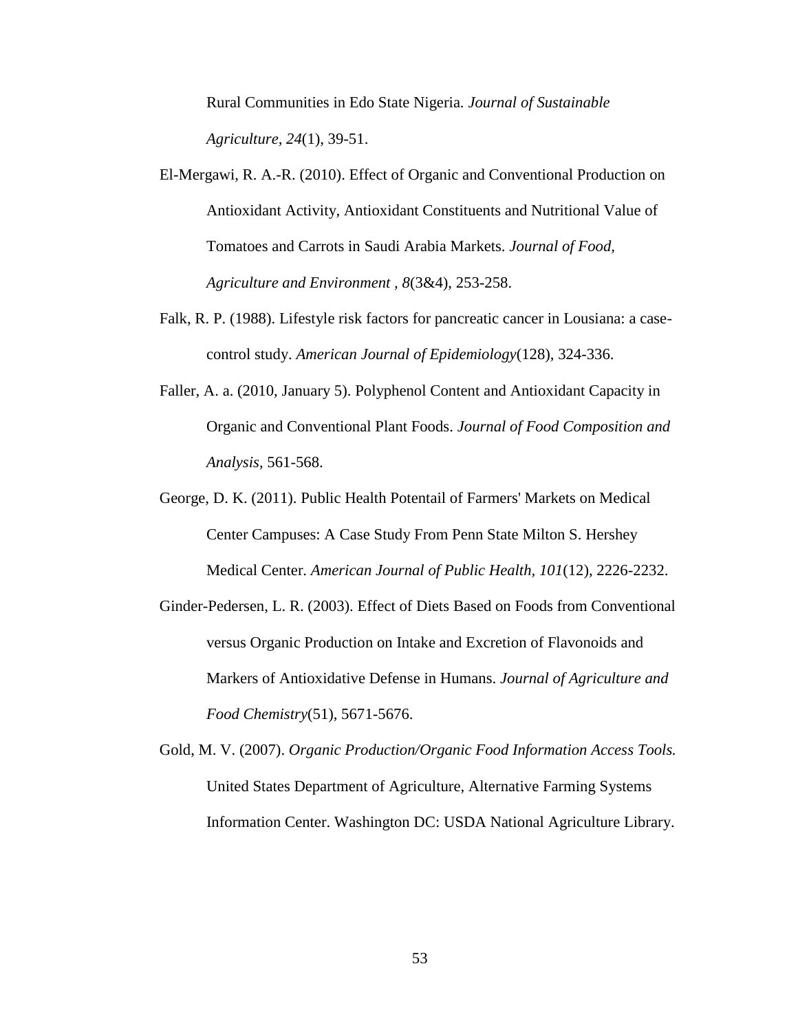Rural Communities in Edo State Nigeria. *Journal of Sustainable Agriculture, 24*(1), 39-51.

El-Mergawi, R. A.-R. (2010). Effect of Organic and Conventional Production on Antioxidant Activity, Antioxidant Constituents and Nutritional Value of Tomatoes and Carrots in Saudi Arabia Markets. *Journal of Food, Agriculture and Environment , 8*(3&4), 253-258.

Falk, R. P. (1988). Lifestyle risk factors for pancreatic cancer in Lousiana: a case-control study. *American Journal of Epidemiology*(128), 324-336.

Faller, A. a. (2010, January 5). Polyphenol Content and Antioxidant Capacity in Organic and Conventional Plant Foods. *Journal of Food Composition and Analysis*, 561-568.

George, D. K. (2011). Public Health Potentail of Farmers' Markets on Medical Center Campuses: A Case Study From Penn State Milton S. Hershey Medical Center. *American Journal of Public Health, 101*(12), 2226-2232.

Ginder-Pedersen, L. R. (2003). Effect of Diets Based on Foods from Conventional versus Organic Production on Intake and Excretion of Flavonoids and Markers of Antioxidative Defense in Humans. *Journal of Agriculture and Food Chemistry*(51), 5671-5676.

Gold, M. V. (2007). *Organic Production/Organic Food Information Access Tools.* United States Department of Agriculture, Alternative Farming Systems Information Center. Washington DC: USDA National Agriculture Library.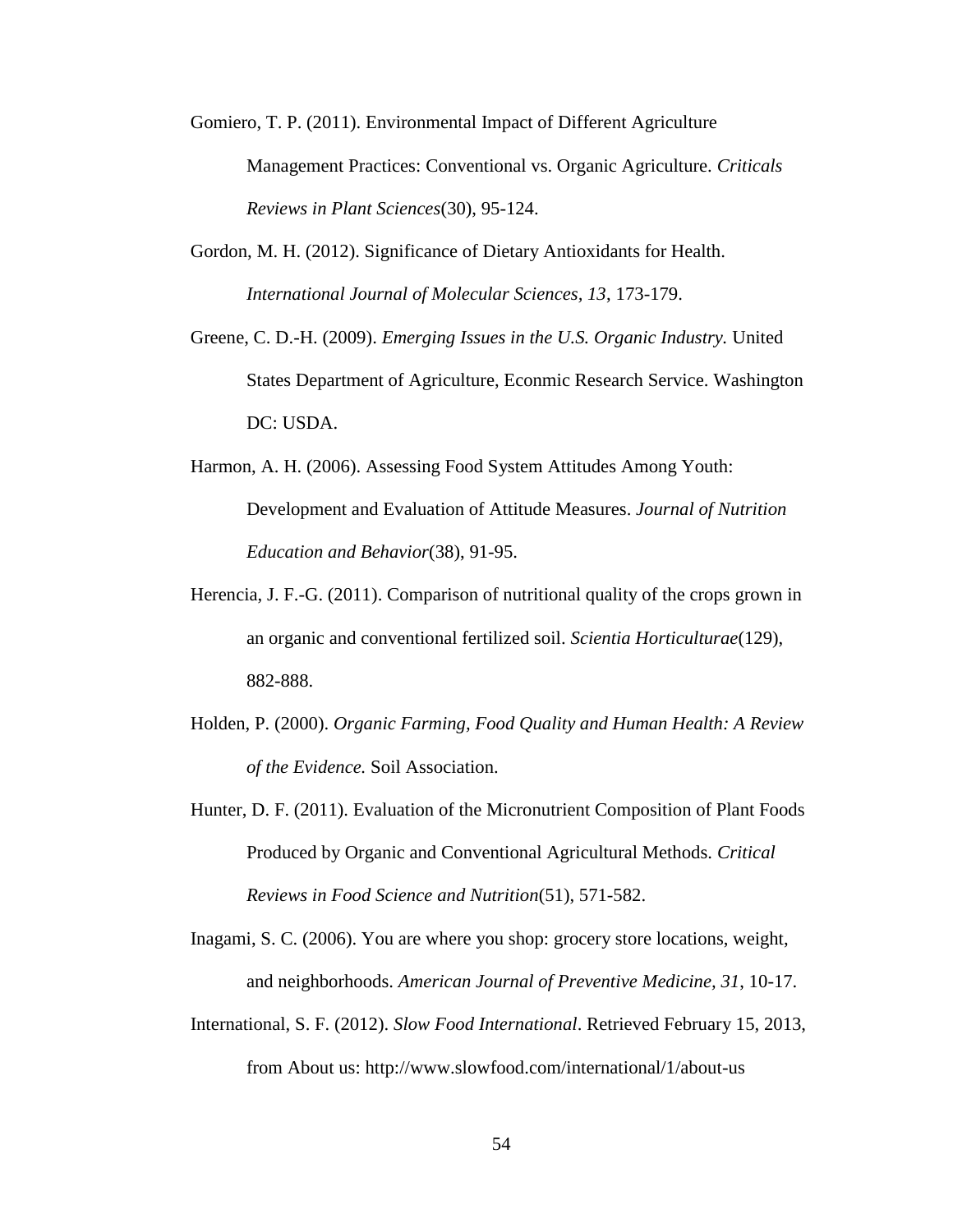Gomiero, T. P. (2011). Environmental Impact of Different Agriculture Management Practices: Conventional vs. Organic Agriculture. *Criticals Reviews in Plant Sciences*(30), 95-124.

Gordon, M. H. (2012). Significance of Dietary Antioxidants for Health. *International Journal of Molecular Sciences, 13*, 173-179.

Greene, C. D.-H. (2009). *Emerging Issues in the U.S. Organic Industry.* United States Department of Agriculture, Econmic Research Service. Washington DC: USDA.

Harmon, A. H. (2006). Assessing Food System Attitudes Among Youth: Development and Evaluation of Attitude Measures. *Journal of Nutrition Education and Behavior*(38), 91-95.

Herencia, J. F.-G. (2011). Comparison of nutritional quality of the crops grown in an organic and conventional fertilized soil. *Scientia Horticulturae*(129), 882-888.

Holden, P. (2000). *Organic Farming, Food Quality and Human Health: A Review of the Evidence.* Soil Association.

Hunter, D. F. (2011). Evaluation of the Micronutrient Composition of Plant Foods Produced by Organic and Conventional Agricultural Methods. *Critical Reviews in Food Science and Nutrition*(51), 571-582.

Inagami, S. C. (2006). You are where you shop: grocery store locations, weight, and neighborhoods. *American Journal of Preventive Medicine, 31*, 10-17.

International, S. F. (2012). *Slow Food International*. Retrieved February 15, 2013, from About us: http://www.slowfood.com/international/1/about-us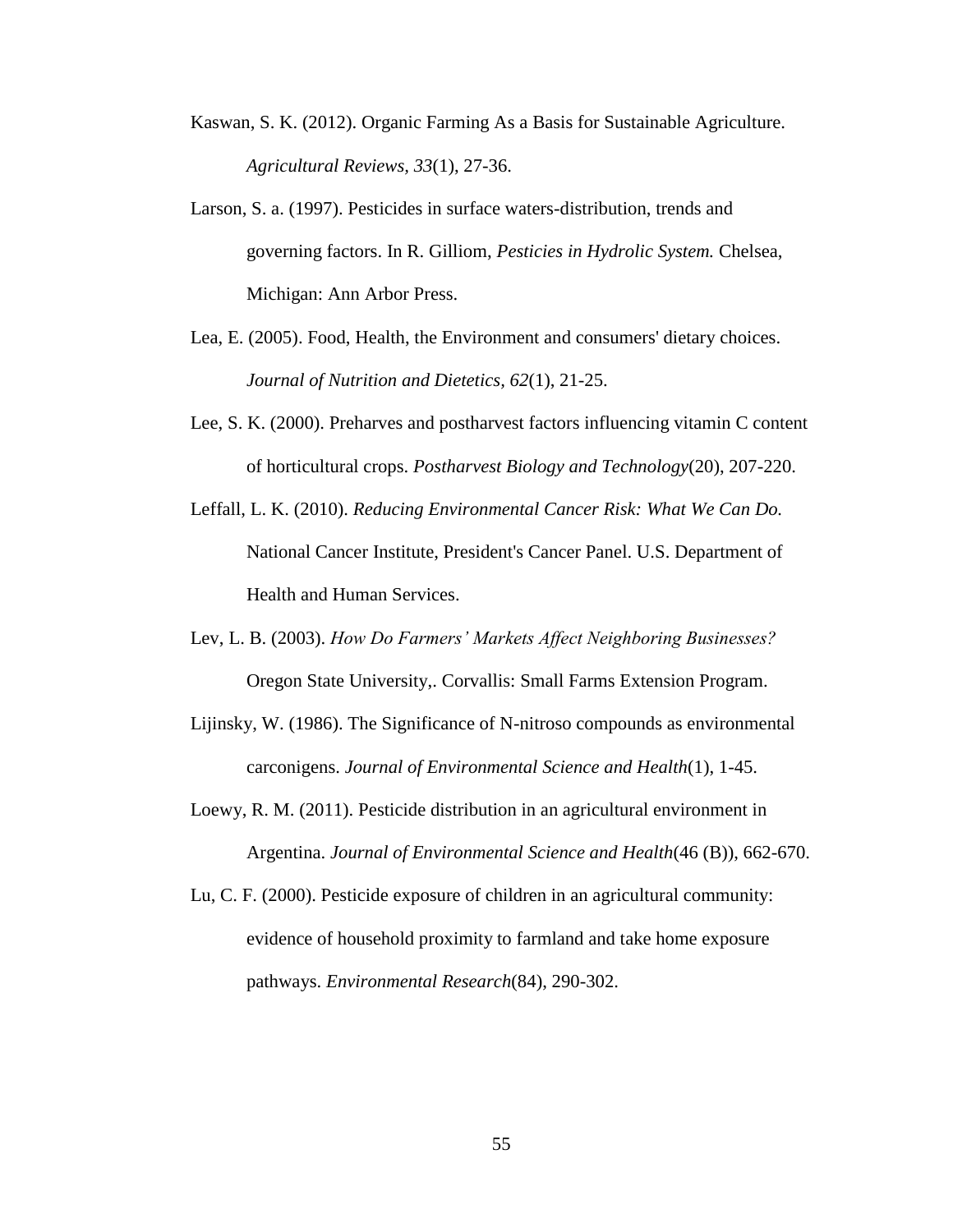Kaswan, S. K. (2012). Organic Farming As a Basis for Sustainable Agriculture. *Agricultural Reviews, 33*(1), 27-36.

Larson, S. a. (1997). Pesticides in surface waters-distribution, trends and governing factors. In R. Gilliom, *Pesticies in Hydrolic System.* Chelsea, Michigan: Ann Arbor Press.

Lea, E. (2005). Food, Health, the Environment and consumers' dietary choices. *Journal of Nutrition and Dietetics, 62*(1), 21-25.

Lee, S. K. (2000). Preharves and postharvest factors influencing vitamin C content of horticultural crops. *Postharvest Biology and Technology*(20), 207-220.

Leffall, L. K. (2010). *Reducing Environmental Cancer Risk: What We Can Do.* National Cancer Institute, President's Cancer Panel. U.S. Department of Health and Human Services.

Lev, L. B. (2003). *How Do Farmers' Markets Affect Neighboring Businesses?* Oregon State University,. Corvallis: Small Farms Extension Program.

Lijinsky, W. (1986). The Significance of N-nitroso compounds as environmental carconigens. *Journal of Environmental Science and Health*(1), 1-45.

Loewy, R. M. (2011). Pesticide distribution in an agricultural environment in Argentina. *Journal of Environmental Science and Health*(46 (B)), 662-670.

Lu, C. F. (2000). Pesticide exposure of children in an agricultural community: evidence of household proximity to farmland and take home exposure pathways. *Environmental Research*(84), 290-302.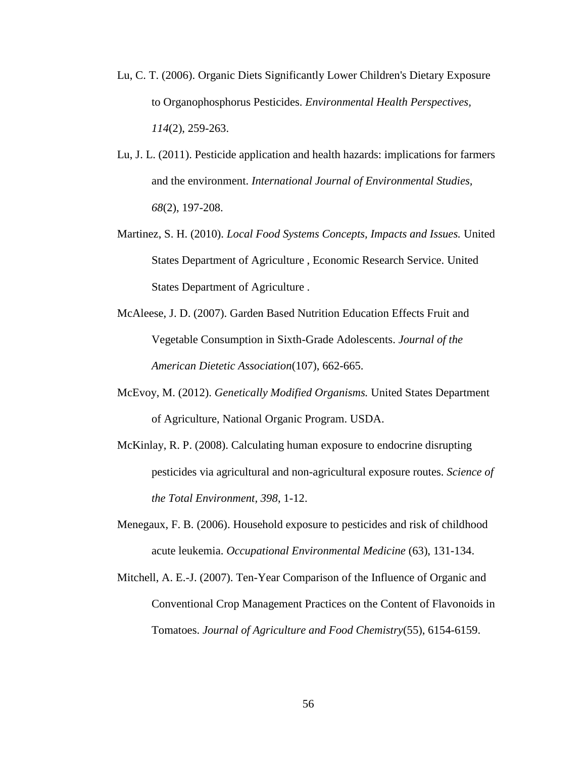Lu, C. T. (2006). Organic Diets Significantly Lower Children's Dietary Exposure to Organophosphorus Pesticides. *Environmental Health Perspectives, 114*(2), 259-263.

Lu, J. L. (2011). Pesticide application and health hazards: implications for farmers and the environment. *International Journal of Environmental Studies, 68*(2), 197-208.

Martinez, S. H. (2010). *Local Food Systems Concepts, Impacts and Issues.* United States Department of Agriculture , Economic Research Service. United States Department of Agriculture .

McAleese, J. D. (2007). Garden Based Nutrition Education Effects Fruit and Vegetable Consumption in Sixth-Grade Adolescents. *Journal of the American Dietetic Association*(107), 662-665.

McEvoy, M. (2012). *Genetically Modified Organisms.* United States Department of Agriculture, National Organic Program. USDA.

McKinlay, R. P. (2008). Calculating human exposure to endocrine disrupting pesticides via agricultural and non-agricultural exposure routes. *Science of the Total Environment, 398*, 1-12.

Menegaux, F. B. (2006). Household exposure to pesticides and risk of childhood acute leukemia. *Occupational Environmental Medicine* (63), 131-134.

Mitchell, A. E.-J. (2007). Ten-Year Comparison of the Influence of Organic and Conventional Crop Management Practices on the Content of Flavonoids in Tomatoes. *Journal of Agriculture and Food Chemistry*(55), 6154-6159.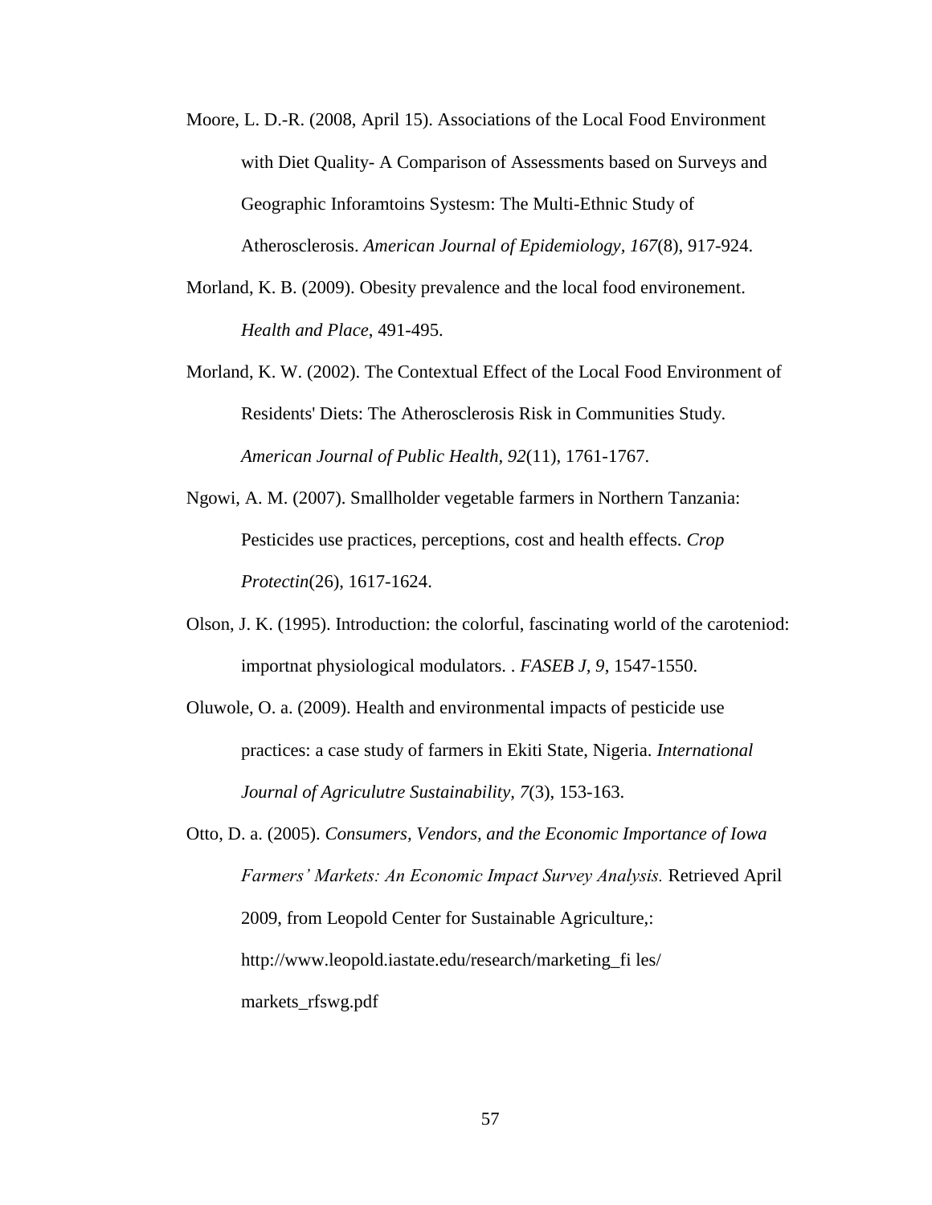Moore, L. D.-R. (2008, April 15). Associations of the Local Food Environment with Diet Quality- A Comparison of Assessments based on Surveys and Geographic Inforamtoins Systesm: The Multi-Ethnic Study of Atherosclerosis. *American Journal of Epidemiology, 167*(8), 917-924.

Morland, K. B. (2009). Obesity prevalence and the local food environement. *Health and Place*, 491-495.

Morland, K. W. (2002). The Contextual Effect of the Local Food Environment of Residents' Diets: The Atherosclerosis Risk in Communities Study. *American Journal of Public Health, 92*(11), 1761-1767.

Ngowi, A. M. (2007). Smallholder vegetable farmers in Northern Tanzania: Pesticides use practices, perceptions, cost and health effects. *Crop Protectin*(26), 1617-1624.

Olson, J. K. (1995). Introduction: the colorful, fascinating world of the caroteniod: importnat physiological modulators. . *FASEB J, 9*, 1547-1550.

Oluwole, O. a. (2009). Health and environmental impacts of pesticide use practices: a case study of farmers in Ekiti State, Nigeria. *International Journal of Agriculutre Sustainability, 7*(3), 153-163.

Otto, D. a. (2005). *Consumers, Vendors, and the Economic Importance of Iowa Farmers' Markets: An Economic Impact Survey Analysis.* Retrieved April 2009, from Leopold Center for Sustainable Agriculture,: http://www.leopold.iastate.edu/research/marketing_fi les/ markets_rfswg.pdf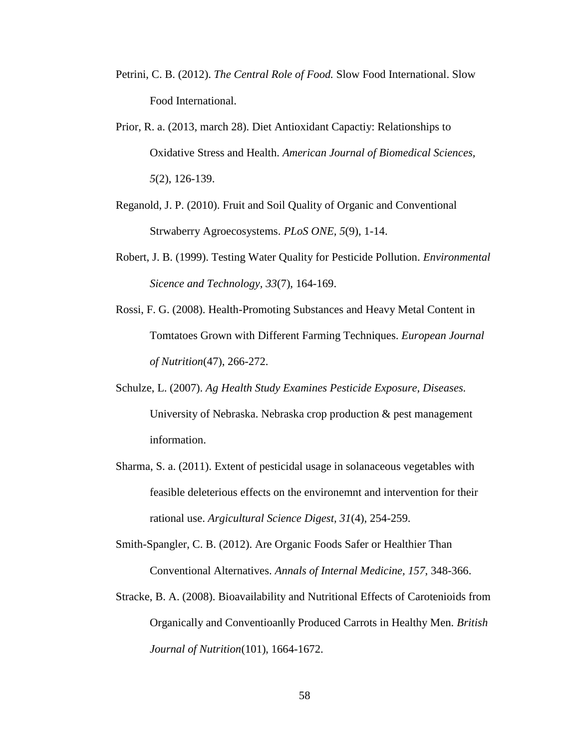Petrini, C. B. (2012). *The Central Role of Food.* Slow Food International. Slow Food International.

Prior, R. a. (2013, march 28). Diet Antioxidant Capactiy: Relationships to Oxidative Stress and Health. *American Journal of Biomedical Sciences, 5*(2), 126-139.

Reganold, J. P. (2010). Fruit and Soil Quality of Organic and Conventional Strwaberry Agroecosystems. *PLoS ONE, 5*(9), 1-14.

Robert, J. B. (1999). Testing Water Quality for Pesticide Pollution. *Environmental Sicence and Technology, 33*(7), 164-169.

Rossi, F. G. (2008). Health-Promoting Substances and Heavy Metal Content in Tomtatoes Grown with Different Farming Techniques. *European Journal of Nutrition*(47), 266-272.

Schulze, L. (2007). *Ag Health Study Examines Pesticide Exposure, Diseases.* University of Nebraska. Nebraska crop production & pest management information.

Sharma, S. a. (2011). Extent of pesticidal usage in solanaceous vegetables with feasible deleterious effects on the environemnt and intervention for their rational use. *Argicultural Science Digest, 31*(4), 254-259.

Smith-Spangler, C. B. (2012). Are Organic Foods Safer or Healthier Than Conventional Alternatives. *Annals of Internal Medicine, 157*, 348-366.

Stracke, B. A. (2008). Bioavailability and Nutritional Effects of Carotenioids from Organically and Conventioanlly Produced Carrots in Healthy Men. *British Journal of Nutrition*(101), 1664-1672.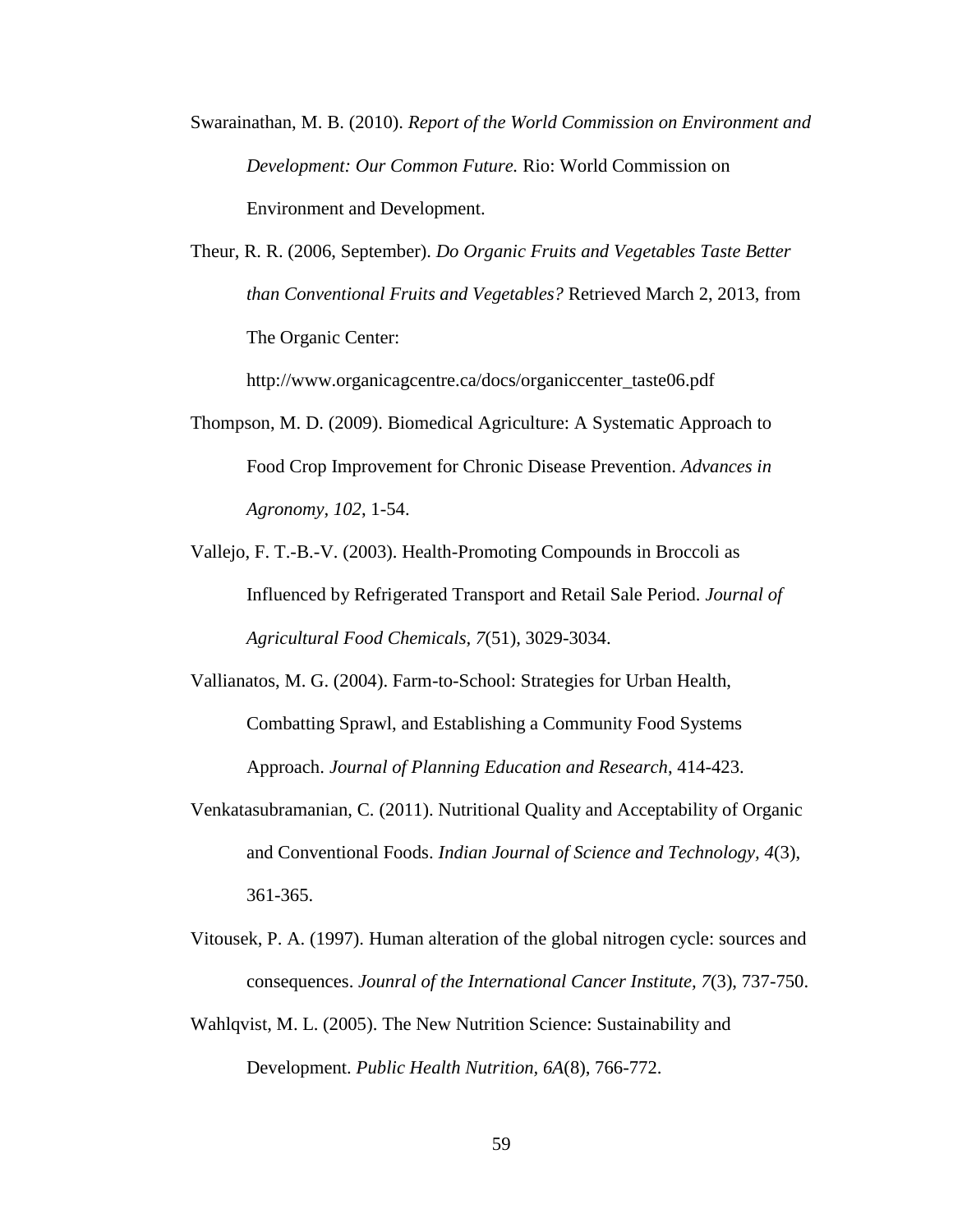Swarainathan, M. B. (2010). *Report of the World Commission on Environment and Development: Our Common Future.* Rio: World Commission on Environment and Development.

Theur, R. R. (2006, September). *Do Organic Fruits and Vegetables Taste Better than Conventional Fruits and Vegetables?* Retrieved March 2, 2013, from The Organic Center: http://www.organicagcentre.ca/docs/organiccenter_taste06.pdf

Thompson, M. D. (2009). Biomedical Agriculture: A Systematic Approach to Food Crop Improvement for Chronic Disease Prevention. *Advances in Agronomy, 102*, 1-54.

Vallejo, F. T.-B.-V. (2003). Health-Promoting Compounds in Broccoli as Influenced by Refrigerated Transport and Retail Sale Period. *Journal of Agricultural Food Chemicals, 7*(51), 3029-3034.

Vallianatos, M. G. (2004). Farm-to-School: Strategies for Urban Health, Combatting Sprawl, and Establishing a Community Food Systems Approach. *Journal of Planning Education and Research*, 414-423.

Venkatasubramanian, C. (2011). Nutritional Quality and Acceptability of Organic and Conventional Foods. *Indian Journal of Science and Technology, 4*(3), 361-365.

Vitousek, P. A. (1997). Human alteration of the global nitrogen cycle: sources and consequences. *Jounral of the International Cancer Institute, 7*(3), 737-750.

Wahlqvist, M. L. (2005). The New Nutrition Science: Sustainability and Development. *Public Health Nutrition, 6A*(8), 766-772.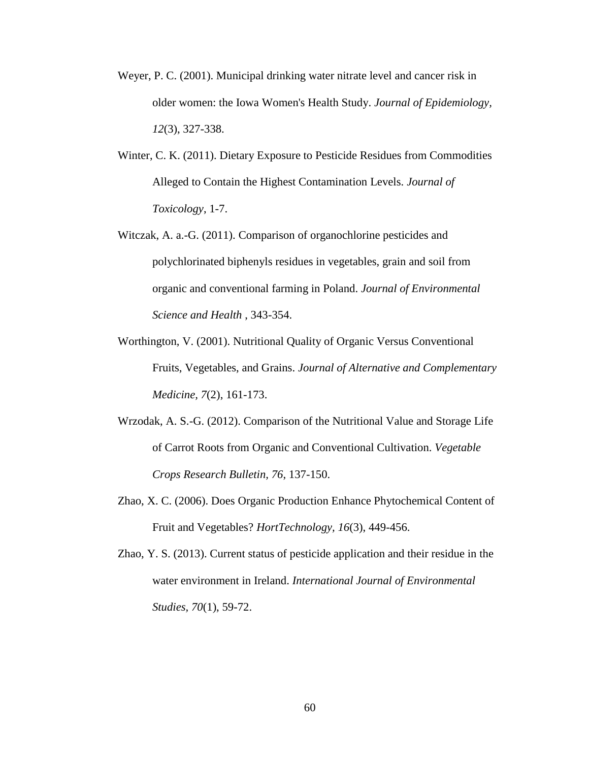Weyer, P. C. (2001). Municipal drinking water nitrate level and cancer risk in older women: the Iowa Women's Health Study. *Journal of Epidemiology, 12*(3), 327-338.

Winter, C. K. (2011). Dietary Exposure to Pesticide Residues from Commodities Alleged to Contain the Highest Contamination Levels. *Journal of Toxicology*, 1-7.

Witczak, A. a.-G. (2011). Comparison of organochlorine pesticides and polychlorinated biphenyls residues in vegetables, grain and soil from organic and conventional farming in Poland. *Journal of Environmental Science and Health* , 343-354.

Worthington, V. (2001). Nutritional Quality of Organic Versus Conventional Fruits, Vegetables, and Grains. *Journal of Alternative and Complementary Medicine, 7*(2), 161-173.

Wrzodak, A. S.-G. (2012). Comparison of the Nutritional Value and Storage Life of Carrot Roots from Organic and Conventional Cultivation. *Vegetable Crops Research Bulletin, 76*, 137-150.

Zhao, X. C. (2006). Does Organic Production Enhance Phytochemical Content of Fruit and Vegetables? *HortTechnology, 16*(3), 449-456.

Zhao, Y. S. (2013). Current status of pesticide application and their residue in the water environment in Ireland. *International Journal of Environmental Studies, 70*(1), 59-72.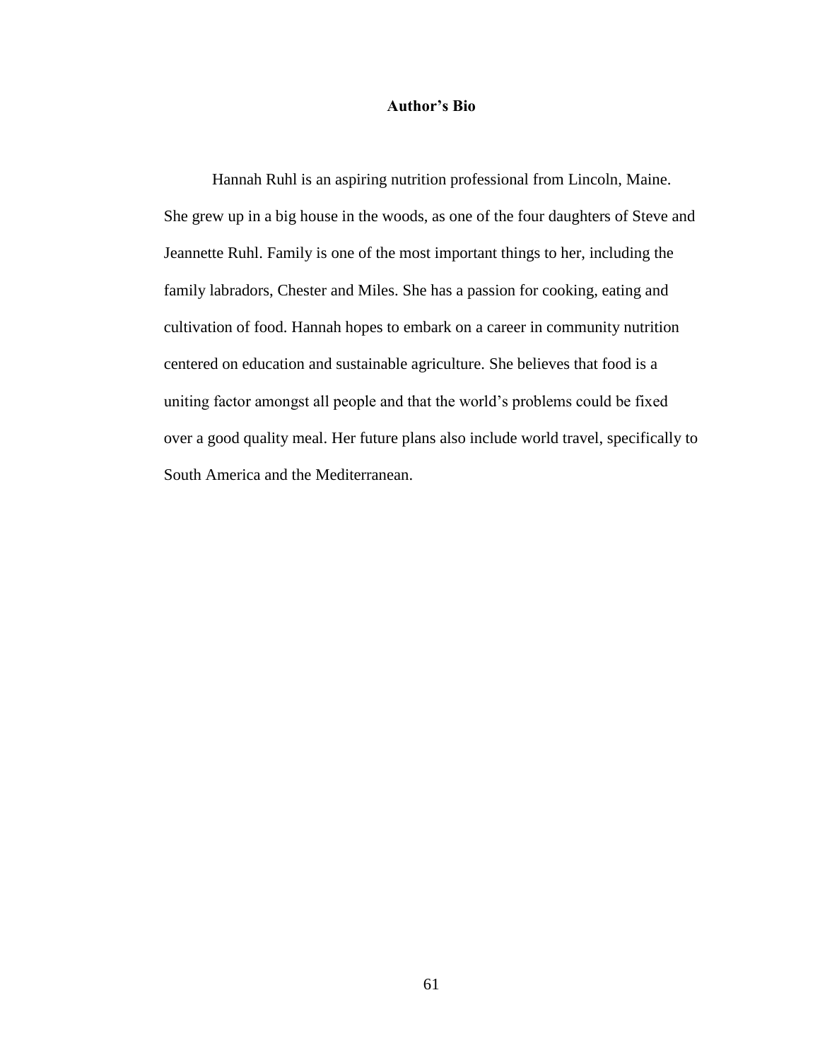# Author's Bio

Hannah Ruhl is an aspiring nutrition professional from Lincoln, Maine. She grew up in a big house in the woods, as one of the four daughters of Steve and Jeannette Ruhl. Family is one of the most important things to her, including the family labradors, Chester and Miles. She has a passion for cooking, eating and cultivation of food. Hannah hopes to embark on a career in community nutrition centered on education and sustainable agriculture. She believes that food is a uniting factor amongst all people and that the world's problems could be fixed over a good quality meal. Her future plans also include world travel, specifically to South America and the Mediterranean.